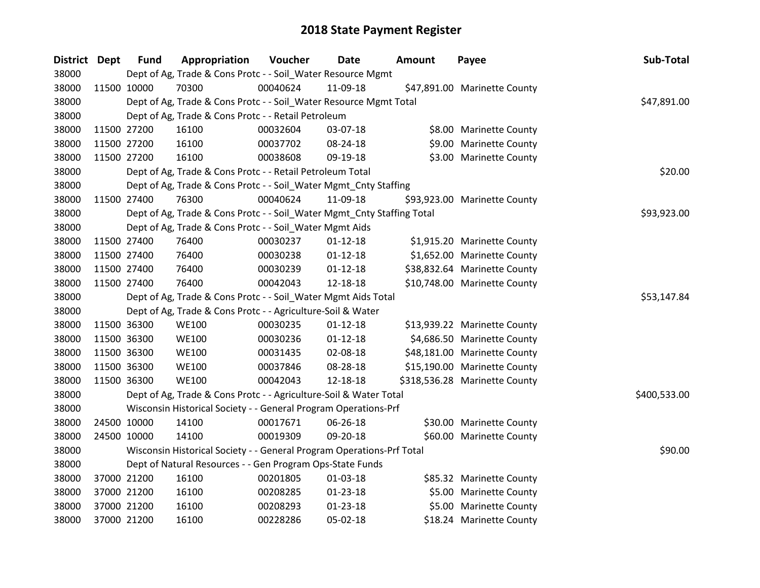# 2018 State Payment Register

| District | Dept | Fund | Appropriation | Voucher | Date | Amount | Payee | Sub-Total |
|---|---|---|---|---|---|---|---|---|
| 38000 | | Dept of Ag, Trade & Cons Protc - - Soil_Water Resource Mgmt | | | | | | |
| 38000 | 11500 | 10000 | 70300 | 00040624 | 11-09-18 | $47,891.00 | Marinette County | |
| 38000 | | Dept of Ag, Trade & Cons Protc - - Soil_Water Resource Mgmt Total | | | | | | $47,891.00 |
| 38000 | | Dept of Ag, Trade & Cons Protc - - Retail Petroleum | | | | | | |
| 38000 | 11500 | 27200 | 16100 | 00032604 | 03-07-18 | $8.00 | Marinette County | |
| 38000 | 11500 | 27200 | 16100 | 00037702 | 08-24-18 | $9.00 | Marinette County | |
| 38000 | 11500 | 27200 | 16100 | 00038608 | 09-19-18 | $3.00 | Marinette County | |
| 38000 | | Dept of Ag, Trade & Cons Protc - - Retail Petroleum Total | | | | | | $20.00 |
| 38000 | | Dept of Ag, Trade & Cons Protc - - Soil_Water Mgmt_Cnty Staffing | | | | | | |
| 38000 | 11500 | 27400 | 76300 | 00040624 | 11-09-18 | $93,923.00 | Marinette County | |
| 38000 | | Dept of Ag, Trade & Cons Protc - - Soil_Water Mgmt_Cnty Staffing Total | | | | | | $93,923.00 |
| 38000 | | Dept of Ag, Trade & Cons Protc - - Soil_Water Mgmt Aids | | | | | | |
| 38000 | 11500 | 27400 | 76400 | 00030237 | 01-12-18 | $1,915.20 | Marinette County | |
| 38000 | 11500 | 27400 | 76400 | 00030238 | 01-12-18 | $1,652.00 | Marinette County | |
| 38000 | 11500 | 27400 | 76400 | 00030239 | 01-12-18 | $38,832.64 | Marinette County | |
| 38000 | 11500 | 27400 | 76400 | 00042043 | 12-18-18 | $10,748.00 | Marinette County | |
| 38000 | | Dept of Ag, Trade & Cons Protc - - Soil_Water Mgmt Aids Total | | | | | | $53,147.84 |
| 38000 | | Dept of Ag, Trade & Cons Protc - - Agriculture-Soil & Water | | | | | | |
| 38000 | 11500 | 36300 | WE100 | 00030235 | 01-12-18 | $13,939.22 | Marinette County | |
| 38000 | 11500 | 36300 | WE100 | 00030236 | 01-12-18 | $4,686.50 | Marinette County | |
| 38000 | 11500 | 36300 | WE100 | 00031435 | 02-08-18 | $48,181.00 | Marinette County | |
| 38000 | 11500 | 36300 | WE100 | 00037846 | 08-28-18 | $15,190.00 | Marinette County | |
| 38000 | 11500 | 36300 | WE100 | 00042043 | 12-18-18 | $318,536.28 | Marinette County | |
| 38000 | | Dept of Ag, Trade & Cons Protc - - Agriculture-Soil & Water Total | | | | | | $400,533.00 |
| 38000 | | Wisconsin Historical Society - - General Program Operations-Prf | | | | | | |
| 38000 | 24500 | 10000 | 14100 | 00017671 | 06-26-18 | $30.00 | Marinette County | |
| 38000 | 24500 | 10000 | 14100 | 00019309 | 09-20-18 | $60.00 | Marinette County | |
| 38000 | | Wisconsin Historical Society - - General Program Operations-Prf Total | | | | | | $90.00 |
| 38000 | | Dept of Natural Resources - - Gen Program Ops-State Funds | | | | | | |
| 38000 | 37000 | 21200 | 16100 | 00201805 | 01-03-18 | $85.32 | Marinette County | |
| 38000 | 37000 | 21200 | 16100 | 00208285 | 01-23-18 | $5.00 | Marinette County | |
| 38000 | 37000 | 21200 | 16100 | 00208293 | 01-23-18 | $5.00 | Marinette County | |
| 38000 | 37000 | 21200 | 16100 | 00228286 | 05-02-18 | $18.24 | Marinette County | |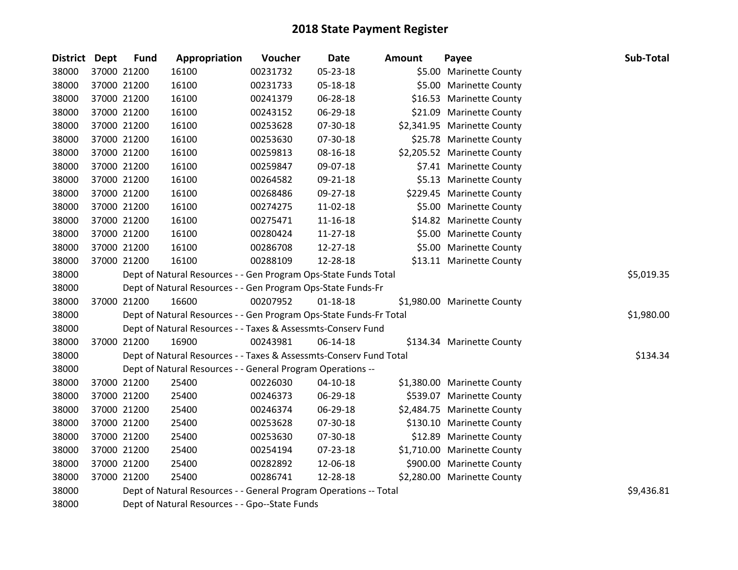# 2018 State Payment Register

| District | Dept | Fund | Appropriation | Voucher | Date | Amount | Payee | Sub-Total |
|---|---|---|---|---|---|---|---|---|
| 38000 | 37000 | 21200 | 16100 | 00231732 | 05-23-18 | $5.00 | Marinette County | |
| 38000 | 37000 | 21200 | 16100 | 00231733 | 05-18-18 | $5.00 | Marinette County | |
| 38000 | 37000 | 21200 | 16100 | 00241379 | 06-28-18 | $16.53 | Marinette County | |
| 38000 | 37000 | 21200 | 16100 | 00243152 | 06-29-18 | $21.09 | Marinette County | |
| 38000 | 37000 | 21200 | 16100 | 00253628 | 07-30-18 | $2,341.95 | Marinette County | |
| 38000 | 37000 | 21200 | 16100 | 00253630 | 07-30-18 | $25.78 | Marinette County | |
| 38000 | 37000 | 21200 | 16100 | 00259813 | 08-16-18 | $2,205.52 | Marinette County | |
| 38000 | 37000 | 21200 | 16100 | 00259847 | 09-07-18 | $7.41 | Marinette County | |
| 38000 | 37000 | 21200 | 16100 | 00264582 | 09-21-18 | $5.13 | Marinette County | |
| 38000 | 37000 | 21200 | 16100 | 00268486 | 09-27-18 | $229.45 | Marinette County | |
| 38000 | 37000 | 21200 | 16100 | 00274275 | 11-02-18 | $5.00 | Marinette County | |
| 38000 | 37000 | 21200 | 16100 | 00275471 | 11-16-18 | $14.82 | Marinette County | |
| 38000 | 37000 | 21200 | 16100 | 00280424 | 11-27-18 | $5.00 | Marinette County | |
| 38000 | 37000 | 21200 | 16100 | 00286708 | 12-27-18 | $5.00 | Marinette County | |
| 38000 | 37000 | 21200 | 16100 | 00288109 | 12-28-18 | $13.11 | Marinette County | |
| 38000 | | Dept of Natural Resources - - Gen Program Ops-State Funds Total | | | | | | $5,019.35 |
| 38000 | | Dept of Natural Resources - - Gen Program Ops-State Funds-Fr | | | | | | |
| 38000 | 37000 | 21200 | 16600 | 00207952 | 01-18-18 | $1,980.00 | Marinette County | |
| 38000 | | Dept of Natural Resources - - Gen Program Ops-State Funds-Fr Total | | | | | | $1,980.00 |
| 38000 | | Dept of Natural Resources - - Taxes & Assessmts-Conserv Fund | | | | | | |
| 38000 | 37000 | 21200 | 16900 | 00243981 | 06-14-18 | $134.34 | Marinette County | |
| 38000 | | Dept of Natural Resources - - Taxes & Assessmts-Conserv Fund Total | | | | | | $134.34 |
| 38000 | | Dept of Natural Resources - - General Program Operations -- | | | | | | |
| 38000 | 37000 | 21200 | 25400 | 00226030 | 04-10-18 | $1,380.00 | Marinette County | |
| 38000 | 37000 | 21200 | 25400 | 00246373 | 06-29-18 | $539.07 | Marinette County | |
| 38000 | 37000 | 21200 | 25400 | 00246374 | 06-29-18 | $2,484.75 | Marinette County | |
| 38000 | 37000 | 21200 | 25400 | 00253628 | 07-30-18 | $130.10 | Marinette County | |
| 38000 | 37000 | 21200 | 25400 | 00253630 | 07-30-18 | $12.89 | Marinette County | |
| 38000 | 37000 | 21200 | 25400 | 00254194 | 07-23-18 | $1,710.00 | Marinette County | |
| 38000 | 37000 | 21200 | 25400 | 00282892 | 12-06-18 | $900.00 | Marinette County | |
| 38000 | 37000 | 21200 | 25400 | 00286741 | 12-28-18 | $2,280.00 | Marinette County | |
| 38000 | | Dept of Natural Resources - - General Program Operations -- Total | | | | | | $9,436.81 |
| 38000 | | Dept of Natural Resources - - Gpo--State Funds | | | | | | |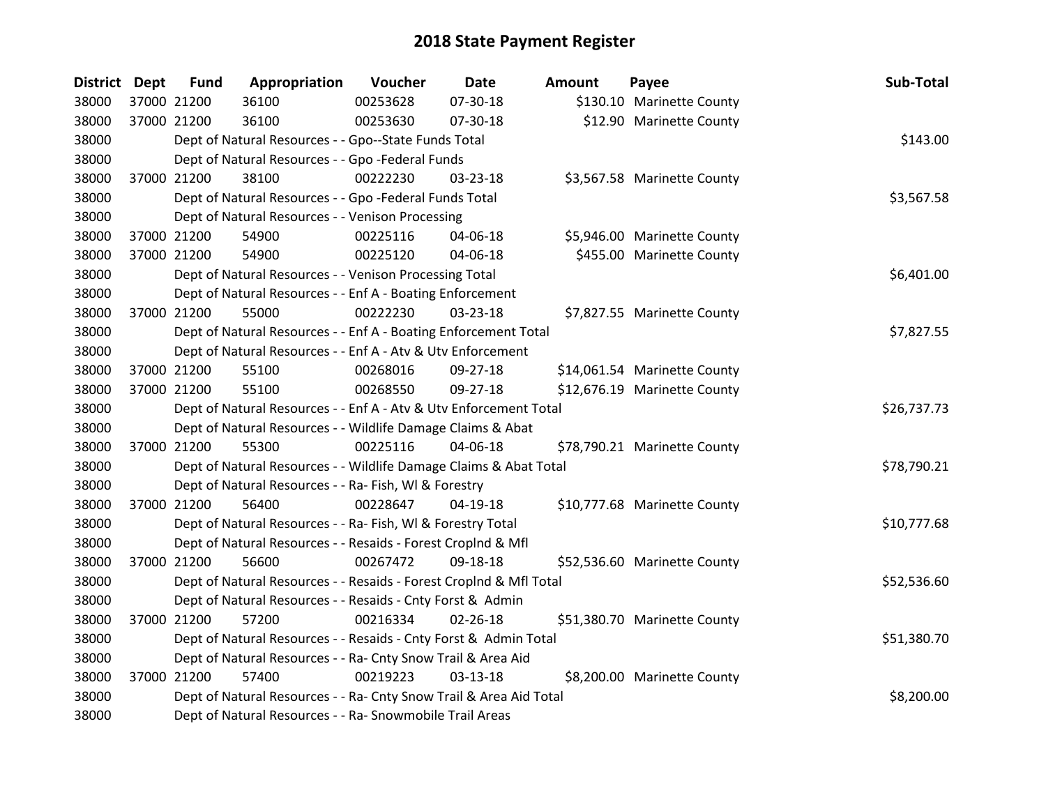# 2018 State Payment Register

| District | Dept | Fund | Appropriation | Voucher | Date | Amount | Payee | Sub-Total |
|---|---|---|---|---|---|---|---|---|
| 38000 | 37000 | 21200 | 36100 | 00253628 | 07-30-18 | $130.10 | Marinette County | |
| 38000 | 37000 | 21200 | 36100 | 00253630 | 07-30-18 | $12.90 | Marinette County | |
| 38000 | | Dept of Natural Resources - - Gpo--State Funds Total | | | | | | $143.00 |
| 38000 | | Dept of Natural Resources - - Gpo -Federal Funds | | | | | | |
| 38000 | 37000 | 21200 | 38100 | 00222230 | 03-23-18 | $3,567.58 | Marinette County | |
| 38000 | | Dept of Natural Resources - - Gpo -Federal Funds Total | | | | | | $3,567.58 |
| 38000 | | Dept of Natural Resources - - Venison Processing | | | | | | |
| 38000 | 37000 | 21200 | 54900 | 00225116 | 04-06-18 | $5,946.00 | Marinette County | |
| 38000 | 37000 | 21200 | 54900 | 00225120 | 04-06-18 | $455.00 | Marinette County | |
| 38000 | | Dept of Natural Resources - - Venison Processing Total | | | | | | $6,401.00 |
| 38000 | | Dept of Natural Resources - - Enf A - Boating Enforcement | | | | | | |
| 38000 | 37000 | 21200 | 55000 | 00222230 | 03-23-18 | $7,827.55 | Marinette County | |
| 38000 | | Dept of Natural Resources - - Enf A - Boating Enforcement Total | | | | | | $7,827.55 |
| 38000 | | Dept of Natural Resources - - Enf A - Atv & Utv Enforcement | | | | | | |
| 38000 | 37000 | 21200 | 55100 | 00268016 | 09-27-18 | $14,061.54 | Marinette County | |
| 38000 | 37000 | 21200 | 55100 | 00268550 | 09-27-18 | $12,676.19 | Marinette County | |
| 38000 | | Dept of Natural Resources - - Enf A - Atv & Utv Enforcement Total | | | | | | $26,737.73 |
| 38000 | | Dept of Natural Resources - - Wildlife Damage Claims & Abat | | | | | | |
| 38000 | 37000 | 21200 | 55300 | 00225116 | 04-06-18 | $78,790.21 | Marinette County | |
| 38000 | | Dept of Natural Resources - - Wildlife Damage Claims & Abat Total | | | | | | $78,790.21 |
| 38000 | | Dept of Natural Resources - - Ra- Fish, Wl & Forestry | | | | | | |
| 38000 | 37000 | 21200 | 56400 | 00228647 | 04-19-18 | $10,777.68 | Marinette County | |
| 38000 | | Dept of Natural Resources - - Ra- Fish, Wl & Forestry Total | | | | | | $10,777.68 |
| 38000 | | Dept of Natural Resources - - Resaids - Forest Croplnd & Mfl | | | | | | |
| 38000 | 37000 | 21200 | 56600 | 00267472 | 09-18-18 | $52,536.60 | Marinette County | |
| 38000 | | Dept of Natural Resources - - Resaids - Forest Croplnd & Mfl Total | | | | | | $52,536.60 |
| 38000 | | Dept of Natural Resources - - Resaids - Cnty Forst & Admin | | | | | | |
| 38000 | 37000 | 21200 | 57200 | 00216334 | 02-26-18 | $51,380.70 | Marinette County | |
| 38000 | | Dept of Natural Resources - - Resaids - Cnty Forst & Admin Total | | | | | | $51,380.70 |
| 38000 | | Dept of Natural Resources - - Ra- Cnty Snow Trail & Area Aid | | | | | | |
| 38000 | 37000 | 21200 | 57400 | 00219223 | 03-13-18 | $8,200.00 | Marinette County | |
| 38000 | | Dept of Natural Resources - - Ra- Cnty Snow Trail & Area Aid Total | | | | | | $8,200.00 |
| 38000 | | Dept of Natural Resources - - Ra- Snowmobile Trail Areas | | | | | | |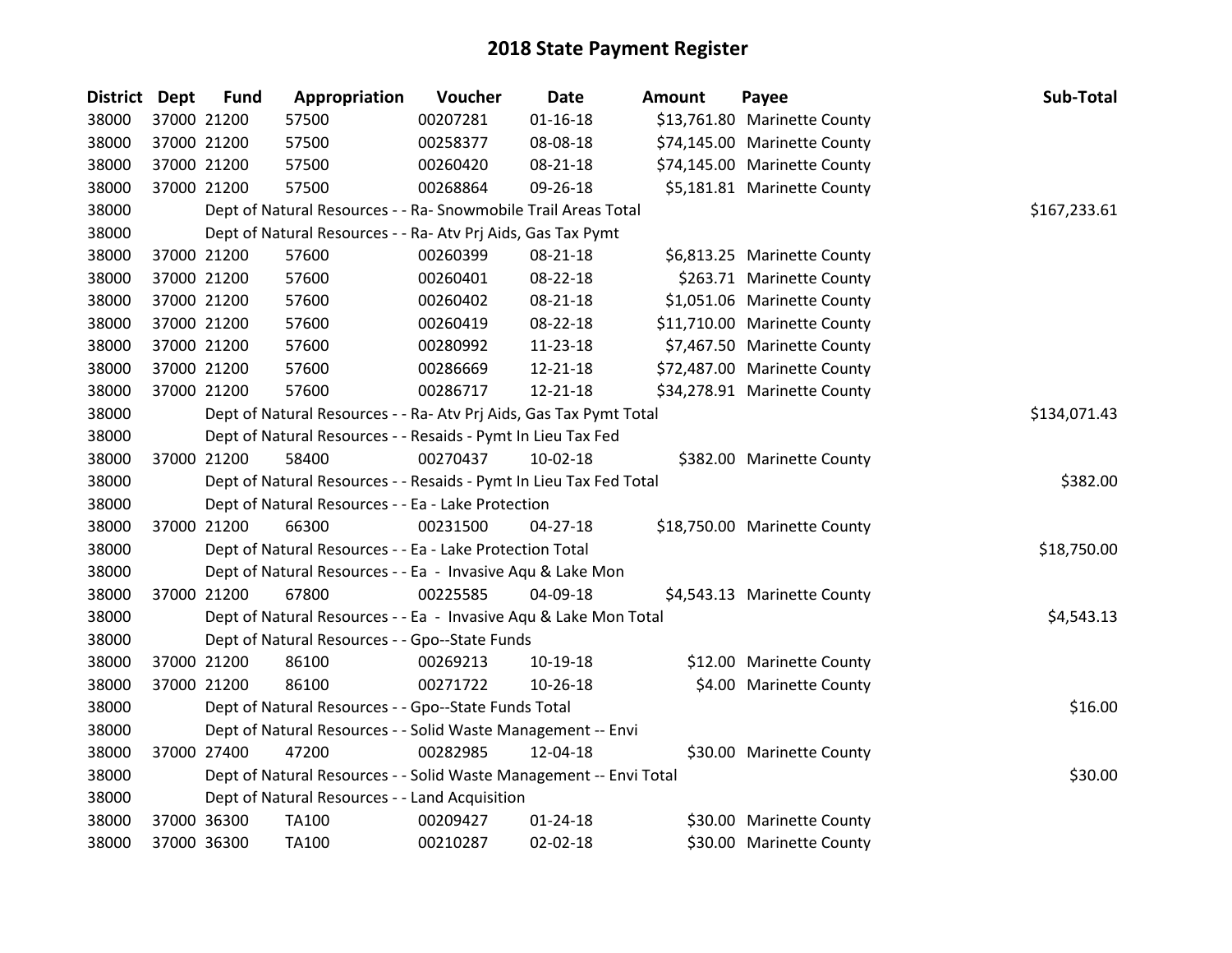# 2018 State Payment Register

| District | Dept | Fund | Appropriation | Voucher | Date | Amount | Payee | Sub-Total |
|---|---|---|---|---|---|---|---|---|
| 38000 | 37000 | 21200 | 57500 | 00207281 | 01-16-18 | $13,761.80 | Marinette County | |
| 38000 | 37000 | 21200 | 57500 | 00258377 | 08-08-18 | $74,145.00 | Marinette County | |
| 38000 | 37000 | 21200 | 57500 | 00260420 | 08-21-18 | $74,145.00 | Marinette County | |
| 38000 | 37000 | 21200 | 57500 | 00268864 | 09-26-18 | $5,181.81 | Marinette County | |
| 38000 | | Dept of Natural Resources - - Ra- Snowmobile Trail Areas Total | | | | | | $167,233.61 |
| 38000 | | Dept of Natural Resources - - Ra- Atv Prj Aids, Gas Tax Pymt | | | | | | |
| 38000 | 37000 | 21200 | 57600 | 00260399 | 08-21-18 | $6,813.25 | Marinette County | |
| 38000 | 37000 | 21200 | 57600 | 00260401 | 08-22-18 | $263.71 | Marinette County | |
| 38000 | 37000 | 21200 | 57600 | 00260402 | 08-21-18 | $1,051.06 | Marinette County | |
| 38000 | 37000 | 21200 | 57600 | 00260419 | 08-22-18 | $11,710.00 | Marinette County | |
| 38000 | 37000 | 21200 | 57600 | 00280992 | 11-23-18 | $7,467.50 | Marinette County | |
| 38000 | 37000 | 21200 | 57600 | 00286669 | 12-21-18 | $72,487.00 | Marinette County | |
| 38000 | 37000 | 21200 | 57600 | 00286717 | 12-21-18 | $34,278.91 | Marinette County | |
| 38000 | | Dept of Natural Resources - - Ra- Atv Prj Aids, Gas Tax Pymt Total | | | | | | $134,071.43 |
| 38000 | | Dept of Natural Resources - - Resaids - Pymt In Lieu Tax Fed | | | | | | |
| 38000 | 37000 | 21200 | 58400 | 00270437 | 10-02-18 | $382.00 | Marinette County | |
| 38000 | | Dept of Natural Resources - - Resaids - Pymt In Lieu Tax Fed Total | | | | | | $382.00 |
| 38000 | | Dept of Natural Resources - - Ea - Lake Protection | | | | | | |
| 38000 | 37000 | 21200 | 66300 | 00231500 | 04-27-18 | $18,750.00 | Marinette County | |
| 38000 | | Dept of Natural Resources - - Ea - Lake Protection Total | | | | | | $18,750.00 |
| 38000 | | Dept of Natural Resources - - Ea - Invasive Aqu & Lake Mon | | | | | | |
| 38000 | 37000 | 21200 | 67800 | 00225585 | 04-09-18 | $4,543.13 | Marinette County | |
| 38000 | | Dept of Natural Resources - - Ea - Invasive Aqu & Lake Mon Total | | | | | | $4,543.13 |
| 38000 | | Dept of Natural Resources - - Gpo--State Funds | | | | | | |
| 38000 | 37000 | 21200 | 86100 | 00269213 | 10-19-18 | $12.00 | Marinette County | |
| 38000 | 37000 | 21200 | 86100 | 00271722 | 10-26-18 | $4.00 | Marinette County | |
| 38000 | | Dept of Natural Resources - - Gpo--State Funds Total | | | | | | $16.00 |
| 38000 | | Dept of Natural Resources - - Solid Waste Management -- Envi | | | | | | |
| 38000 | 37000 | 27400 | 47200 | 00282985 | 12-04-18 | $30.00 | Marinette County | |
| 38000 | | Dept of Natural Resources - - Solid Waste Management -- Envi Total | | | | | | $30.00 |
| 38000 | | Dept of Natural Resources - - Land Acquisition | | | | | | |
| 38000 | 37000 | 36300 | TA100 | 00209427 | 01-24-18 | $30.00 | Marinette County | |
| 38000 | 37000 | 36300 | TA100 | 00210287 | 02-02-18 | $30.00 | Marinette County | |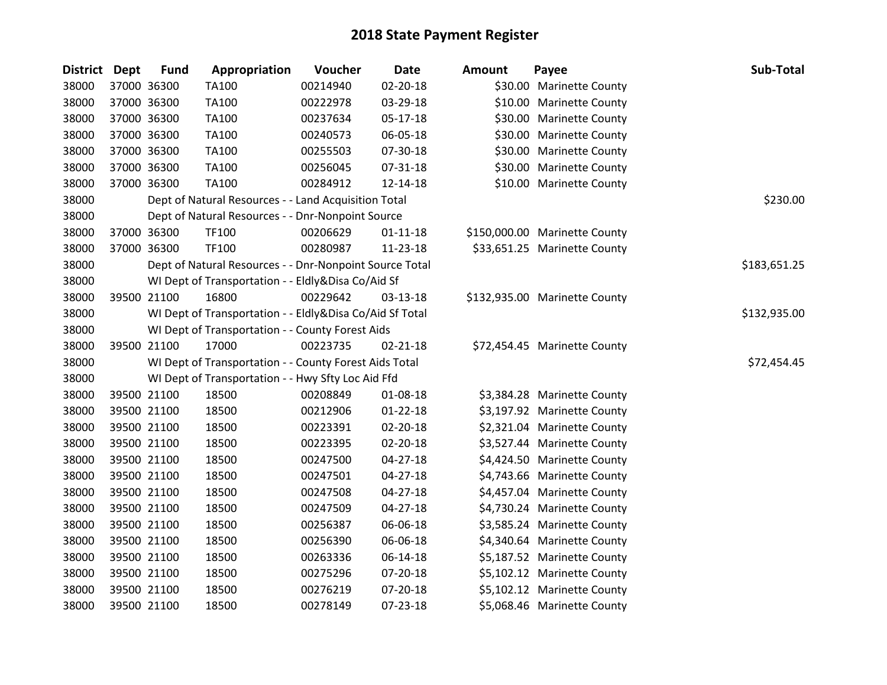# 2018 State Payment Register

| District | Dept | Fund | Appropriation | Voucher | Date | Amount | Payee | Sub-Total |
|---|---|---|---|---|---|---|---|---|
| 38000 | 37000 | 36300 | TA100 | 00214940 | 02-20-18 | $30.00 | Marinette County | |
| 38000 | 37000 | 36300 | TA100 | 00222978 | 03-29-18 | $10.00 | Marinette County | |
| 38000 | 37000 | 36300 | TA100 | 00237634 | 05-17-18 | $30.00 | Marinette County | |
| 38000 | 37000 | 36300 | TA100 | 00240573 | 06-05-18 | $30.00 | Marinette County | |
| 38000 | 37000 | 36300 | TA100 | 00255503 | 07-30-18 | $30.00 | Marinette County | |
| 38000 | 37000 | 36300 | TA100 | 00256045 | 07-31-18 | $30.00 | Marinette County | |
| 38000 | 37000 | 36300 | TA100 | 00284912 | 12-14-18 | $10.00 | Marinette County | |
| 38000 | | Dept of Natural Resources - - Land Acquisition Total | | | | | | $230.00 |
| 38000 | | Dept of Natural Resources - - Dnr-Nonpoint Source | | | | | | |
| 38000 | 37000 | 36300 | TF100 | 00206629 | 01-11-18 | $150,000.00 | Marinette County | |
| 38000 | 37000 | 36300 | TF100 | 00280987 | 11-23-18 | $33,651.25 | Marinette County | |
| 38000 | | Dept of Natural Resources - - Dnr-Nonpoint Source Total | | | | | | $183,651.25 |
| 38000 | | WI Dept of Transportation - - Eldly&Disa Co/Aid Sf | | | | | | |
| 38000 | 39500 | 21100 | 16800 | 00229642 | 03-13-18 | $132,935.00 | Marinette County | |
| 38000 | | WI Dept of Transportation - - Eldly&Disa Co/Aid Sf Total | | | | | | $132,935.00 |
| 38000 | | WI Dept of Transportation - - County Forest Aids | | | | | | |
| 38000 | 39500 | 21100 | 17000 | 00223735 | 02-21-18 | $72,454.45 | Marinette County | |
| 38000 | | WI Dept of Transportation - - County Forest Aids Total | | | | | | $72,454.45 |
| 38000 | | WI Dept of Transportation - - Hwy Sfty Loc Aid Ffd | | | | | | |
| 38000 | 39500 | 21100 | 18500 | 00208849 | 01-08-18 | $3,384.28 | Marinette County | |
| 38000 | 39500 | 21100 | 18500 | 00212906 | 01-22-18 | $3,197.92 | Marinette County | |
| 38000 | 39500 | 21100 | 18500 | 00223391 | 02-20-18 | $2,321.04 | Marinette County | |
| 38000 | 39500 | 21100 | 18500 | 00223395 | 02-20-18 | $3,527.44 | Marinette County | |
| 38000 | 39500 | 21100 | 18500 | 00247500 | 04-27-18 | $4,424.50 | Marinette County | |
| 38000 | 39500 | 21100 | 18500 | 00247501 | 04-27-18 | $4,743.66 | Marinette County | |
| 38000 | 39500 | 21100 | 18500 | 00247508 | 04-27-18 | $4,457.04 | Marinette County | |
| 38000 | 39500 | 21100 | 18500 | 00247509 | 04-27-18 | $4,730.24 | Marinette County | |
| 38000 | 39500 | 21100 | 18500 | 00256387 | 06-06-18 | $3,585.24 | Marinette County | |
| 38000 | 39500 | 21100 | 18500 | 00256390 | 06-06-18 | $4,340.64 | Marinette County | |
| 38000 | 39500 | 21100 | 18500 | 00263336 | 06-14-18 | $5,187.52 | Marinette County | |
| 38000 | 39500 | 21100 | 18500 | 00275296 | 07-20-18 | $5,102.12 | Marinette County | |
| 38000 | 39500 | 21100 | 18500 | 00276219 | 07-20-18 | $5,102.12 | Marinette County | |
| 38000 | 39500 | 21100 | 18500 | 00278149 | 07-23-18 | $5,068.46 | Marinette County | |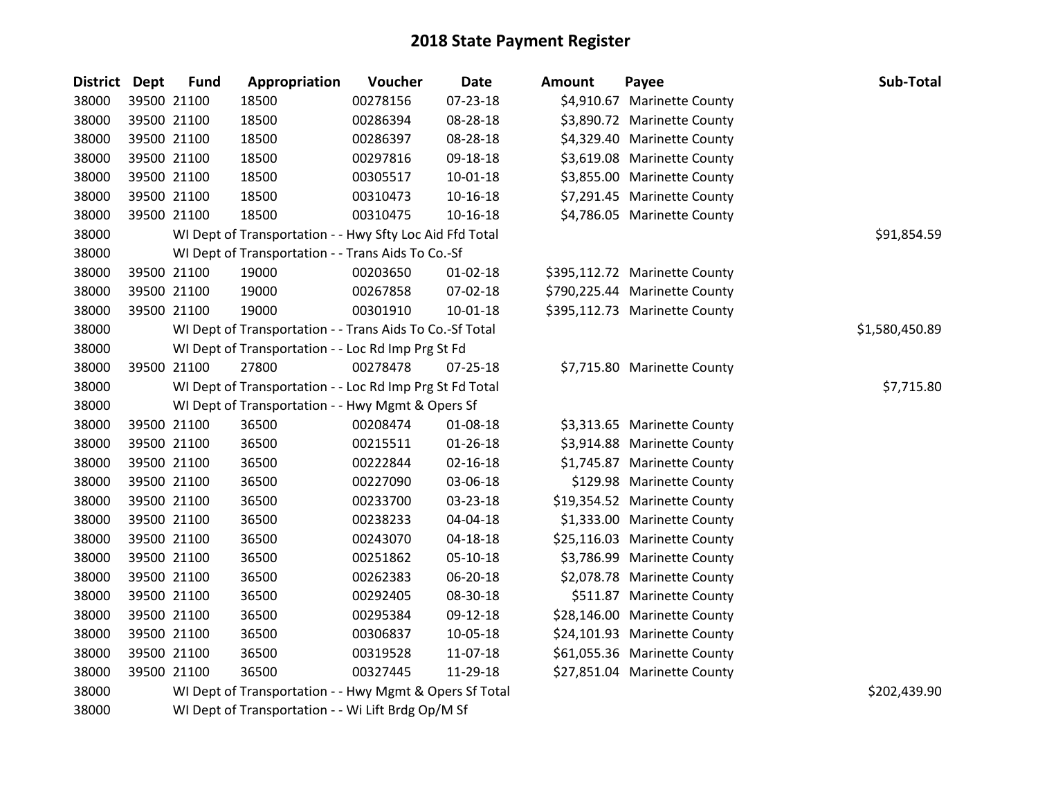# 2018 State Payment Register

| District | Dept | Fund | Appropriation | Voucher | Date | Amount | Payee | Sub-Total |
|---|---|---|---|---|---|---|---|---|
| 38000 | 39500 | 21100 | 18500 | 00278156 | 07-23-18 | $4,910.67 | Marinette County | |
| 38000 | 39500 | 21100 | 18500 | 00286394 | 08-28-18 | $3,890.72 | Marinette County | |
| 38000 | 39500 | 21100 | 18500 | 00286397 | 08-28-18 | $4,329.40 | Marinette County | |
| 38000 | 39500 | 21100 | 18500 | 00297816 | 09-18-18 | $3,619.08 | Marinette County | |
| 38000 | 39500 | 21100 | 18500 | 00305517 | 10-01-18 | $3,855.00 | Marinette County | |
| 38000 | 39500 | 21100 | 18500 | 00310473 | 10-16-18 | $7,291.45 | Marinette County | |
| 38000 | 39500 | 21100 | 18500 | 00310475 | 10-16-18 | $4,786.05 | Marinette County | |
| 38000 | | WI Dept of Transportation - - Hwy Sfty Loc Aid Ffd Total | | | | | | $91,854.59 |
| 38000 | | WI Dept of Transportation - - Trans Aids To Co.-Sf | | | | | | |
| 38000 | 39500 | 21100 | 19000 | 00203650 | 01-02-18 | $395,112.72 | Marinette County | |
| 38000 | 39500 | 21100 | 19000 | 00267858 | 07-02-18 | $790,225.44 | Marinette County | |
| 38000 | 39500 | 21100 | 19000 | 00301910 | 10-01-18 | $395,112.73 | Marinette County | |
| 38000 | | WI Dept of Transportation - - Trans Aids To Co.-Sf Total | | | | | | $1,580,450.89 |
| 38000 | | WI Dept of Transportation - - Loc Rd Imp Prg St Fd | | | | | | |
| 38000 | 39500 | 21100 | 27800 | 00278478 | 07-25-18 | $7,715.80 | Marinette County | |
| 38000 | | WI Dept of Transportation - - Loc Rd Imp Prg St Fd Total | | | | | | $7,715.80 |
| 38000 | | WI Dept of Transportation - - Hwy Mgmt & Opers Sf | | | | | | |
| 38000 | 39500 | 21100 | 36500 | 00208474 | 01-08-18 | $3,313.65 | Marinette County | |
| 38000 | 39500 | 21100 | 36500 | 00215511 | 01-26-18 | $3,914.88 | Marinette County | |
| 38000 | 39500 | 21100 | 36500 | 00222844 | 02-16-18 | $1,745.87 | Marinette County | |
| 38000 | 39500 | 21100 | 36500 | 00227090 | 03-06-18 | $129.98 | Marinette County | |
| 38000 | 39500 | 21100 | 36500 | 00233700 | 03-23-18 | $19,354.52 | Marinette County | |
| 38000 | 39500 | 21100 | 36500 | 00238233 | 04-04-18 | $1,333.00 | Marinette County | |
| 38000 | 39500 | 21100 | 36500 | 00243070 | 04-18-18 | $25,116.03 | Marinette County | |
| 38000 | 39500 | 21100 | 36500 | 00251862 | 05-10-18 | $3,786.99 | Marinette County | |
| 38000 | 39500 | 21100 | 36500 | 00262383 | 06-20-18 | $2,078.78 | Marinette County | |
| 38000 | 39500 | 21100 | 36500 | 00292405 | 08-30-18 | $511.87 | Marinette County | |
| 38000 | 39500 | 21100 | 36500 | 00295384 | 09-12-18 | $28,146.00 | Marinette County | |
| 38000 | 39500 | 21100 | 36500 | 00306837 | 10-05-18 | $24,101.93 | Marinette County | |
| 38000 | 39500 | 21100 | 36500 | 00319528 | 11-07-18 | $61,055.36 | Marinette County | |
| 38000 | 39500 | 21100 | 36500 | 00327445 | 11-29-18 | $27,851.04 | Marinette County | |
| 38000 | | WI Dept of Transportation - - Hwy Mgmt & Opers Sf Total | | | | | | $202,439.90 |
| 38000 | | WI Dept of Transportation - - Wi Lift Brdg Op/M Sf | | | | | | |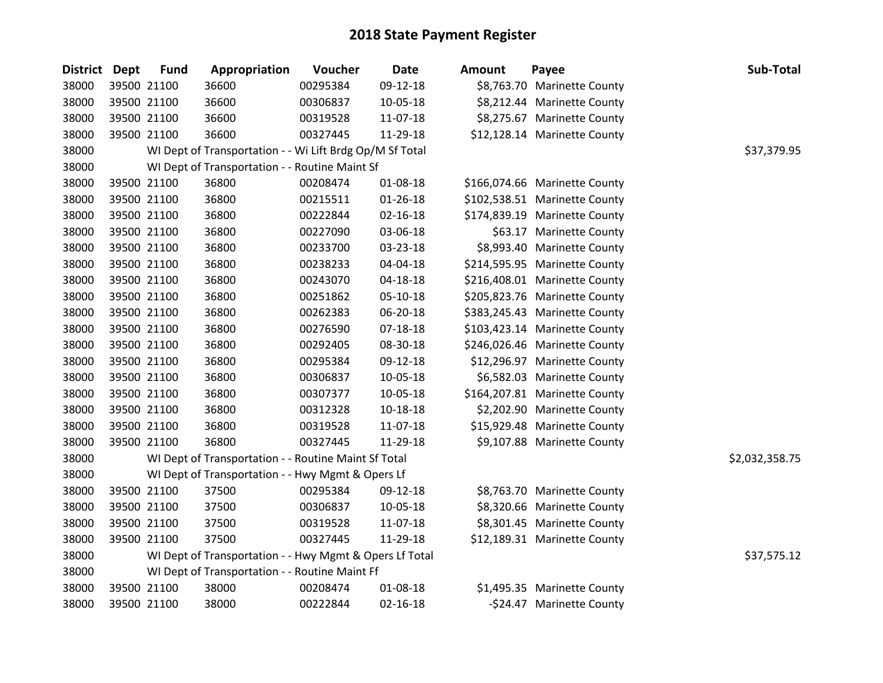# 2018 State Payment Register

| District | Dept | Fund | Appropriation | Voucher | Date | Amount | Payee | Sub-Total |
|---|---|---|---|---|---|---|---|---|
| 38000 | 39500 | 21100 | 36600 | 00295384 | 09-12-18 | $8,763.70 | Marinette County | |
| 38000 | 39500 | 21100 | 36600 | 00306837 | 10-05-18 | $8,212.44 | Marinette County | |
| 38000 | 39500 | 21100 | 36600 | 00319528 | 11-07-18 | $8,275.67 | Marinette County | |
| 38000 | 39500 | 21100 | 36600 | 00327445 | 11-29-18 | $12,128.14 | Marinette County | |
| 38000 | | WI Dept of Transportation - - Wi Lift Brdg Op/M Sf Total | | | | | | $37,379.95 |
| 38000 | | WI Dept of Transportation - - Routine Maint Sf | | | | | | |
| 38000 | 39500 | 21100 | 36800 | 00208474 | 01-08-18 | $166,074.66 | Marinette County | |
| 38000 | 39500 | 21100 | 36800 | 00215511 | 01-26-18 | $102,538.51 | Marinette County | |
| 38000 | 39500 | 21100 | 36800 | 00222844 | 02-16-18 | $174,839.19 | Marinette County | |
| 38000 | 39500 | 21100 | 36800 | 00227090 | 03-06-18 | $63.17 | Marinette County | |
| 38000 | 39500 | 21100 | 36800 | 00233700 | 03-23-18 | $8,993.40 | Marinette County | |
| 38000 | 39500 | 21100 | 36800 | 00238233 | 04-04-18 | $214,595.95 | Marinette County | |
| 38000 | 39500 | 21100 | 36800 | 00243070 | 04-18-18 | $216,408.01 | Marinette County | |
| 38000 | 39500 | 21100 | 36800 | 00251862 | 05-10-18 | $205,823.76 | Marinette County | |
| 38000 | 39500 | 21100 | 36800 | 00262383 | 06-20-18 | $383,245.43 | Marinette County | |
| 38000 | 39500 | 21100 | 36800 | 00276590 | 07-18-18 | $103,423.14 | Marinette County | |
| 38000 | 39500 | 21100 | 36800 | 00292405 | 08-30-18 | $246,026.46 | Marinette County | |
| 38000 | 39500 | 21100 | 36800 | 00295384 | 09-12-18 | $12,296.97 | Marinette County | |
| 38000 | 39500 | 21100 | 36800 | 00306837 | 10-05-18 | $6,582.03 | Marinette County | |
| 38000 | 39500 | 21100 | 36800 | 00307377 | 10-05-18 | $164,207.81 | Marinette County | |
| 38000 | 39500 | 21100 | 36800 | 00312328 | 10-18-18 | $2,202.90 | Marinette County | |
| 38000 | 39500 | 21100 | 36800 | 00319528 | 11-07-18 | $15,929.48 | Marinette County | |
| 38000 | 39500 | 21100 | 36800 | 00327445 | 11-29-18 | $9,107.88 | Marinette County | |
| 38000 | | WI Dept of Transportation - - Routine Maint Sf Total | | | | | | $2,032,358.75 |
| 38000 | | WI Dept of Transportation - - Hwy Mgmt & Opers Lf | | | | | | |
| 38000 | 39500 | 21100 | 37500 | 00295384 | 09-12-18 | $8,763.70 | Marinette County | |
| 38000 | 39500 | 21100 | 37500 | 00306837 | 10-05-18 | $8,320.66 | Marinette County | |
| 38000 | 39500 | 21100 | 37500 | 00319528 | 11-07-18 | $8,301.45 | Marinette County | |
| 38000 | 39500 | 21100 | 37500 | 00327445 | 11-29-18 | $12,189.31 | Marinette County | |
| 38000 | | WI Dept of Transportation - - Hwy Mgmt & Opers Lf Total | | | | | | $37,575.12 |
| 38000 | | WI Dept of Transportation - - Routine Maint Ff | | | | | | |
| 38000 | 39500 | 21100 | 38000 | 00208474 | 01-08-18 | $1,495.35 | Marinette County | |
| 38000 | 39500 | 21100 | 38000 | 00222844 | 02-16-18 | -$24.47 | Marinette County | |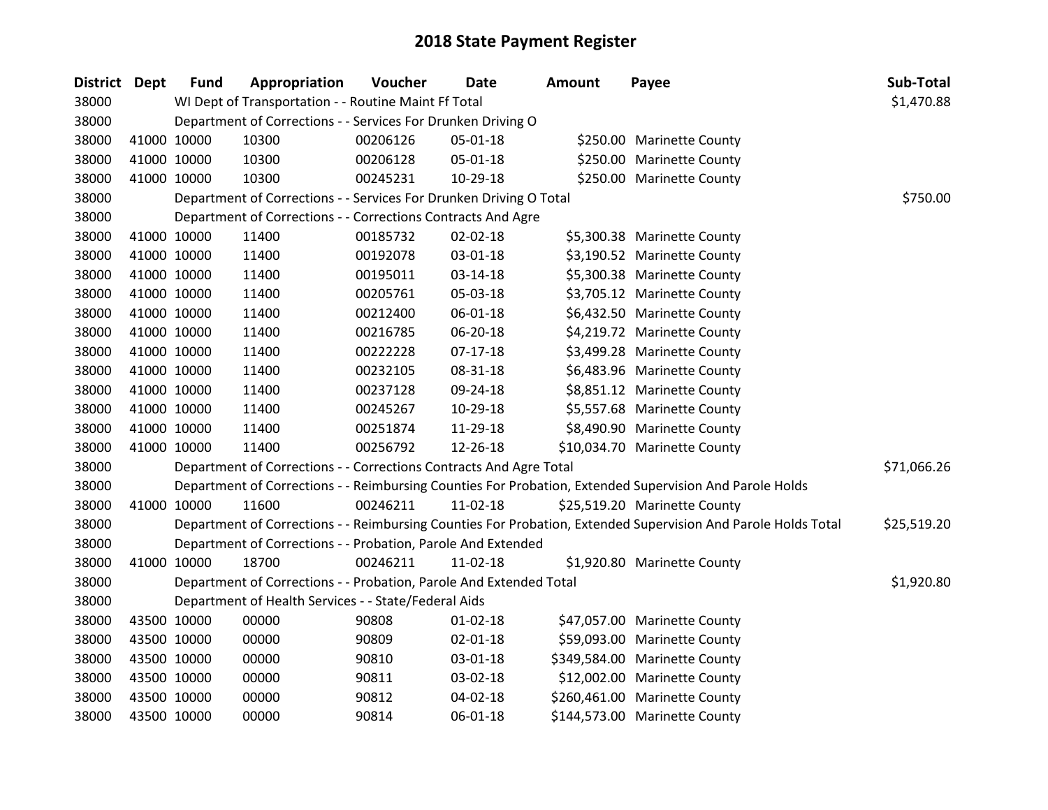# 2018 State Payment Register

| District | Dept | Fund | Appropriation | Voucher | Date | Amount | Payee | Sub-Total |
|---|---|---|---|---|---|---|---|---|
| 38000 | | WI Dept of Transportation - - Routine Maint Ff Total | | | | | | $1,470.88 |
| 38000 | | Department of Corrections - - Services For Drunken Driving O | | | | | | |
| 38000 | 41000 | 10000 | 10300 | 00206126 | 05-01-18 | $250.00 | Marinette County | |
| 38000 | 41000 | 10000 | 10300 | 00206128 | 05-01-18 | $250.00 | Marinette County | |
| 38000 | 41000 | 10000 | 10300 | 00245231 | 10-29-18 | $250.00 | Marinette County | |
| 38000 | | Department of Corrections - - Services For Drunken Driving O Total | | | | | | $750.00 |
| 38000 | | Department of Corrections - - Corrections Contracts And Agre | | | | | | |
| 38000 | 41000 | 10000 | 11400 | 00185732 | 02-02-18 | $5,300.38 | Marinette County | |
| 38000 | 41000 | 10000 | 11400 | 00192078 | 03-01-18 | $3,190.52 | Marinette County | |
| 38000 | 41000 | 10000 | 11400 | 00195011 | 03-14-18 | $5,300.38 | Marinette County | |
| 38000 | 41000 | 10000 | 11400 | 00205761 | 05-03-18 | $3,705.12 | Marinette County | |
| 38000 | 41000 | 10000 | 11400 | 00212400 | 06-01-18 | $6,432.50 | Marinette County | |
| 38000 | 41000 | 10000 | 11400 | 00216785 | 06-20-18 | $4,219.72 | Marinette County | |
| 38000 | 41000 | 10000 | 11400 | 00222228 | 07-17-18 | $3,499.28 | Marinette County | |
| 38000 | 41000 | 10000 | 11400 | 00232105 | 08-31-18 | $6,483.96 | Marinette County | |
| 38000 | 41000 | 10000 | 11400 | 00237128 | 09-24-18 | $8,851.12 | Marinette County | |
| 38000 | 41000 | 10000 | 11400 | 00245267 | 10-29-18 | $5,557.68 | Marinette County | |
| 38000 | 41000 | 10000 | 11400 | 00251874 | 11-29-18 | $8,490.90 | Marinette County | |
| 38000 | 41000 | 10000 | 11400 | 00256792 | 12-26-18 | $10,034.70 | Marinette County | |
| 38000 | | Department of Corrections - - Corrections Contracts And Agre Total | | | | | | $71,066.26 |
| 38000 | | Department of Corrections - - Reimbursing Counties For Probation, Extended Supervision And Parole Holds | | | | | | |
| 38000 | 41000 | 10000 | 11600 | 00246211 | 11-02-18 | $25,519.20 | Marinette County | |
| 38000 | | Department of Corrections - - Reimbursing Counties For Probation, Extended Supervision And Parole Holds Total | | | | | | $25,519.20 |
| 38000 | | Department of Corrections - - Probation, Parole And Extended | | | | | | |
| 38000 | 41000 | 10000 | 18700 | 00246211 | 11-02-18 | $1,920.80 | Marinette County | |
| 38000 | | Department of Corrections - - Probation, Parole And Extended Total | | | | | | $1,920.80 |
| 38000 | | Department of Health Services - - State/Federal Aids | | | | | | |
| 38000 | 43500 | 10000 | 00000 | 90808 | 01-02-18 | $47,057.00 | Marinette County | |
| 38000 | 43500 | 10000 | 00000 | 90809 | 02-01-18 | $59,093.00 | Marinette County | |
| 38000 | 43500 | 10000 | 00000 | 90810 | 03-01-18 | $349,584.00 | Marinette County | |
| 38000 | 43500 | 10000 | 00000 | 90811 | 03-02-18 | $12,002.00 | Marinette County | |
| 38000 | 43500 | 10000 | 00000 | 90812 | 04-02-18 | $260,461.00 | Marinette County | |
| 38000 | 43500 | 10000 | 00000 | 90814 | 06-01-18 | $144,573.00 | Marinette County | |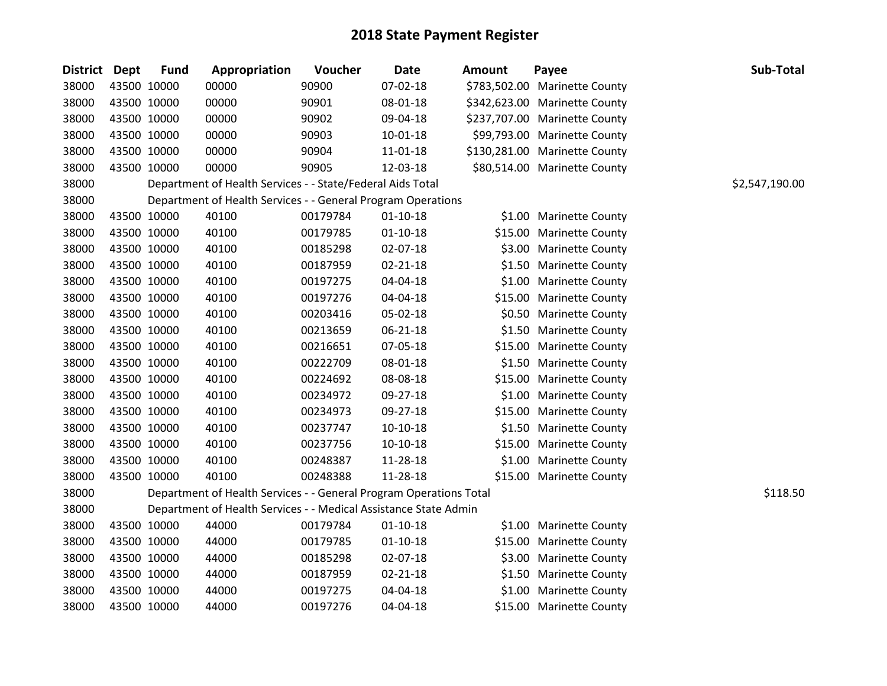# 2018 State Payment Register

| District | Dept | Fund | Appropriation | Voucher | Date | Amount | Payee | Sub-Total |
|---|---|---|---|---|---|---|---|---|
| 38000 | 43500 | 10000 | 00000 | 90900 | 07-02-18 | $783,502.00 | Marinette County | |
| 38000 | 43500 | 10000 | 00000 | 90901 | 08-01-18 | $342,623.00 | Marinette County | |
| 38000 | 43500 | 10000 | 00000 | 90902 | 09-04-18 | $237,707.00 | Marinette County | |
| 38000 | 43500 | 10000 | 00000 | 90903 | 10-01-18 | $99,793.00 | Marinette County | |
| 38000 | 43500 | 10000 | 00000 | 90904 | 11-01-18 | $130,281.00 | Marinette County | |
| 38000 | 43500 | 10000 | 00000 | 90905 | 12-03-18 | $80,514.00 | Marinette County | |
| 38000 | | Department of Health Services - - State/Federal Aids Total | | | | | | $2,547,190.00 |
| 38000 | | Department of Health Services - - General Program Operations | | | | | | |
| 38000 | 43500 | 10000 | 40100 | 00179784 | 01-10-18 | $1.00 | Marinette County | |
| 38000 | 43500 | 10000 | 40100 | 00179785 | 01-10-18 | $15.00 | Marinette County | |
| 38000 | 43500 | 10000 | 40100 | 00185298 | 02-07-18 | $3.00 | Marinette County | |
| 38000 | 43500 | 10000 | 40100 | 00187959 | 02-21-18 | $1.50 | Marinette County | |
| 38000 | 43500 | 10000 | 40100 | 00197275 | 04-04-18 | $1.00 | Marinette County | |
| 38000 | 43500 | 10000 | 40100 | 00197276 | 04-04-18 | $15.00 | Marinette County | |
| 38000 | 43500 | 10000 | 40100 | 00203416 | 05-02-18 | $0.50 | Marinette County | |
| 38000 | 43500 | 10000 | 40100 | 00213659 | 06-21-18 | $1.50 | Marinette County | |
| 38000 | 43500 | 10000 | 40100 | 00216651 | 07-05-18 | $15.00 | Marinette County | |
| 38000 | 43500 | 10000 | 40100 | 00222709 | 08-01-18 | $1.50 | Marinette County | |
| 38000 | 43500 | 10000 | 40100 | 00224692 | 08-08-18 | $15.00 | Marinette County | |
| 38000 | 43500 | 10000 | 40100 | 00234972 | 09-27-18 | $1.00 | Marinette County | |
| 38000 | 43500 | 10000 | 40100 | 00234973 | 09-27-18 | $15.00 | Marinette County | |
| 38000 | 43500 | 10000 | 40100 | 00237747 | 10-10-18 | $1.50 | Marinette County | |
| 38000 | 43500 | 10000 | 40100 | 00237756 | 10-10-18 | $15.00 | Marinette County | |
| 38000 | 43500 | 10000 | 40100 | 00248387 | 11-28-18 | $1.00 | Marinette County | |
| 38000 | 43500 | 10000 | 40100 | 00248388 | 11-28-18 | $15.00 | Marinette County | |
| 38000 | | Department of Health Services - - General Program Operations Total | | | | | | $118.50 |
| 38000 | | Department of Health Services - - Medical Assistance State Admin | | | | | | |
| 38000 | 43500 | 10000 | 44000 | 00179784 | 01-10-18 | $1.00 | Marinette County | |
| 38000 | 43500 | 10000 | 44000 | 00179785 | 01-10-18 | $15.00 | Marinette County | |
| 38000 | 43500 | 10000 | 44000 | 00185298 | 02-07-18 | $3.00 | Marinette County | |
| 38000 | 43500 | 10000 | 44000 | 00187959 | 02-21-18 | $1.50 | Marinette County | |
| 38000 | 43500 | 10000 | 44000 | 00197275 | 04-04-18 | $1.00 | Marinette County | |
| 38000 | 43500 | 10000 | 44000 | 00197276 | 04-04-18 | $15.00 | Marinette County | |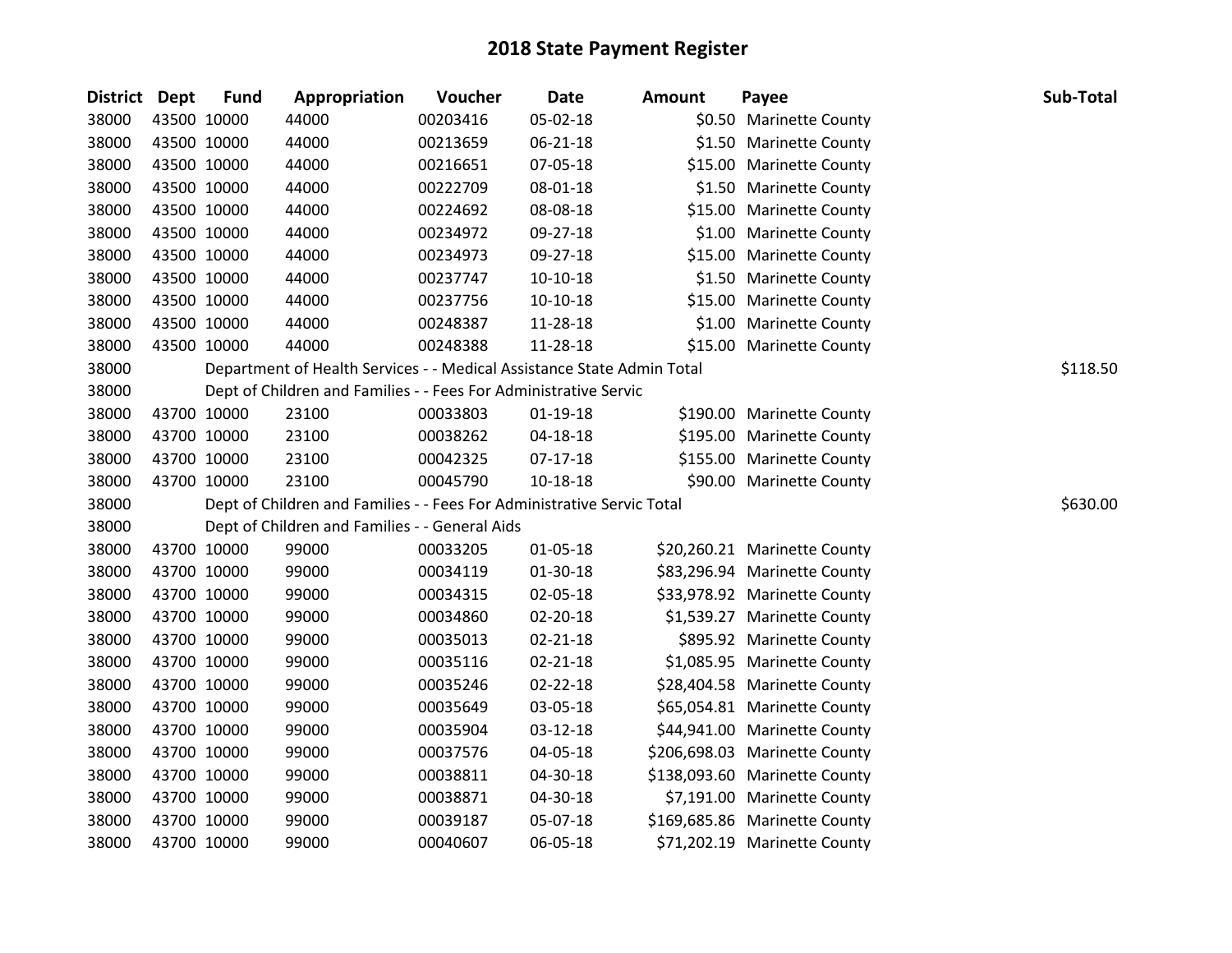# 2018 State Payment Register

| District | Dept | Fund | Appropriation | Voucher | Date | Amount | Payee | Sub-Total |
|---|---|---|---|---|---|---|---|---|
| 38000 | 43500 | 10000 | 44000 | 00203416 | 05-02-18 | $0.50 | Marinette County | |
| 38000 | 43500 | 10000 | 44000 | 00213659 | 06-21-18 | $1.50 | Marinette County | |
| 38000 | 43500 | 10000 | 44000 | 00216651 | 07-05-18 | $15.00 | Marinette County | |
| 38000 | 43500 | 10000 | 44000 | 00222709 | 08-01-18 | $1.50 | Marinette County | |
| 38000 | 43500 | 10000 | 44000 | 00224692 | 08-08-18 | $15.00 | Marinette County | |
| 38000 | 43500 | 10000 | 44000 | 00234972 | 09-27-18 | $1.00 | Marinette County | |
| 38000 | 43500 | 10000 | 44000 | 00234973 | 09-27-18 | $15.00 | Marinette County | |
| 38000 | 43500 | 10000 | 44000 | 00237747 | 10-10-18 | $1.50 | Marinette County | |
| 38000 | 43500 | 10000 | 44000 | 00237756 | 10-10-18 | $15.00 | Marinette County | |
| 38000 | 43500 | 10000 | 44000 | 00248387 | 11-28-18 | $1.00 | Marinette County | |
| 38000 | 43500 | 10000 | 44000 | 00248388 | 11-28-18 | $15.00 | Marinette County | |
| 38000 | | Department of Health Services - - Medical Assistance State Admin Total | | | | | | $118.50 |
| 38000 | | Dept of Children and Families - - Fees For Administrative Servic | | | | | | |
| 38000 | 43700 | 10000 | 23100 | 00033803 | 01-19-18 | $190.00 | Marinette County | |
| 38000 | 43700 | 10000 | 23100 | 00038262 | 04-18-18 | $195.00 | Marinette County | |
| 38000 | 43700 | 10000 | 23100 | 00042325 | 07-17-18 | $155.00 | Marinette County | |
| 38000 | 43700 | 10000 | 23100 | 00045790 | 10-18-18 | $90.00 | Marinette County | |
| 38000 | | Dept of Children and Families - - Fees For Administrative Servic Total | | | | | | $630.00 |
| 38000 | | Dept of Children and Families - - General Aids | | | | | | |
| 38000 | 43700 | 10000 | 99000 | 00033205 | 01-05-18 | $20,260.21 | Marinette County | |
| 38000 | 43700 | 10000 | 99000 | 00034119 | 01-30-18 | $83,296.94 | Marinette County | |
| 38000 | 43700 | 10000 | 99000 | 00034315 | 02-05-18 | $33,978.92 | Marinette County | |
| 38000 | 43700 | 10000 | 99000 | 00034860 | 02-20-18 | $1,539.27 | Marinette County | |
| 38000 | 43700 | 10000 | 99000 | 00035013 | 02-21-18 | $895.92 | Marinette County | |
| 38000 | 43700 | 10000 | 99000 | 00035116 | 02-21-18 | $1,085.95 | Marinette County | |
| 38000 | 43700 | 10000 | 99000 | 00035246 | 02-22-18 | $28,404.58 | Marinette County | |
| 38000 | 43700 | 10000 | 99000 | 00035649 | 03-05-18 | $65,054.81 | Marinette County | |
| 38000 | 43700 | 10000 | 99000 | 00035904 | 03-12-18 | $44,941.00 | Marinette County | |
| 38000 | 43700 | 10000 | 99000 | 00037576 | 04-05-18 | $206,698.03 | Marinette County | |
| 38000 | 43700 | 10000 | 99000 | 00038811 | 04-30-18 | $138,093.60 | Marinette County | |
| 38000 | 43700 | 10000 | 99000 | 00038871 | 04-30-18 | $7,191.00 | Marinette County | |
| 38000 | 43700 | 10000 | 99000 | 00039187 | 05-07-18 | $169,685.86 | Marinette County | |
| 38000 | 43700 | 10000 | 99000 | 00040607 | 06-05-18 | $71,202.19 | Marinette County | |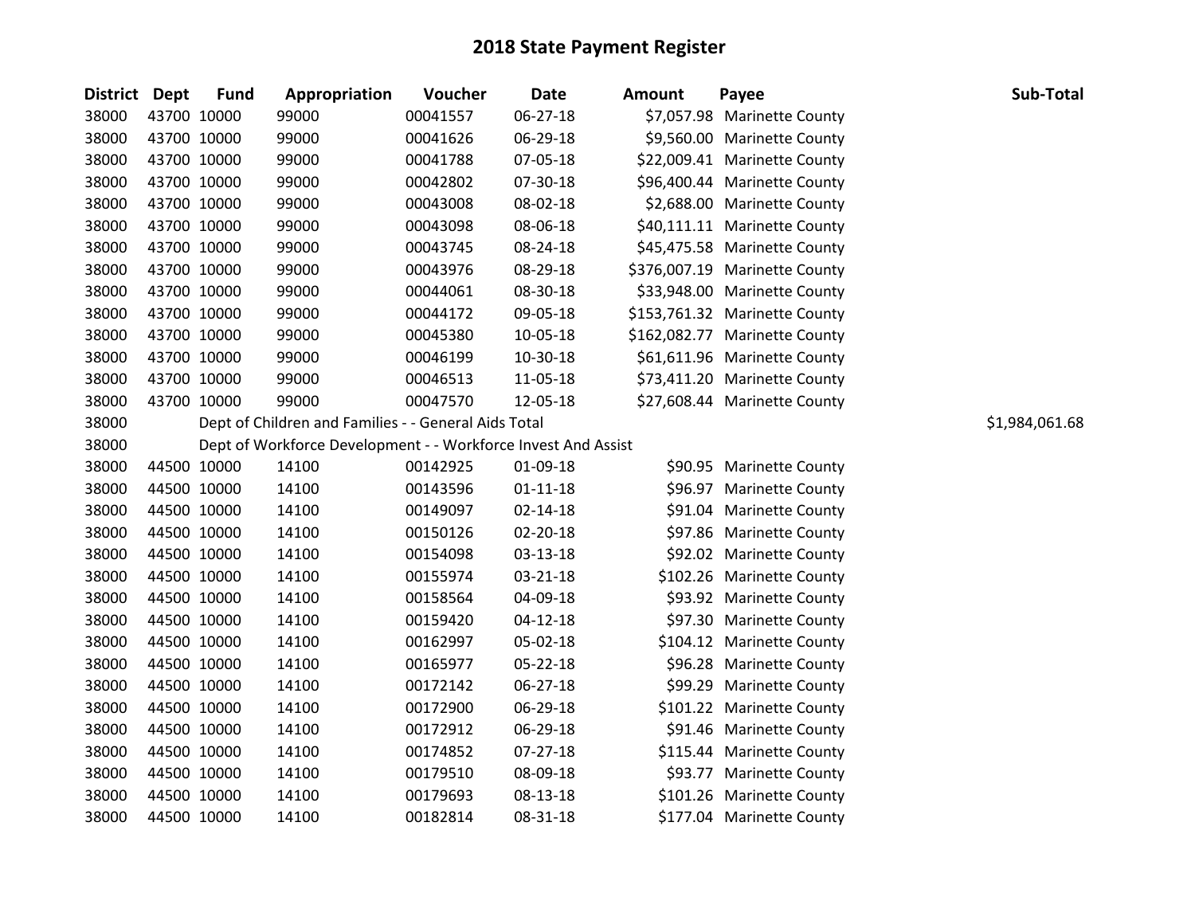# 2018 State Payment Register

| District | Dept | Fund | Appropriation | Voucher | Date | Amount | Payee | Sub-Total |
|---|---|---|---|---|---|---|---|---|
| 38000 | 43700 | 10000 | 99000 | 00041557 | 06-27-18 | $7,057.98 | Marinette County | |
| 38000 | 43700 | 10000 | 99000 | 00041626 | 06-29-18 | $9,560.00 | Marinette County | |
| 38000 | 43700 | 10000 | 99000 | 00041788 | 07-05-18 | $22,009.41 | Marinette County | |
| 38000 | 43700 | 10000 | 99000 | 00042802 | 07-30-18 | $96,400.44 | Marinette County | |
| 38000 | 43700 | 10000 | 99000 | 00043008 | 08-02-18 | $2,688.00 | Marinette County | |
| 38000 | 43700 | 10000 | 99000 | 00043098 | 08-06-18 | $40,111.11 | Marinette County | |
| 38000 | 43700 | 10000 | 99000 | 00043745 | 08-24-18 | $45,475.58 | Marinette County | |
| 38000 | 43700 | 10000 | 99000 | 00043976 | 08-29-18 | $376,007.19 | Marinette County | |
| 38000 | 43700 | 10000 | 99000 | 00044061 | 08-30-18 | $33,948.00 | Marinette County | |
| 38000 | 43700 | 10000 | 99000 | 00044172 | 09-05-18 | $153,761.32 | Marinette County | |
| 38000 | 43700 | 10000 | 99000 | 00045380 | 10-05-18 | $162,082.77 | Marinette County | |
| 38000 | 43700 | 10000 | 99000 | 00046199 | 10-30-18 | $61,611.96 | Marinette County | |
| 38000 | 43700 | 10000 | 99000 | 00046513 | 11-05-18 | $73,411.20 | Marinette County | |
| 38000 | 43700 | 10000 | 99000 | 00047570 | 12-05-18 | $27,608.44 | Marinette County | |
| 38000 | | Dept of Children and Families - - General Aids Total | | | | | | $1,984,061.68 |
| 38000 | | Dept of Workforce Development - - Workforce Invest And Assist | | | | | | |
| 38000 | 44500 | 10000 | 14100 | 00142925 | 01-09-18 | $90.95 | Marinette County | |
| 38000 | 44500 | 10000 | 14100 | 00143596 | 01-11-18 | $96.97 | Marinette County | |
| 38000 | 44500 | 10000 | 14100 | 00149097 | 02-14-18 | $91.04 | Marinette County | |
| 38000 | 44500 | 10000 | 14100 | 00150126 | 02-20-18 | $97.86 | Marinette County | |
| 38000 | 44500 | 10000 | 14100 | 00154098 | 03-13-18 | $92.02 | Marinette County | |
| 38000 | 44500 | 10000 | 14100 | 00155974 | 03-21-18 | $102.26 | Marinette County | |
| 38000 | 44500 | 10000 | 14100 | 00158564 | 04-09-18 | $93.92 | Marinette County | |
| 38000 | 44500 | 10000 | 14100 | 00159420 | 04-12-18 | $97.30 | Marinette County | |
| 38000 | 44500 | 10000 | 14100 | 00162997 | 05-02-18 | $104.12 | Marinette County | |
| 38000 | 44500 | 10000 | 14100 | 00165977 | 05-22-18 | $96.28 | Marinette County | |
| 38000 | 44500 | 10000 | 14100 | 00172142 | 06-27-18 | $99.29 | Marinette County | |
| 38000 | 44500 | 10000 | 14100 | 00172900 | 06-29-18 | $101.22 | Marinette County | |
| 38000 | 44500 | 10000 | 14100 | 00172912 | 06-29-18 | $91.46 | Marinette County | |
| 38000 | 44500 | 10000 | 14100 | 00174852 | 07-27-18 | $115.44 | Marinette County | |
| 38000 | 44500 | 10000 | 14100 | 00179510 | 08-09-18 | $93.77 | Marinette County | |
| 38000 | 44500 | 10000 | 14100 | 00179693 | 08-13-18 | $101.26 | Marinette County | |
| 38000 | 44500 | 10000 | 14100 | 00182814 | 08-31-18 | $177.04 | Marinette County | |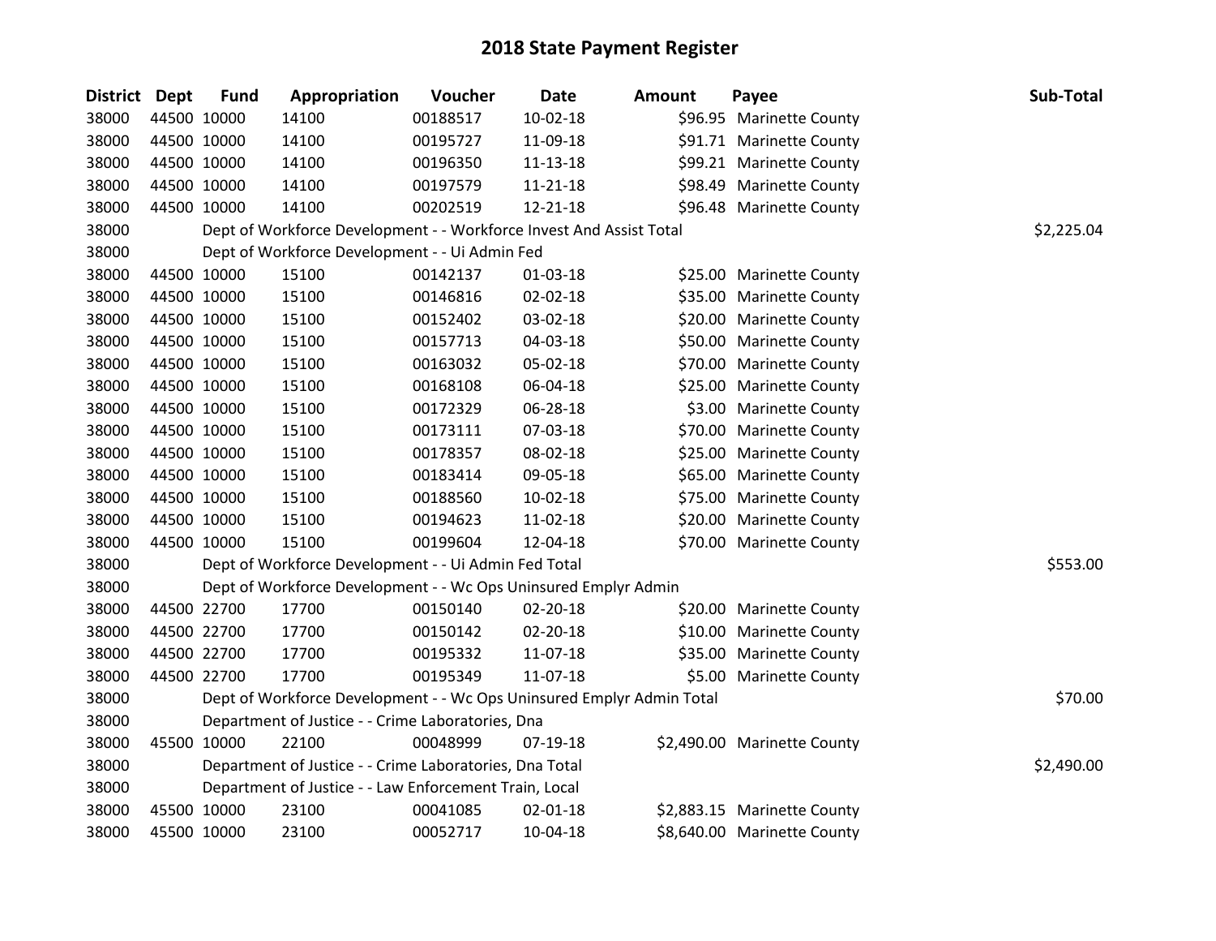# 2018 State Payment Register

| District | Dept | Fund | Appropriation | Voucher | Date | Amount | Payee | Sub-Total |
|---|---|---|---|---|---|---|---|---|
| 38000 | 44500 | 10000 | 14100 | 00188517 | 10-02-18 | $96.95 | Marinette County | |
| 38000 | 44500 | 10000 | 14100 | 00195727 | 11-09-18 | $91.71 | Marinette County | |
| 38000 | 44500 | 10000 | 14100 | 00196350 | 11-13-18 | $99.21 | Marinette County | |
| 38000 | 44500 | 10000 | 14100 | 00197579 | 11-21-18 | $98.49 | Marinette County | |
| 38000 | 44500 | 10000 | 14100 | 00202519 | 12-21-18 | $96.48 | Marinette County | |
| 38000 | | Dept of Workforce Development - - Workforce Invest And Assist Total | | | | | | $2,225.04 |
| 38000 | | Dept of Workforce Development - - Ui Admin Fed | | | | | | |
| 38000 | 44500 | 10000 | 15100 | 00142137 | 01-03-18 | $25.00 | Marinette County | |
| 38000 | 44500 | 10000 | 15100 | 00146816 | 02-02-18 | $35.00 | Marinette County | |
| 38000 | 44500 | 10000 | 15100 | 00152402 | 03-02-18 | $20.00 | Marinette County | |
| 38000 | 44500 | 10000 | 15100 | 00157713 | 04-03-18 | $50.00 | Marinette County | |
| 38000 | 44500 | 10000 | 15100 | 00163032 | 05-02-18 | $70.00 | Marinette County | |
| 38000 | 44500 | 10000 | 15100 | 00168108 | 06-04-18 | $25.00 | Marinette County | |
| 38000 | 44500 | 10000 | 15100 | 00172329 | 06-28-18 | $3.00 | Marinette County | |
| 38000 | 44500 | 10000 | 15100 | 00173111 | 07-03-18 | $70.00 | Marinette County | |
| 38000 | 44500 | 10000 | 15100 | 00178357 | 08-02-18 | $25.00 | Marinette County | |
| 38000 | 44500 | 10000 | 15100 | 00183414 | 09-05-18 | $65.00 | Marinette County | |
| 38000 | 44500 | 10000 | 15100 | 00188560 | 10-02-18 | $75.00 | Marinette County | |
| 38000 | 44500 | 10000 | 15100 | 00194623 | 11-02-18 | $20.00 | Marinette County | |
| 38000 | 44500 | 10000 | 15100 | 00199604 | 12-04-18 | $70.00 | Marinette County | |
| 38000 | | Dept of Workforce Development - - Ui Admin Fed Total | | | | | | $553.00 |
| 38000 | | Dept of Workforce Development - - Wc Ops Uninsured Emplyr Admin | | | | | | |
| 38000 | 44500 | 22700 | 17700 | 00150140 | 02-20-18 | $20.00 | Marinette County | |
| 38000 | 44500 | 22700 | 17700 | 00150142 | 02-20-18 | $10.00 | Marinette County | |
| 38000 | 44500 | 22700 | 17700 | 00195332 | 11-07-18 | $35.00 | Marinette County | |
| 38000 | 44500 | 22700 | 17700 | 00195349 | 11-07-18 | $5.00 | Marinette County | |
| 38000 | | Dept of Workforce Development - - Wc Ops Uninsured Emplyr Admin Total | | | | | | $70.00 |
| 38000 | | Department of Justice - - Crime Laboratories, Dna | | | | | | |
| 38000 | 45500 | 10000 | 22100 | 00048999 | 07-19-18 | $2,490.00 | Marinette County | |
| 38000 | | Department of Justice - - Crime Laboratories, Dna Total | | | | | | $2,490.00 |
| 38000 | | Department of Justice - - Law Enforcement Train, Local | | | | | | |
| 38000 | 45500 | 10000 | 23100 | 00041085 | 02-01-18 | $2,883.15 | Marinette County | |
| 38000 | 45500 | 10000 | 23100 | 00052717 | 10-04-18 | $8,640.00 | Marinette County | |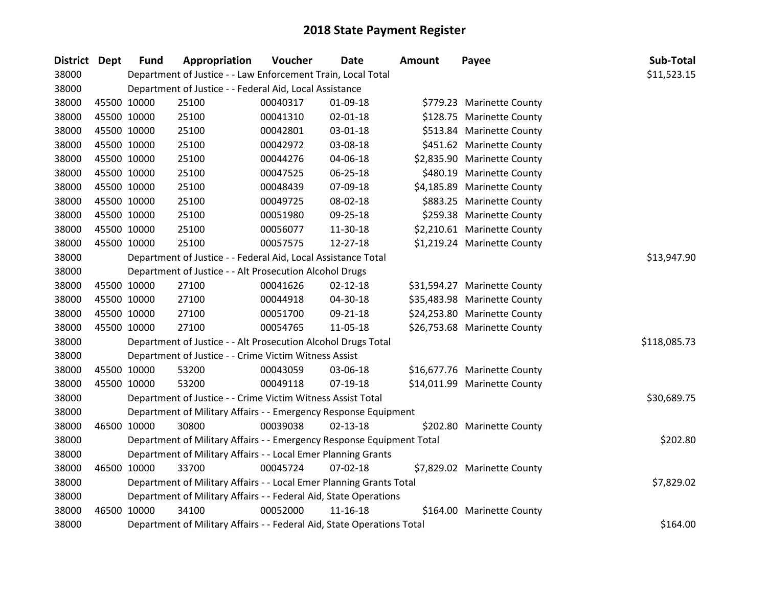# 2018 State Payment Register

| District | Dept | Fund | Appropriation | Voucher | Date | Amount | Payee | Sub-Total |
|---|---|---|---|---|---|---|---|---|
| 38000 | | Department of Justice - - Law Enforcement Train, Local Total | | | | | | $11,523.15 |
| 38000 | | Department of Justice - - Federal Aid, Local Assistance | | | | | | |
| 38000 | 45500 | 10000 | 25100 | 00040317 | 01-09-18 | $779.23 | Marinette County | |
| 38000 | 45500 | 10000 | 25100 | 00041310 | 02-01-18 | $128.75 | Marinette County | |
| 38000 | 45500 | 10000 | 25100 | 00042801 | 03-01-18 | $513.84 | Marinette County | |
| 38000 | 45500 | 10000 | 25100 | 00042972 | 03-08-18 | $451.62 | Marinette County | |
| 38000 | 45500 | 10000 | 25100 | 00044276 | 04-06-18 | $2,835.90 | Marinette County | |
| 38000 | 45500 | 10000 | 25100 | 00047525 | 06-25-18 | $480.19 | Marinette County | |
| 38000 | 45500 | 10000 | 25100 | 00048439 | 07-09-18 | $4,185.89 | Marinette County | |
| 38000 | 45500 | 10000 | 25100 | 00049725 | 08-02-18 | $883.25 | Marinette County | |
| 38000 | 45500 | 10000 | 25100 | 00051980 | 09-25-18 | $259.38 | Marinette County | |
| 38000 | 45500 | 10000 | 25100 | 00056077 | 11-30-18 | $2,210.61 | Marinette County | |
| 38000 | 45500 | 10000 | 25100 | 00057575 | 12-27-18 | $1,219.24 | Marinette County | |
| 38000 | | Department of Justice - - Federal Aid, Local Assistance Total | | | | | | $13,947.90 |
| 38000 | | Department of Justice - - Alt Prosecution Alcohol Drugs | | | | | | |
| 38000 | 45500 | 10000 | 27100 | 00041626 | 02-12-18 | $31,594.27 | Marinette County | |
| 38000 | 45500 | 10000 | 27100 | 00044918 | 04-30-18 | $35,483.98 | Marinette County | |
| 38000 | 45500 | 10000 | 27100 | 00051700 | 09-21-18 | $24,253.80 | Marinette County | |
| 38000 | 45500 | 10000 | 27100 | 00054765 | 11-05-18 | $26,753.68 | Marinette County | |
| 38000 | | Department of Justice - - Alt Prosecution Alcohol Drugs Total | | | | | | $118,085.73 |
| 38000 | | Department of Justice - - Crime Victim Witness Assist | | | | | | |
| 38000 | 45500 | 10000 | 53200 | 00043059 | 03-06-18 | $16,677.76 | Marinette County | |
| 38000 | 45500 | 10000 | 53200 | 00049118 | 07-19-18 | $14,011.99 | Marinette County | |
| 38000 | | Department of Justice - - Crime Victim Witness Assist Total | | | | | | $30,689.75 |
| 38000 | | Department of Military Affairs - - Emergency Response Equipment | | | | | | |
| 38000 | 46500 | 10000 | 30800 | 00039038 | 02-13-18 | $202.80 | Marinette County | |
| 38000 | | Department of Military Affairs - - Emergency Response Equipment Total | | | | | | $202.80 |
| 38000 | | Department of Military Affairs - - Local Emer Planning Grants | | | | | | |
| 38000 | 46500 | 10000 | 33700 | 00045724 | 07-02-18 | $7,829.02 | Marinette County | |
| 38000 | | Department of Military Affairs - - Local Emer Planning Grants Total | | | | | | $7,829.02 |
| 38000 | | Department of Military Affairs - - Federal Aid, State Operations | | | | | | |
| 38000 | 46500 | 10000 | 34100 | 00052000 | 11-16-18 | $164.00 | Marinette County | |
| 38000 | | Department of Military Affairs - - Federal Aid, State Operations Total | | | | | | $164.00 |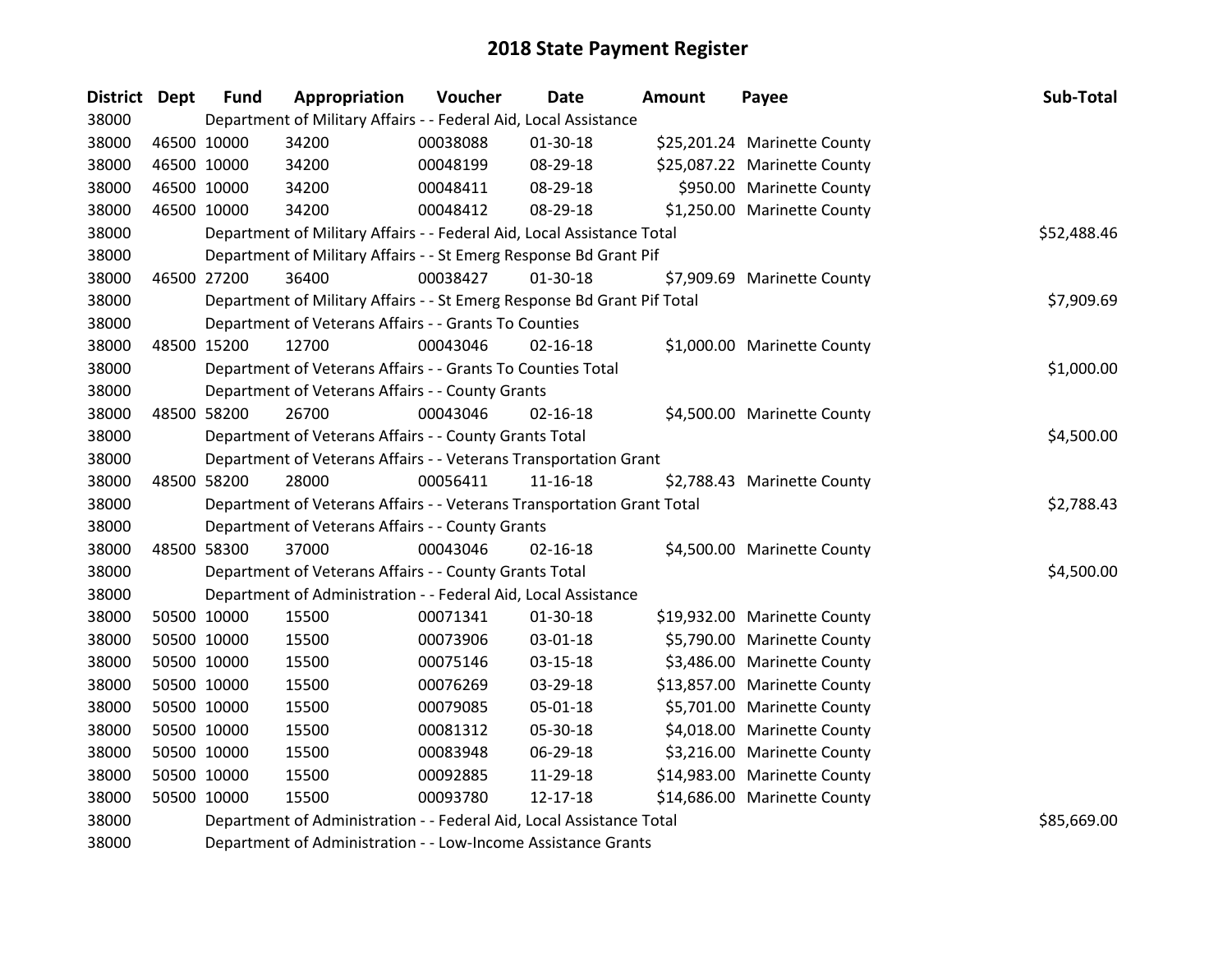# 2018 State Payment Register

| District | Dept | Fund | Appropriation | Voucher | Date | Amount | Payee | Sub-Total |
|---|---|---|---|---|---|---|---|---|
| 38000 | | Department of Military Affairs - - Federal Aid, Local Assistance | | | | | | |
| 38000 | 46500 | 10000 | 34200 | 00038088 | 01-30-18 | $25,201.24 | Marinette County | |
| 38000 | 46500 | 10000 | 34200 | 00048199 | 08-29-18 | $25,087.22 | Marinette County | |
| 38000 | 46500 | 10000 | 34200 | 00048411 | 08-29-18 | $950.00 | Marinette County | |
| 38000 | 46500 | 10000 | 34200 | 00048412 | 08-29-18 | $1,250.00 | Marinette County | |
| 38000 | | Department of Military Affairs - - Federal Aid, Local Assistance Total | | | | | | $52,488.46 |
| 38000 | | Department of Military Affairs - - St Emerg Response Bd Grant Pif | | | | | | |
| 38000 | 46500 | 27200 | 36400 | 00038427 | 01-30-18 | $7,909.69 | Marinette County | |
| 38000 | | Department of Military Affairs - - St Emerg Response Bd Grant Pif Total | | | | | | $7,909.69 |
| 38000 | | Department of Veterans Affairs - - Grants To Counties | | | | | | |
| 38000 | 48500 | 15200 | 12700 | 00043046 | 02-16-18 | $1,000.00 | Marinette County | |
| 38000 | | Department of Veterans Affairs - - Grants To Counties Total | | | | | | $1,000.00 |
| 38000 | | Department of Veterans Affairs - - County Grants | | | | | | |
| 38000 | 48500 | 58200 | 26700 | 00043046 | 02-16-18 | $4,500.00 | Marinette County | |
| 38000 | | Department of Veterans Affairs - - County Grants Total | | | | | | $4,500.00 |
| 38000 | | Department of Veterans Affairs - - Veterans Transportation Grant | | | | | | |
| 38000 | 48500 | 58200 | 28000 | 00056411 | 11-16-18 | $2,788.43 | Marinette County | |
| 38000 | | Department of Veterans Affairs - - Veterans Transportation Grant Total | | | | | | $2,788.43 |
| 38000 | | Department of Veterans Affairs - - County Grants | | | | | | |
| 38000 | 48500 | 58300 | 37000 | 00043046 | 02-16-18 | $4,500.00 | Marinette County | |
| 38000 | | Department of Veterans Affairs - - County Grants Total | | | | | | $4,500.00 |
| 38000 | | Department of Administration - - Federal Aid, Local Assistance | | | | | | |
| 38000 | 50500 | 10000 | 15500 | 00071341 | 01-30-18 | $19,932.00 | Marinette County | |
| 38000 | 50500 | 10000 | 15500 | 00073906 | 03-01-18 | $5,790.00 | Marinette County | |
| 38000 | 50500 | 10000 | 15500 | 00075146 | 03-15-18 | $3,486.00 | Marinette County | |
| 38000 | 50500 | 10000 | 15500 | 00076269 | 03-29-18 | $13,857.00 | Marinette County | |
| 38000 | 50500 | 10000 | 15500 | 00079085 | 05-01-18 | $5,701.00 | Marinette County | |
| 38000 | 50500 | 10000 | 15500 | 00081312 | 05-30-18 | $4,018.00 | Marinette County | |
| 38000 | 50500 | 10000 | 15500 | 00083948 | 06-29-18 | $3,216.00 | Marinette County | |
| 38000 | 50500 | 10000 | 15500 | 00092885 | 11-29-18 | $14,983.00 | Marinette County | |
| 38000 | 50500 | 10000 | 15500 | 00093780 | 12-17-18 | $14,686.00 | Marinette County | |
| 38000 | | Department of Administration - - Federal Aid, Local Assistance Total | | | | | | $85,669.00 |
| 38000 | | Department of Administration - - Low-Income Assistance Grants | | | | | | |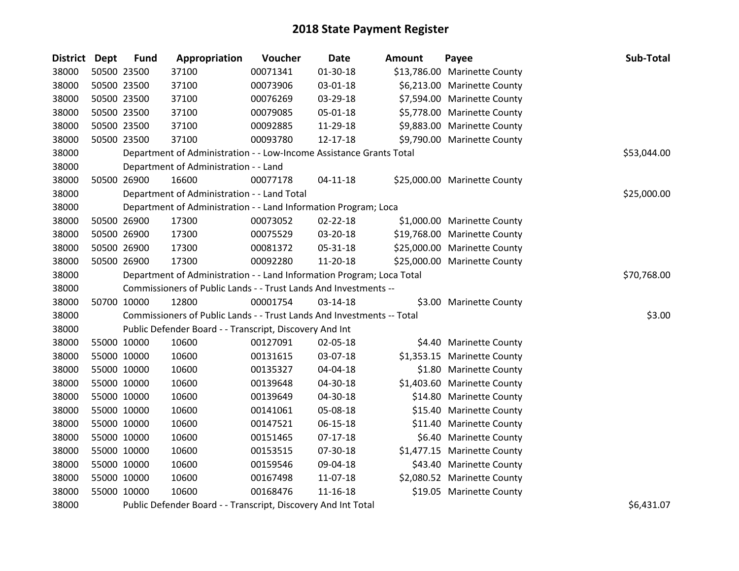# 2018 State Payment Register

| District | Dept | Fund | Appropriation | Voucher | Date | Amount | Payee | Sub-Total |
|---|---|---|---|---|---|---|---|---|
| 38000 | 50500 | 23500 | 37100 | 00071341 | 01-30-18 | $13,786.00 | Marinette County | |
| 38000 | 50500 | 23500 | 37100 | 00073906 | 03-01-18 | $6,213.00 | Marinette County | |
| 38000 | 50500 | 23500 | 37100 | 00076269 | 03-29-18 | $7,594.00 | Marinette County | |
| 38000 | 50500 | 23500 | 37100 | 00079085 | 05-01-18 | $5,778.00 | Marinette County | |
| 38000 | 50500 | 23500 | 37100 | 00092885 | 11-29-18 | $9,883.00 | Marinette County | |
| 38000 | 50500 | 23500 | 37100 | 00093780 | 12-17-18 | $9,790.00 | Marinette County | |
| 38000 | | Department of Administration - - Low-Income Assistance Grants Total | | | | | | $53,044.00 |
| 38000 | | Department of Administration - - Land | | | | | | |
| 38000 | 50500 | 26900 | 16600 | 00077178 | 04-11-18 | $25,000.00 | Marinette County | |
| 38000 | | Department of Administration - - Land Total | | | | | | $25,000.00 |
| 38000 | | Department of Administration - - Land Information Program; Loca | | | | | | |
| 38000 | 50500 | 26900 | 17300 | 00073052 | 02-22-18 | $1,000.00 | Marinette County | |
| 38000 | 50500 | 26900 | 17300 | 00075529 | 03-20-18 | $19,768.00 | Marinette County | |
| 38000 | 50500 | 26900 | 17300 | 00081372 | 05-31-18 | $25,000.00 | Marinette County | |
| 38000 | 50500 | 26900 | 17300 | 00092280 | 11-20-18 | $25,000.00 | Marinette County | |
| 38000 | | Department of Administration - - Land Information Program; Loca Total | | | | | | $70,768.00 |
| 38000 | | Commissioners of Public Lands - - Trust Lands And Investments -- | | | | | | |
| 38000 | 50700 | 10000 | 12800 | 00001754 | 03-14-18 | $3.00 | Marinette County | |
| 38000 | | Commissioners of Public Lands - - Trust Lands And Investments -- Total | | | | | | $3.00 |
| 38000 | | Public Defender Board - - Transcript, Discovery And Int | | | | | | |
| 38000 | 55000 | 10000 | 10600 | 00127091 | 02-05-18 | $4.40 | Marinette County | |
| 38000 | 55000 | 10000 | 10600 | 00131615 | 03-07-18 | $1,353.15 | Marinette County | |
| 38000 | 55000 | 10000 | 10600 | 00135327 | 04-04-18 | $1.80 | Marinette County | |
| 38000 | 55000 | 10000 | 10600 | 00139648 | 04-30-18 | $1,403.60 | Marinette County | |
| 38000 | 55000 | 10000 | 10600 | 00139649 | 04-30-18 | $14.80 | Marinette County | |
| 38000 | 55000 | 10000 | 10600 | 00141061 | 05-08-18 | $15.40 | Marinette County | |
| 38000 | 55000 | 10000 | 10600 | 00147521 | 06-15-18 | $11.40 | Marinette County | |
| 38000 | 55000 | 10000 | 10600 | 00151465 | 07-17-18 | $6.40 | Marinette County | |
| 38000 | 55000 | 10000 | 10600 | 00153515 | 07-30-18 | $1,477.15 | Marinette County | |
| 38000 | 55000 | 10000 | 10600 | 00159546 | 09-04-18 | $43.40 | Marinette County | |
| 38000 | 55000 | 10000 | 10600 | 00167498 | 11-07-18 | $2,080.52 | Marinette County | |
| 38000 | 55000 | 10000 | 10600 | 00168476 | 11-16-18 | $19.05 | Marinette County | |
| 38000 | | Public Defender Board - - Transcript, Discovery And Int Total | | | | | | $6,431.07 |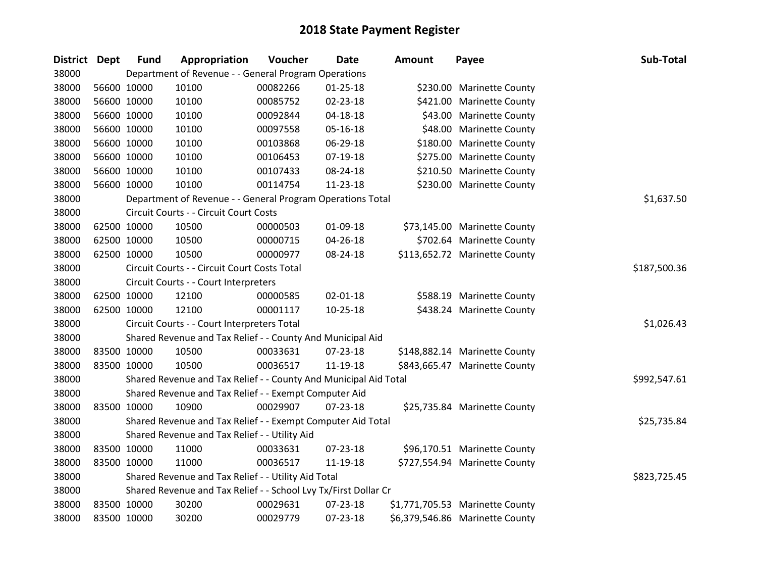# 2018 State Payment Register

| District | Dept | Fund | Appropriation | Voucher | Date | Amount | Payee | Sub-Total |
|---|---|---|---|---|---|---|---|---|
| 38000 | | Department of Revenue - - General Program Operations | | | | | | |
| 38000 | 56600 | 10000 | 10100 | 00082266 | 01-25-18 | $230.00 | Marinette County | |
| 38000 | 56600 | 10000 | 10100 | 00085752 | 02-23-18 | $421.00 | Marinette County | |
| 38000 | 56600 | 10000 | 10100 | 00092844 | 04-18-18 | $43.00 | Marinette County | |
| 38000 | 56600 | 10000 | 10100 | 00097558 | 05-16-18 | $48.00 | Marinette County | |
| 38000 | 56600 | 10000 | 10100 | 00103868 | 06-29-18 | $180.00 | Marinette County | |
| 38000 | 56600 | 10000 | 10100 | 00106453 | 07-19-18 | $275.00 | Marinette County | |
| 38000 | 56600 | 10000 | 10100 | 00107433 | 08-24-18 | $210.50 | Marinette County | |
| 38000 | 56600 | 10000 | 10100 | 00114754 | 11-23-18 | $230.00 | Marinette County | |
| 38000 | | Department of Revenue - - General Program Operations Total | | | | | | $1,637.50 |
| 38000 | | Circuit Courts - - Circuit Court Costs | | | | | | |
| 38000 | 62500 | 10000 | 10500 | 00000503 | 01-09-18 | $73,145.00 | Marinette County | |
| 38000 | 62500 | 10000 | 10500 | 00000715 | 04-26-18 | $702.64 | Marinette County | |
| 38000 | 62500 | 10000 | 10500 | 00000977 | 08-24-18 | $113,652.72 | Marinette County | |
| 38000 | | Circuit Courts - - Circuit Court Costs Total | | | | | | $187,500.36 |
| 38000 | | Circuit Courts - - Court Interpreters | | | | | | |
| 38000 | 62500 | 10000 | 12100 | 00000585 | 02-01-18 | $588.19 | Marinette County | |
| 38000 | 62500 | 10000 | 12100 | 00001117 | 10-25-18 | $438.24 | Marinette County | |
| 38000 | | Circuit Courts - - Court Interpreters Total | | | | | | $1,026.43 |
| 38000 | | Shared Revenue and Tax Relief - - County And Municipal Aid | | | | | | |
| 38000 | 83500 | 10000 | 10500 | 00033631 | 07-23-18 | $148,882.14 | Marinette County | |
| 38000 | 83500 | 10000 | 10500 | 00036517 | 11-19-18 | $843,665.47 | Marinette County | |
| 38000 | | Shared Revenue and Tax Relief - - County And Municipal Aid Total | | | | | | $992,547.61 |
| 38000 | | Shared Revenue and Tax Relief - - Exempt Computer Aid | | | | | | |
| 38000 | 83500 | 10000 | 10900 | 00029907 | 07-23-18 | $25,735.84 | Marinette County | |
| 38000 | | Shared Revenue and Tax Relief - - Exempt Computer Aid Total | | | | | | $25,735.84 |
| 38000 | | Shared Revenue and Tax Relief - - Utility Aid | | | | | | |
| 38000 | 83500 | 10000 | 11000 | 00033631 | 07-23-18 | $96,170.51 | Marinette County | |
| 38000 | 83500 | 10000 | 11000 | 00036517 | 11-19-18 | $727,554.94 | Marinette County | |
| 38000 | | Shared Revenue and Tax Relief - - Utility Aid Total | | | | | | $823,725.45 |
| 38000 | | Shared Revenue and Tax Relief - - School Lvy Tx/First Dollar Cr | | | | | | |
| 38000 | 83500 | 10000 | 30200 | 00029631 | 07-23-18 | $1,771,705.53 | Marinette County | |
| 38000 | 83500 | 10000 | 30200 | 00029779 | 07-23-18 | $6,379,546.86 | Marinette County | |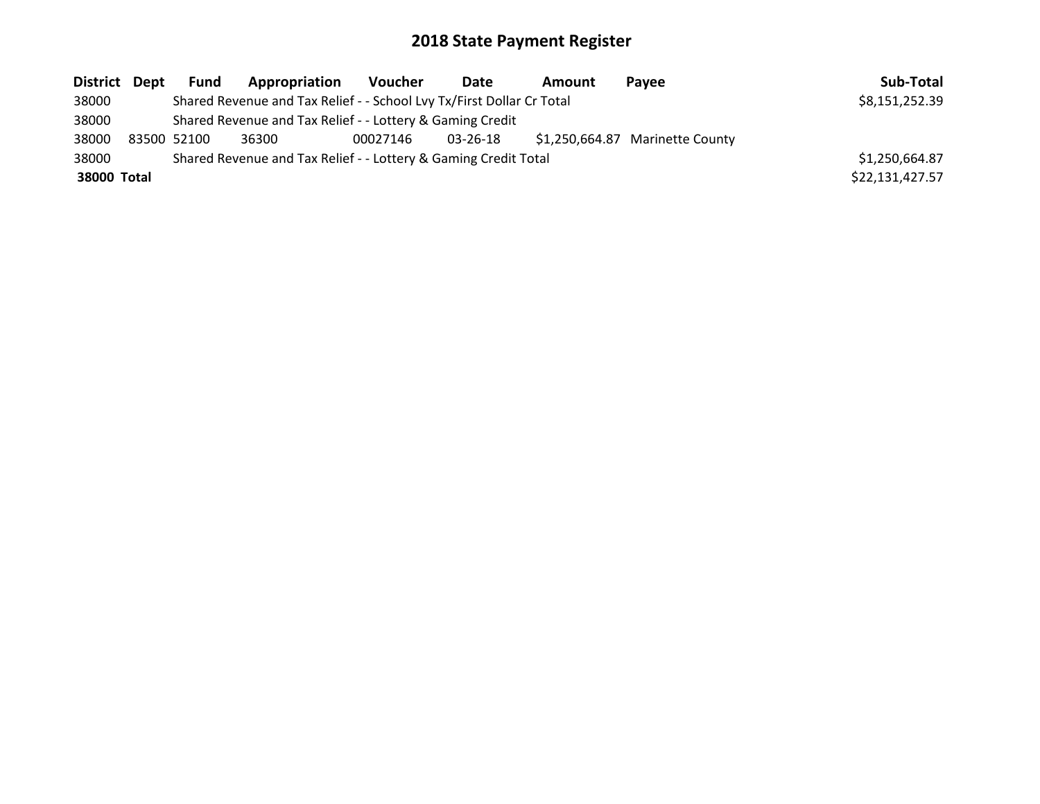# 2018 State Payment Register

| District | Dept | Fund | Appropriation | Voucher | Date | Amount | Payee | Sub-Total |
|---|---|---|---|---|---|---|---|---|
| 38000 | | Shared Revenue and Tax Relief - - School Lvy Tx/First Dollar Cr Total | | | | | | $8,151,252.39 |
| 38000 | | Shared Revenue and Tax Relief - - Lottery & Gaming Credit | | | | | | |
| 38000 | 83500 | 52100 | 36300 | 00027146 | 03-26-18 | $1,250,664.87 | Marinette County | |
| 38000 | | Shared Revenue and Tax Relief - - Lottery & Gaming Credit Total | | | | | | $1,250,664.87 |
| **38000 Total** | | | | | | | | $22,131,427.57 |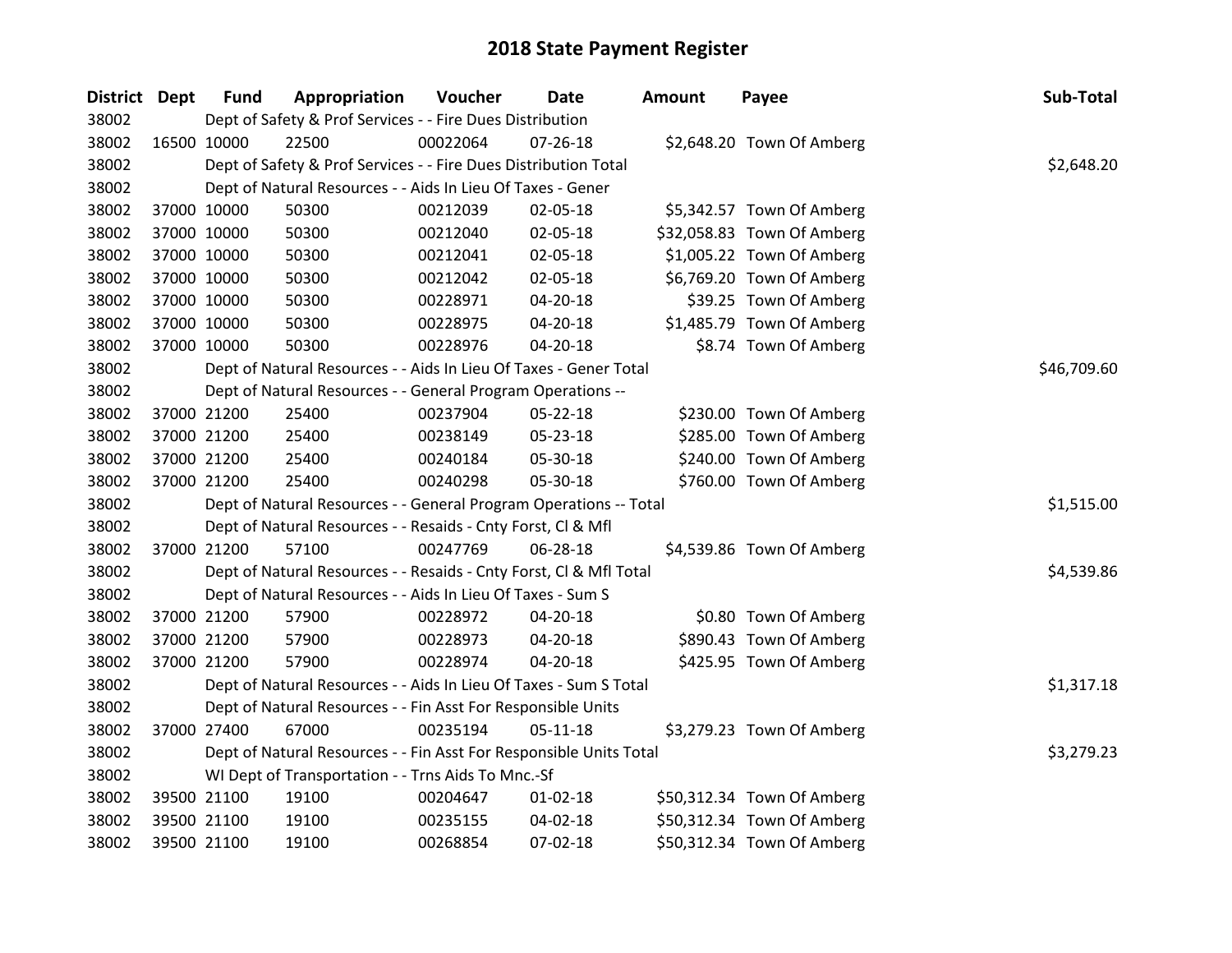# 2018 State Payment Register

| District | Dept | Fund | Appropriation | Voucher | Date | Amount | Payee | Sub-Total |
|---|---|---|---|---|---|---|---|---|
| 38002 | | Dept of Safety & Prof Services - - Fire Dues Distribution | | | | | | |
| 38002 | 16500 | 10000 | 22500 | 00022064 | 07-26-18 | $2,648.20 | Town Of Amberg | |
| 38002 | | Dept of Safety & Prof Services - - Fire Dues Distribution Total | | | | | | $2,648.20 |
| 38002 | | Dept of Natural Resources - - Aids In Lieu Of Taxes - Gener | | | | | | |
| 38002 | 37000 | 10000 | 50300 | 00212039 | 02-05-18 | $5,342.57 | Town Of Amberg | |
| 38002 | 37000 | 10000 | 50300 | 00212040 | 02-05-18 | $32,058.83 | Town Of Amberg | |
| 38002 | 37000 | 10000 | 50300 | 00212041 | 02-05-18 | $1,005.22 | Town Of Amberg | |
| 38002 | 37000 | 10000 | 50300 | 00212042 | 02-05-18 | $6,769.20 | Town Of Amberg | |
| 38002 | 37000 | 10000 | 50300 | 00228971 | 04-20-18 | $39.25 | Town Of Amberg | |
| 38002 | 37000 | 10000 | 50300 | 00228975 | 04-20-18 | $1,485.79 | Town Of Amberg | |
| 38002 | 37000 | 10000 | 50300 | 00228976 | 04-20-18 | $8.74 | Town Of Amberg | |
| 38002 | | Dept of Natural Resources - - Aids In Lieu Of Taxes - Gener Total | | | | | | $46,709.60 |
| 38002 | | Dept of Natural Resources - - General Program Operations -- | | | | | | |
| 38002 | 37000 | 21200 | 25400 | 00237904 | 05-22-18 | $230.00 | Town Of Amberg | |
| 38002 | 37000 | 21200 | 25400 | 00238149 | 05-23-18 | $285.00 | Town Of Amberg | |
| 38002 | 37000 | 21200 | 25400 | 00240184 | 05-30-18 | $240.00 | Town Of Amberg | |
| 38002 | 37000 | 21200 | 25400 | 00240298 | 05-30-18 | $760.00 | Town Of Amberg | |
| 38002 | | Dept of Natural Resources - - General Program Operations -- Total | | | | | | $1,515.00 |
| 38002 | | Dept of Natural Resources - - Resaids - Cnty Forst, Cl & Mfl | | | | | | |
| 38002 | 37000 | 21200 | 57100 | 00247769 | 06-28-18 | $4,539.86 | Town Of Amberg | |
| 38002 | | Dept of Natural Resources - - Resaids - Cnty Forst, Cl & Mfl Total | | | | | | $4,539.86 |
| 38002 | | Dept of Natural Resources - - Aids In Lieu Of Taxes - Sum S | | | | | | |
| 38002 | 37000 | 21200 | 57900 | 00228972 | 04-20-18 | $0.80 | Town Of Amberg | |
| 38002 | 37000 | 21200 | 57900 | 00228973 | 04-20-18 | $890.43 | Town Of Amberg | |
| 38002 | 37000 | 21200 | 57900 | 00228974 | 04-20-18 | $425.95 | Town Of Amberg | |
| 38002 | | Dept of Natural Resources - - Aids In Lieu Of Taxes - Sum S Total | | | | | | $1,317.18 |
| 38002 | | Dept of Natural Resources - - Fin Asst For Responsible Units | | | | | | |
| 38002 | 37000 | 27400 | 67000 | 00235194 | 05-11-18 | $3,279.23 | Town Of Amberg | |
| 38002 | | Dept of Natural Resources - - Fin Asst For Responsible Units Total | | | | | | $3,279.23 |
| 38002 | | WI Dept of Transportation - - Trns Aids To Mnc.-Sf | | | | | | |
| 38002 | 39500 | 21100 | 19100 | 00204647 | 01-02-18 | $50,312.34 | Town Of Amberg | |
| 38002 | 39500 | 21100 | 19100 | 00235155 | 04-02-18 | $50,312.34 | Town Of Amberg | |
| 38002 | 39500 | 21100 | 19100 | 00268854 | 07-02-18 | $50,312.34 | Town Of Amberg | |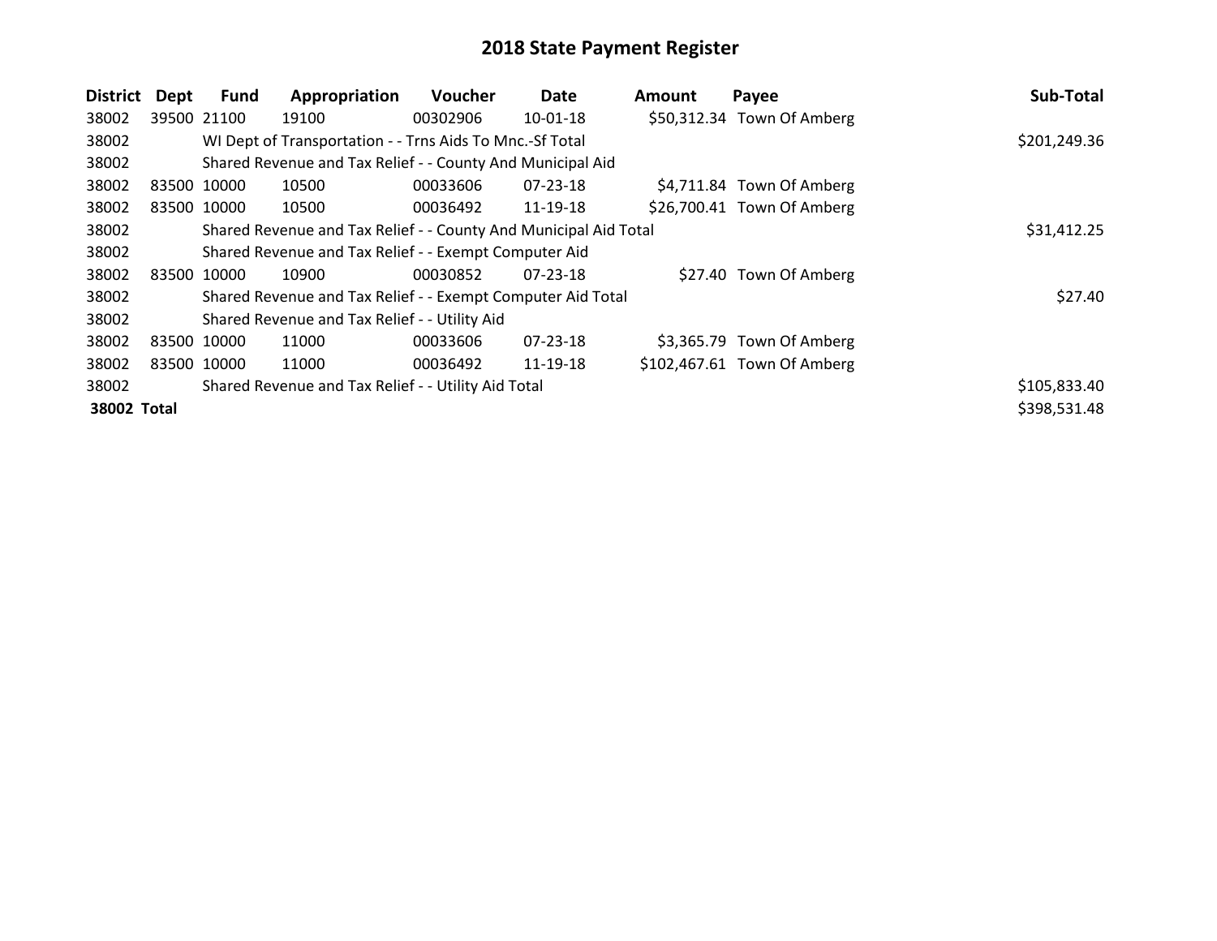# 2018 State Payment Register

| District | Dept | Fund | Appropriation | Voucher | Date | Amount | Payee | Sub-Total |
|---|---|---|---|---|---|---|---|---|
| 38002 | 39500 | 21100 | 19100 | 00302906 | 10-01-18 | $50,312.34 | Town Of Amberg | |
| 38002 | | WI Dept of Transportation - - Trns Aids To Mnc.-Sf Total | | | | | | $201,249.36 |
| 38002 | | Shared Revenue and Tax Relief - - County And Municipal Aid | | | | | | |
| 38002 | 83500 | 10000 | 10500 | 00033606 | 07-23-18 | $4,711.84 | Town Of Amberg | |
| 38002 | 83500 | 10000 | 10500 | 00036492 | 11-19-18 | $26,700.41 | Town Of Amberg | |
| 38002 | | Shared Revenue and Tax Relief - - County And Municipal Aid Total | | | | | | $31,412.25 |
| 38002 | | Shared Revenue and Tax Relief - - Exempt Computer Aid | | | | | | |
| 38002 | 83500 | 10000 | 10900 | 00030852 | 07-23-18 | $27.40 | Town Of Amberg | |
| 38002 | | Shared Revenue and Tax Relief - - Exempt Computer Aid Total | | | | | | $27.40 |
| 38002 | | Shared Revenue and Tax Relief - - Utility Aid | | | | | | |
| 38002 | 83500 | 10000 | 11000 | 00033606 | 07-23-18 | $3,365.79 | Town Of Amberg | |
| 38002 | 83500 | 10000 | 11000 | 00036492 | 11-19-18 | $102,467.61 | Town Of Amberg | |
| 38002 | | Shared Revenue and Tax Relief - - Utility Aid Total | | | | | | $105,833.40 |
| **38002 Total** | | | | | | | | $398,531.48 |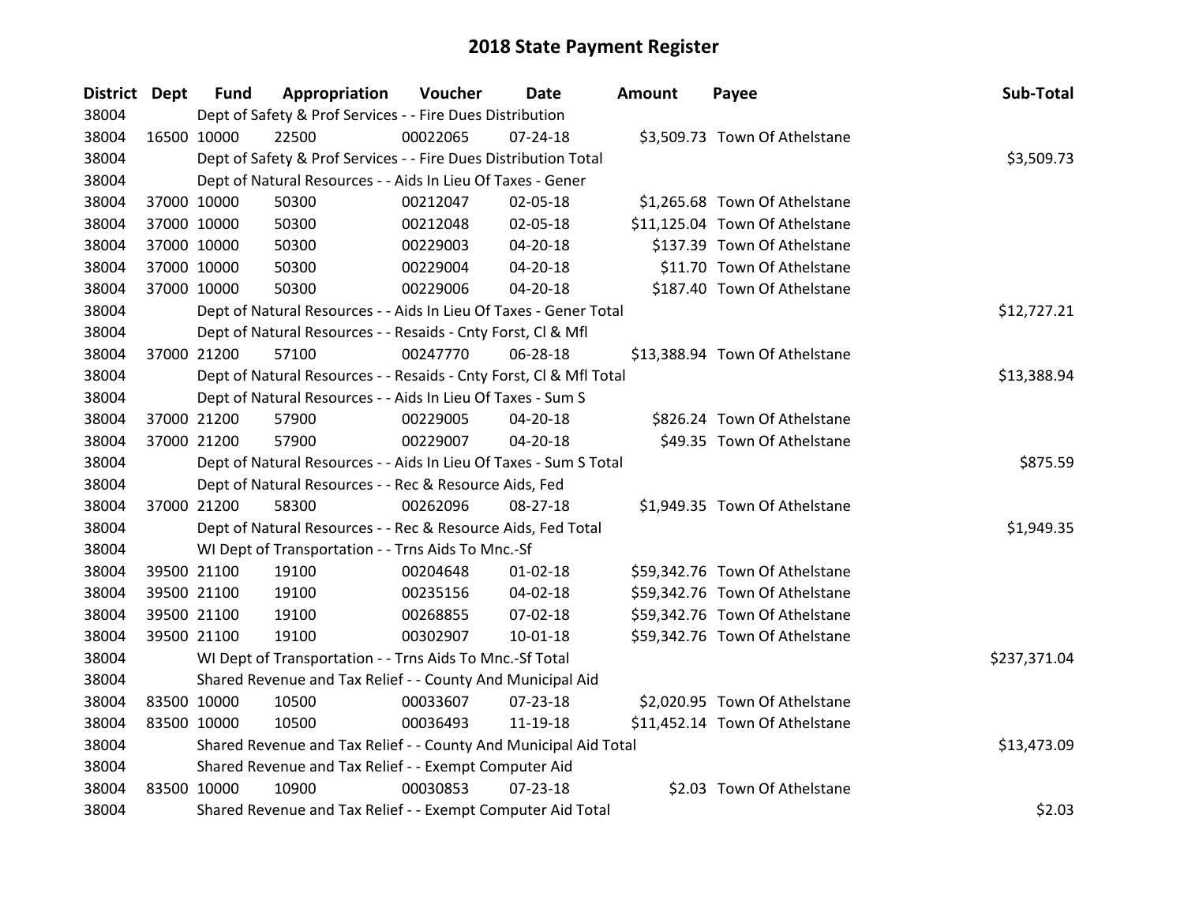# 2018 State Payment Register

| District | Dept | Fund | Appropriation | Voucher | Date | Amount | Payee | Sub-Total |
|---|---|---|---|---|---|---|---|---|
| 38004 | | Dept of Safety & Prof Services - - Fire Dues Distribution | | | | | | |
| 38004 | 16500 | 10000 | 22500 | 00022065 | 07-24-18 | $3,509.73 | Town Of Athelstane | |
| 38004 | | Dept of Safety & Prof Services - - Fire Dues Distribution Total | | | | | | $3,509.73 |
| 38004 | | Dept of Natural Resources - - Aids In Lieu Of Taxes - Gener | | | | | | |
| 38004 | 37000 | 10000 | 50300 | 00212047 | 02-05-18 | $1,265.68 | Town Of Athelstane | |
| 38004 | 37000 | 10000 | 50300 | 00212048 | 02-05-18 | $11,125.04 | Town Of Athelstane | |
| 38004 | 37000 | 10000 | 50300 | 00229003 | 04-20-18 | $137.39 | Town Of Athelstane | |
| 38004 | 37000 | 10000 | 50300 | 00229004 | 04-20-18 | $11.70 | Town Of Athelstane | |
| 38004 | 37000 | 10000 | 50300 | 00229006 | 04-20-18 | $187.40 | Town Of Athelstane | |
| 38004 | | Dept of Natural Resources - - Aids In Lieu Of Taxes - Gener Total | | | | | | $12,727.21 |
| 38004 | | Dept of Natural Resources - - Resaids - Cnty Forst, Cl & Mfl | | | | | | |
| 38004 | 37000 | 21200 | 57100 | 00247770 | 06-28-18 | $13,388.94 | Town Of Athelstane | |
| 38004 | | Dept of Natural Resources - - Resaids - Cnty Forst, Cl & Mfl Total | | | | | | $13,388.94 |
| 38004 | | Dept of Natural Resources - - Aids In Lieu Of Taxes - Sum S | | | | | | |
| 38004 | 37000 | 21200 | 57900 | 00229005 | 04-20-18 | $826.24 | Town Of Athelstane | |
| 38004 | 37000 | 21200 | 57900 | 00229007 | 04-20-18 | $49.35 | Town Of Athelstane | |
| 38004 | | Dept of Natural Resources - - Aids In Lieu Of Taxes - Sum S Total | | | | | | $875.59 |
| 38004 | | Dept of Natural Resources - - Rec & Resource Aids, Fed | | | | | | |
| 38004 | 37000 | 21200 | 58300 | 00262096 | 08-27-18 | $1,949.35 | Town Of Athelstane | |
| 38004 | | Dept of Natural Resources - - Rec & Resource Aids, Fed Total | | | | | | $1,949.35 |
| 38004 | | WI Dept of Transportation - - Trns Aids To Mnc.-Sf | | | | | | |
| 38004 | 39500 | 21100 | 19100 | 00204648 | 01-02-18 | $59,342.76 | Town Of Athelstane | |
| 38004 | 39500 | 21100 | 19100 | 00235156 | 04-02-18 | $59,342.76 | Town Of Athelstane | |
| 38004 | 39500 | 21100 | 19100 | 00268855 | 07-02-18 | $59,342.76 | Town Of Athelstane | |
| 38004 | 39500 | 21100 | 19100 | 00302907 | 10-01-18 | $59,342.76 | Town Of Athelstane | |
| 38004 | | WI Dept of Transportation - - Trns Aids To Mnc.-Sf Total | | | | | | $237,371.04 |
| 38004 | | Shared Revenue and Tax Relief - - County And Municipal Aid | | | | | | |
| 38004 | 83500 | 10000 | 10500 | 00033607 | 07-23-18 | $2,020.95 | Town Of Athelstane | |
| 38004 | 83500 | 10000 | 10500 | 00036493 | 11-19-18 | $11,452.14 | Town Of Athelstane | |
| 38004 | | Shared Revenue and Tax Relief - - County And Municipal Aid Total | | | | | | $13,473.09 |
| 38004 | | Shared Revenue and Tax Relief - - Exempt Computer Aid | | | | | | |
| 38004 | 83500 | 10000 | 10900 | 00030853 | 07-23-18 | $2.03 | Town Of Athelstane | |
| 38004 | | Shared Revenue and Tax Relief - - Exempt Computer Aid Total | | | | | | $2.03 |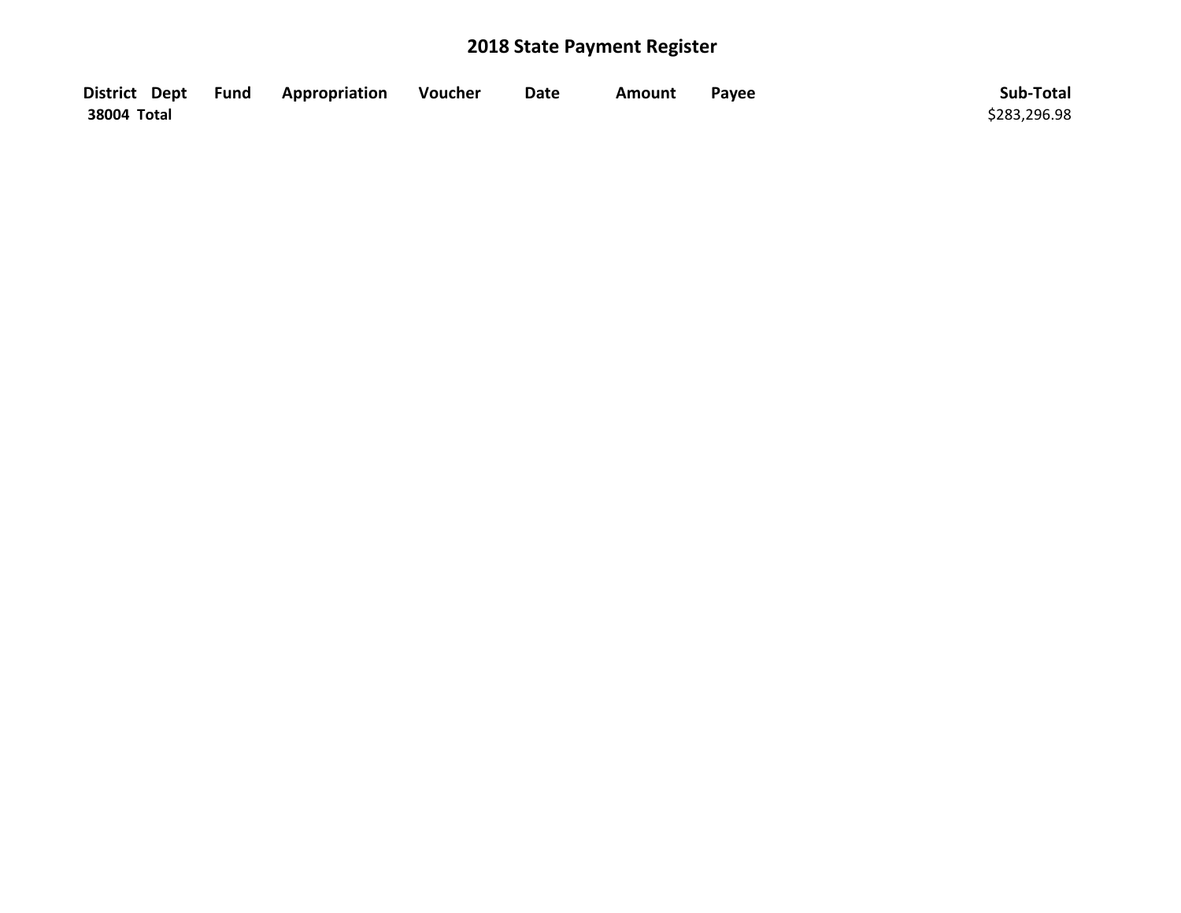# 2018 State Payment Register

| District | Dept | Fund | Appropriation | Voucher | Date | Amount | Payee | Sub-Total |
| --- | --- | --- | --- | --- | --- | --- | --- | --- |
| **38004 Total** | | | | | | | | $283,296.98 |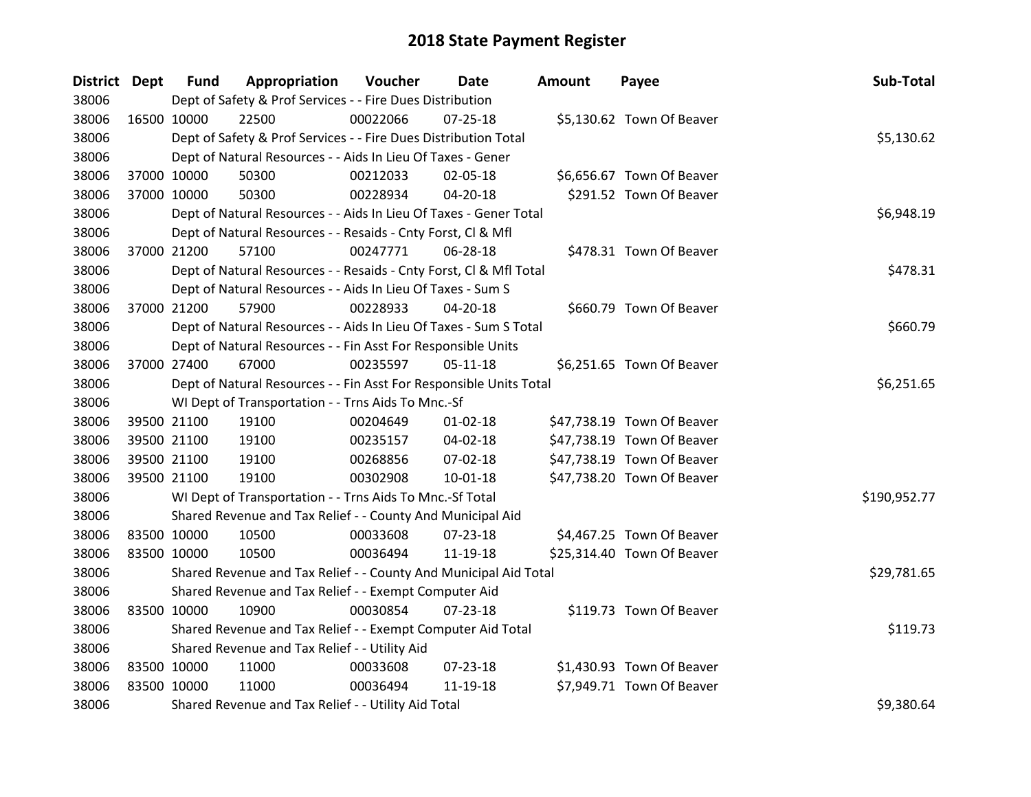# 2018 State Payment Register

| District | Dept | Fund | Appropriation | Voucher | Date | Amount | Payee | Sub-Total |
|---|---|---|---|---|---|---|---|---|
| 38006 | | Dept of Safety & Prof Services - - Fire Dues Distribution | | | | | | |
| 38006 | 16500 | 10000 | 22500 | 00022066 | 07-25-18 | $5,130.62 | Town Of Beaver | |
| 38006 | | Dept of Safety & Prof Services - - Fire Dues Distribution Total | | | | | | $5,130.62 |
| 38006 | | Dept of Natural Resources - - Aids In Lieu Of Taxes - Gener | | | | | | |
| 38006 | 37000 | 10000 | 50300 | 00212033 | 02-05-18 | $6,656.67 | Town Of Beaver | |
| 38006 | 37000 | 10000 | 50300 | 00228934 | 04-20-18 | $291.52 | Town Of Beaver | |
| 38006 | | Dept of Natural Resources - - Aids In Lieu Of Taxes - Gener Total | | | | | | $6,948.19 |
| 38006 | | Dept of Natural Resources - - Resaids - Cnty Forst, Cl & Mfl | | | | | | |
| 38006 | 37000 | 21200 | 57100 | 00247771 | 06-28-18 | $478.31 | Town Of Beaver | |
| 38006 | | Dept of Natural Resources - - Resaids - Cnty Forst, Cl & Mfl Total | | | | | | $478.31 |
| 38006 | | Dept of Natural Resources - - Aids In Lieu Of Taxes - Sum S | | | | | | |
| 38006 | 37000 | 21200 | 57900 | 00228933 | 04-20-18 | $660.79 | Town Of Beaver | |
| 38006 | | Dept of Natural Resources - - Aids In Lieu Of Taxes - Sum S Total | | | | | | $660.79 |
| 38006 | | Dept of Natural Resources - - Fin Asst For Responsible Units | | | | | | |
| 38006 | 37000 | 27400 | 67000 | 00235597 | 05-11-18 | $6,251.65 | Town Of Beaver | |
| 38006 | | Dept of Natural Resources - - Fin Asst For Responsible Units Total | | | | | | $6,251.65 |
| 38006 | | WI Dept of Transportation - - Trns Aids To Mnc.-Sf | | | | | | |
| 38006 | 39500 | 21100 | 19100 | 00204649 | 01-02-18 | $47,738.19 | Town Of Beaver | |
| 38006 | 39500 | 21100 | 19100 | 00235157 | 04-02-18 | $47,738.19 | Town Of Beaver | |
| 38006 | 39500 | 21100 | 19100 | 00268856 | 07-02-18 | $47,738.19 | Town Of Beaver | |
| 38006 | 39500 | 21100 | 19100 | 00302908 | 10-01-18 | $47,738.20 | Town Of Beaver | |
| 38006 | | WI Dept of Transportation - - Trns Aids To Mnc.-Sf Total | | | | | | $190,952.77 |
| 38006 | | Shared Revenue and Tax Relief - - County And Municipal Aid | | | | | | |
| 38006 | 83500 | 10000 | 10500 | 00033608 | 07-23-18 | $4,467.25 | Town Of Beaver | |
| 38006 | 83500 | 10000 | 10500 | 00036494 | 11-19-18 | $25,314.40 | Town Of Beaver | |
| 38006 | | Shared Revenue and Tax Relief - - County And Municipal Aid Total | | | | | | $29,781.65 |
| 38006 | | Shared Revenue and Tax Relief - - Exempt Computer Aid | | | | | | |
| 38006 | 83500 | 10000 | 10900 | 00030854 | 07-23-18 | $119.73 | Town Of Beaver | |
| 38006 | | Shared Revenue and Tax Relief - - Exempt Computer Aid Total | | | | | | $119.73 |
| 38006 | | Shared Revenue and Tax Relief - - Utility Aid | | | | | | |
| 38006 | 83500 | 10000 | 11000 | 00033608 | 07-23-18 | $1,430.93 | Town Of Beaver | |
| 38006 | 83500 | 10000 | 11000 | 00036494 | 11-19-18 | $7,949.71 | Town Of Beaver | |
| 38006 | | Shared Revenue and Tax Relief - - Utility Aid Total | | | | | | $9,380.64 |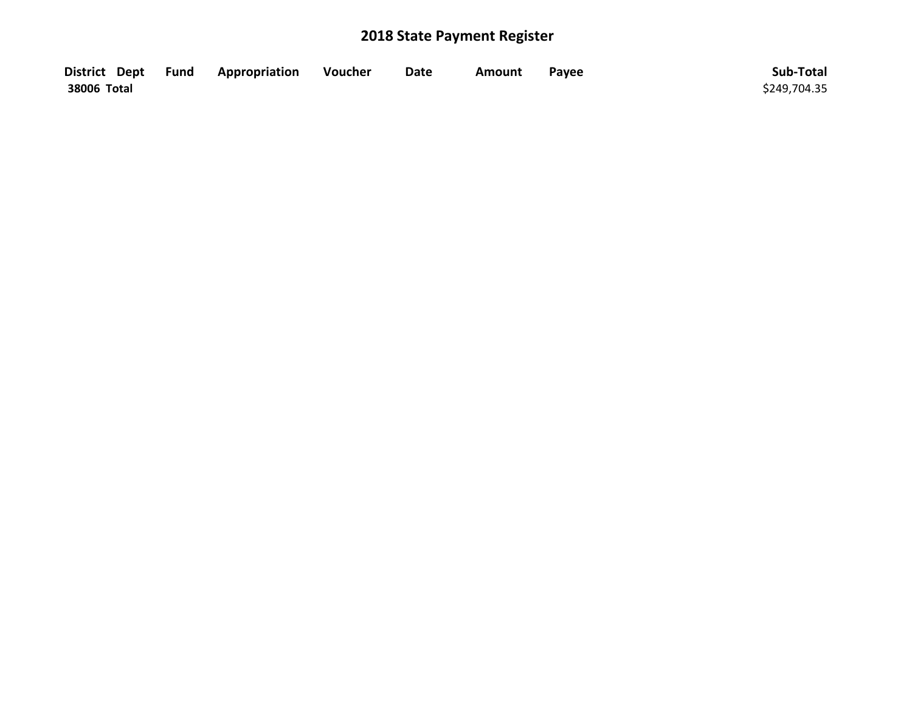# 2018 State Payment Register

| District | Dept | Fund | Appropriation | Voucher | Date | Amount | Payee | Sub-Total |
|---|---|---|---|---|---|---|---|---|
| **38006 Total** | | | | | | | | $249,704.35 |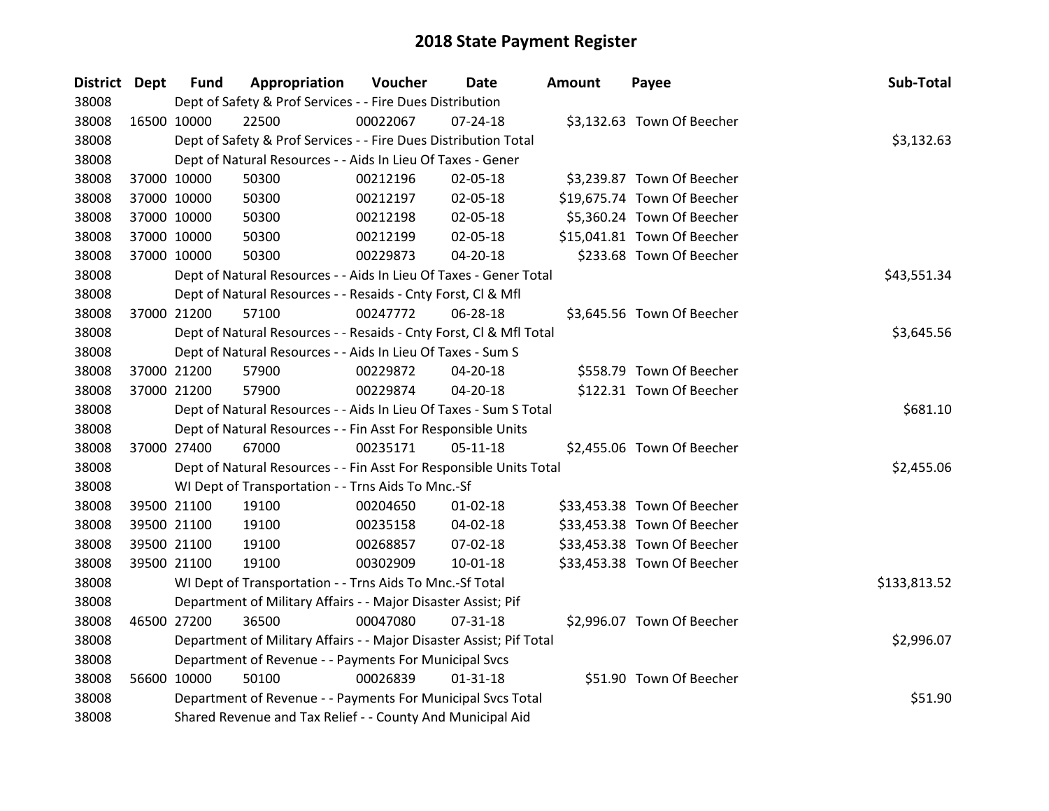# 2018 State Payment Register

| District | Dept | Fund | Appropriation | Voucher | Date | Amount | Payee | Sub-Total |
|---|---|---|---|---|---|---|---|---|
| 38008 | | Dept of Safety & Prof Services - - Fire Dues Distribution | | | | | | |
| 38008 | 16500 | 10000 | 22500 | 00022067 | 07-24-18 | $3,132.63 | Town Of Beecher | |
| 38008 | | Dept of Safety & Prof Services - - Fire Dues Distribution Total | | | | | | $3,132.63 |
| 38008 | | Dept of Natural Resources - - Aids In Lieu Of Taxes - Gener | | | | | | |
| 38008 | 37000 | 10000 | 50300 | 00212196 | 02-05-18 | $3,239.87 | Town Of Beecher | |
| 38008 | 37000 | 10000 | 50300 | 00212197 | 02-05-18 | $19,675.74 | Town Of Beecher | |
| 38008 | 37000 | 10000 | 50300 | 00212198 | 02-05-18 | $5,360.24 | Town Of Beecher | |
| 38008 | 37000 | 10000 | 50300 | 00212199 | 02-05-18 | $15,041.81 | Town Of Beecher | |
| 38008 | 37000 | 10000 | 50300 | 00229873 | 04-20-18 | $233.68 | Town Of Beecher | |
| 38008 | | Dept of Natural Resources - - Aids In Lieu Of Taxes - Gener Total | | | | | | $43,551.34 |
| 38008 | | Dept of Natural Resources - - Resaids - Cnty Forst, Cl & Mfl | | | | | | |
| 38008 | 37000 | 21200 | 57100 | 00247772 | 06-28-18 | $3,645.56 | Town Of Beecher | |
| 38008 | | Dept of Natural Resources - - Resaids - Cnty Forst, Cl & Mfl Total | | | | | | $3,645.56 |
| 38008 | | Dept of Natural Resources - - Aids In Lieu Of Taxes - Sum S | | | | | | |
| 38008 | 37000 | 21200 | 57900 | 00229872 | 04-20-18 | $558.79 | Town Of Beecher | |
| 38008 | 37000 | 21200 | 57900 | 00229874 | 04-20-18 | $122.31 | Town Of Beecher | |
| 38008 | | Dept of Natural Resources - - Aids In Lieu Of Taxes - Sum S Total | | | | | | $681.10 |
| 38008 | | Dept of Natural Resources - - Fin Asst For Responsible Units | | | | | | |
| 38008 | 37000 | 27400 | 67000 | 00235171 | 05-11-18 | $2,455.06 | Town Of Beecher | |
| 38008 | | Dept of Natural Resources - - Fin Asst For Responsible Units Total | | | | | | $2,455.06 |
| 38008 | | WI Dept of Transportation - - Trns Aids To Mnc.-Sf | | | | | | |
| 38008 | 39500 | 21100 | 19100 | 00204650 | 01-02-18 | $33,453.38 | Town Of Beecher | |
| 38008 | 39500 | 21100 | 19100 | 00235158 | 04-02-18 | $33,453.38 | Town Of Beecher | |
| 38008 | 39500 | 21100 | 19100 | 00268857 | 07-02-18 | $33,453.38 | Town Of Beecher | |
| 38008 | 39500 | 21100 | 19100 | 00302909 | 10-01-18 | $33,453.38 | Town Of Beecher | |
| 38008 | | WI Dept of Transportation - - Trns Aids To Mnc.-Sf Total | | | | | | $133,813.52 |
| 38008 | | Department of Military Affairs - - Major Disaster Assist; Pif | | | | | | |
| 38008 | 46500 | 27200 | 36500 | 00047080 | 07-31-18 | $2,996.07 | Town Of Beecher | |
| 38008 | | Department of Military Affairs - - Major Disaster Assist; Pif Total | | | | | | $2,996.07 |
| 38008 | | Department of Revenue - - Payments For Municipal Svcs | | | | | | |
| 38008 | 56600 | 10000 | 50100 | 00026839 | 01-31-18 | $51.90 | Town Of Beecher | |
| 38008 | | Department of Revenue - - Payments For Municipal Svcs Total | | | | | | $51.90 |
| 38008 | | Shared Revenue and Tax Relief - - County And Municipal Aid | | | | | | |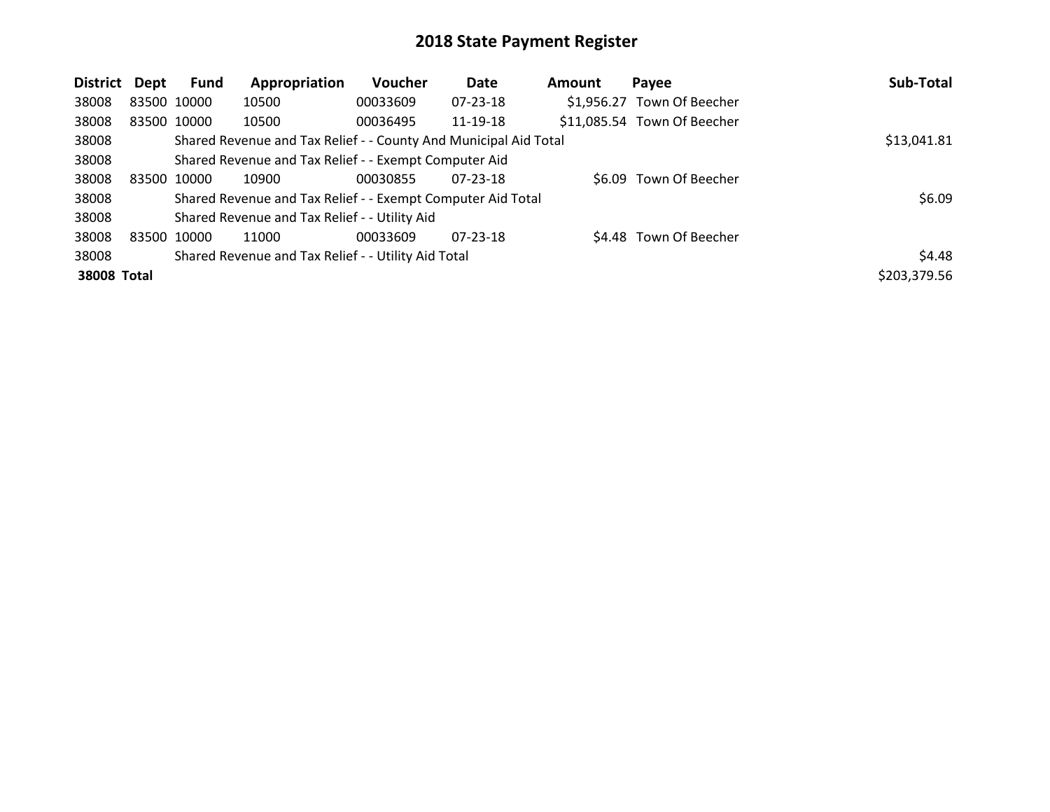# 2018 State Payment Register

| District | Dept | Fund | Appropriation | Voucher | Date | Amount | Payee | Sub-Total |
|---|---|---|---|---|---|---|---|---|
| 38008 | 83500 | 10000 | 10500 | 00033609 | 07-23-18 | $1,956.27 | Town Of Beecher | |
| 38008 | 83500 | 10000 | 10500 | 00036495 | 11-19-18 | $11,085.54 | Town Of Beecher | |
| 38008 | | Shared Revenue and Tax Relief - - County And Municipal Aid Total | | | | | | $13,041.81 |
| 38008 | | Shared Revenue and Tax Relief - - Exempt Computer Aid | | | | | | |
| 38008 | 83500 | 10000 | 10900 | 00030855 | 07-23-18 | $6.09 | Town Of Beecher | |
| 38008 | | Shared Revenue and Tax Relief - - Exempt Computer Aid Total | | | | | | $6.09 |
| 38008 | | Shared Revenue and Tax Relief - - Utility Aid | | | | | | |
| 38008 | 83500 | 10000 | 11000 | 00033609 | 07-23-18 | $4.48 | Town Of Beecher | |
| 38008 | | Shared Revenue and Tax Relief - - Utility Aid Total | | | | | | $4.48 |
| **38008** | **Total** | | | | | | | $203,379.56 |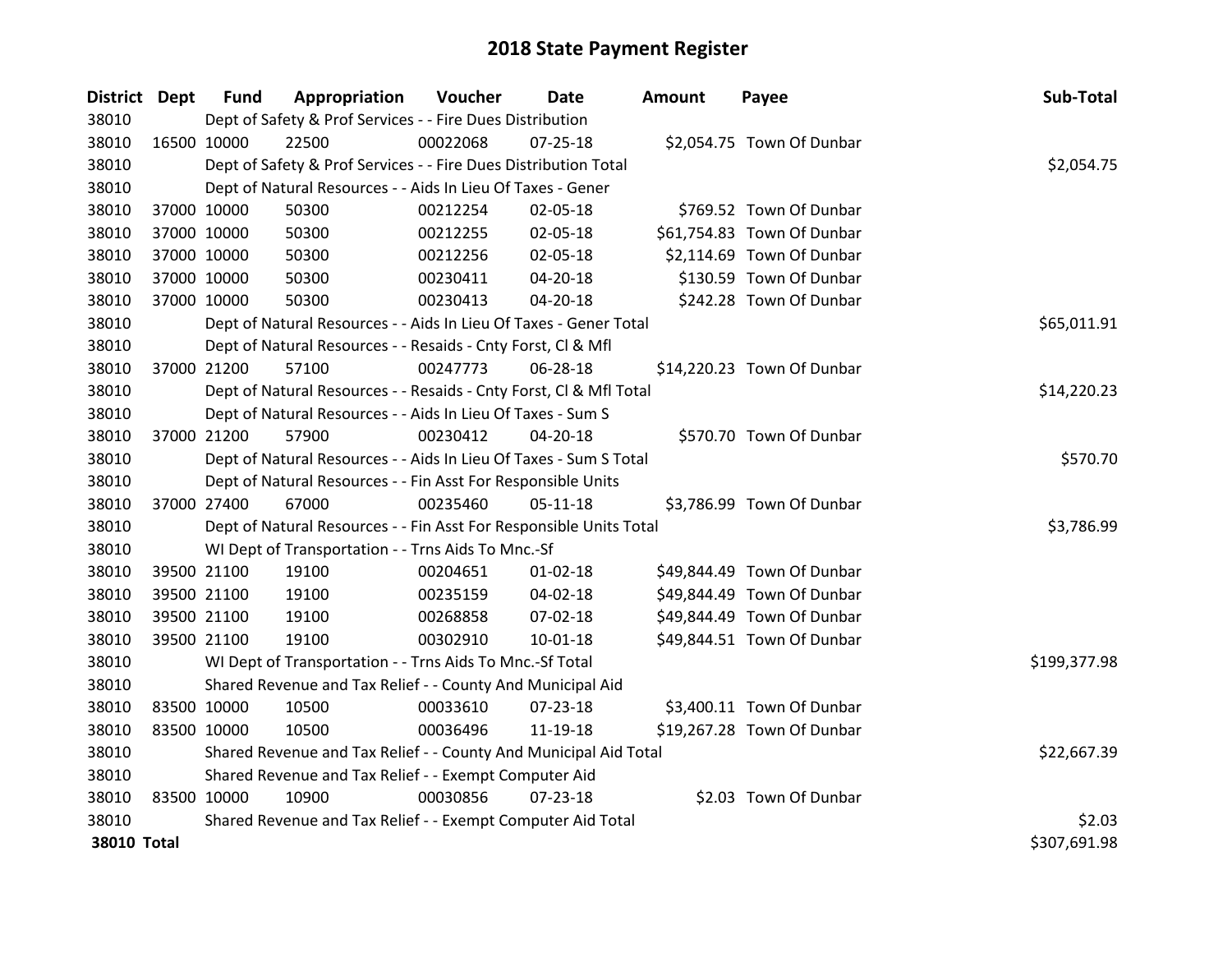# 2018 State Payment Register

| District | Dept | Fund | Appropriation | Voucher | Date | Amount | Payee | Sub-Total |
|---|---|---|---|---|---|---|---|---|
| 38010 | | Dept of Safety & Prof Services - - Fire Dues Distribution | | | | | | |
| 38010 | 16500 | 10000 | 22500 | 00022068 | 07-25-18 | $2,054.75 | Town Of Dunbar | |
| 38010 | | Dept of Safety & Prof Services - - Fire Dues Distribution Total | | | | | | $2,054.75 |
| 38010 | | Dept of Natural Resources - - Aids In Lieu Of Taxes - Gener | | | | | | |
| 38010 | 37000 | 10000 | 50300 | 00212254 | 02-05-18 | $769.52 | Town Of Dunbar | |
| 38010 | 37000 | 10000 | 50300 | 00212255 | 02-05-18 | $61,754.83 | Town Of Dunbar | |
| 38010 | 37000 | 10000 | 50300 | 00212256 | 02-05-18 | $2,114.69 | Town Of Dunbar | |
| 38010 | 37000 | 10000 | 50300 | 00230411 | 04-20-18 | $130.59 | Town Of Dunbar | |
| 38010 | 37000 | 10000 | 50300 | 00230413 | 04-20-18 | $242.28 | Town Of Dunbar | |
| 38010 | | Dept of Natural Resources - - Aids In Lieu Of Taxes - Gener Total | | | | | | $65,011.91 |
| 38010 | | Dept of Natural Resources - - Resaids - Cnty Forst, Cl & Mfl | | | | | | |
| 38010 | 37000 | 21200 | 57100 | 00247773 | 06-28-18 | $14,220.23 | Town Of Dunbar | |
| 38010 | | Dept of Natural Resources - - Resaids - Cnty Forst, Cl & Mfl Total | | | | | | $14,220.23 |
| 38010 | | Dept of Natural Resources - - Aids In Lieu Of Taxes - Sum S | | | | | | |
| 38010 | 37000 | 21200 | 57900 | 00230412 | 04-20-18 | $570.70 | Town Of Dunbar | |
| 38010 | | Dept of Natural Resources - - Aids In Lieu Of Taxes - Sum S Total | | | | | | $570.70 |
| 38010 | | Dept of Natural Resources - - Fin Asst For Responsible Units | | | | | | |
| 38010 | 37000 | 27400 | 67000 | 00235460 | 05-11-18 | $3,786.99 | Town Of Dunbar | |
| 38010 | | Dept of Natural Resources - - Fin Asst For Responsible Units Total | | | | | | $3,786.99 |
| 38010 | | WI Dept of Transportation - - Trns Aids To Mnc.-Sf | | | | | | |
| 38010 | 39500 | 21100 | 19100 | 00204651 | 01-02-18 | $49,844.49 | Town Of Dunbar | |
| 38010 | 39500 | 21100 | 19100 | 00235159 | 04-02-18 | $49,844.49 | Town Of Dunbar | |
| 38010 | 39500 | 21100 | 19100 | 00268858 | 07-02-18 | $49,844.49 | Town Of Dunbar | |
| 38010 | 39500 | 21100 | 19100 | 00302910 | 10-01-18 | $49,844.51 | Town Of Dunbar | |
| 38010 | | WI Dept of Transportation - - Trns Aids To Mnc.-Sf Total | | | | | | $199,377.98 |
| 38010 | | Shared Revenue and Tax Relief - - County And Municipal Aid | | | | | | |
| 38010 | 83500 | 10000 | 10500 | 00033610 | 07-23-18 | $3,400.11 | Town Of Dunbar | |
| 38010 | 83500 | 10000 | 10500 | 00036496 | 11-19-18 | $19,267.28 | Town Of Dunbar | |
| 38010 | | Shared Revenue and Tax Relief - - County And Municipal Aid Total | | | | | | $22,667.39 |
| 38010 | | Shared Revenue and Tax Relief - - Exempt Computer Aid | | | | | | |
| 38010 | 83500 | 10000 | 10900 | 00030856 | 07-23-18 | $2.03 | Town Of Dunbar | |
| 38010 | | Shared Revenue and Tax Relief - - Exempt Computer Aid Total | | | | | | $2.03 |
| **38010 Total** | | | | | | | | $307,691.98 |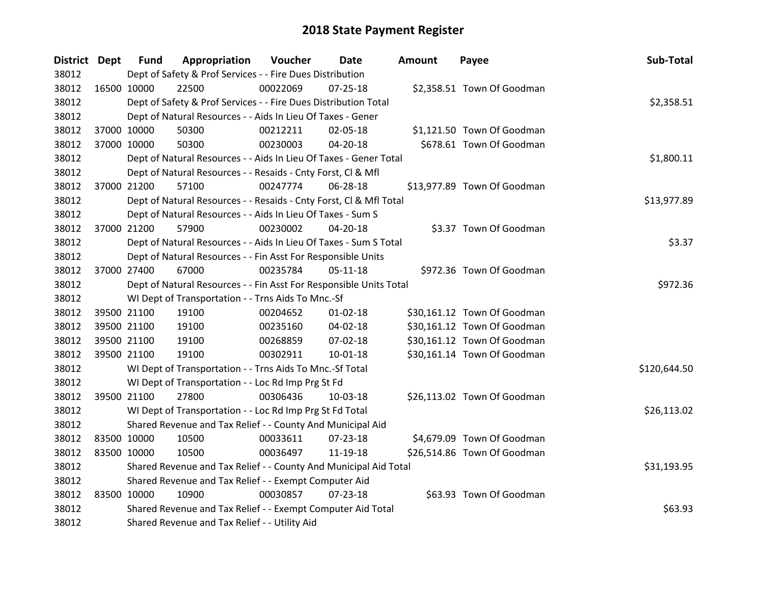# 2018 State Payment Register

| District | Dept | Fund | Appropriation | Voucher | Date | Amount | Payee | Sub-Total |
|---|---|---|---|---|---|---|---|---|
| 38012 | | Dept of Safety & Prof Services - - Fire Dues Distribution | | | | | | |
| 38012 | 16500 | 10000 | 22500 | 00022069 | 07-25-18 | $2,358.51 | Town Of Goodman | |
| 38012 | | Dept of Safety & Prof Services - - Fire Dues Distribution Total | | | | | | $2,358.51 |
| 38012 | | Dept of Natural Resources - - Aids In Lieu Of Taxes - Gener | | | | | | |
| 38012 | 37000 | 10000 | 50300 | 00212211 | 02-05-18 | $1,121.50 | Town Of Goodman | |
| 38012 | 37000 | 10000 | 50300 | 00230003 | 04-20-18 | $678.61 | Town Of Goodman | |
| 38012 | | Dept of Natural Resources - - Aids In Lieu Of Taxes - Gener Total | | | | | | $1,800.11 |
| 38012 | | Dept of Natural Resources - - Resaids - Cnty Forst, Cl & Mfl | | | | | | |
| 38012 | 37000 | 21200 | 57100 | 00247774 | 06-28-18 | $13,977.89 | Town Of Goodman | |
| 38012 | | Dept of Natural Resources - - Resaids - Cnty Forst, Cl & Mfl Total | | | | | | $13,977.89 |
| 38012 | | Dept of Natural Resources - - Aids In Lieu Of Taxes - Sum S | | | | | | |
| 38012 | 37000 | 21200 | 57900 | 00230002 | 04-20-18 | $3.37 | Town Of Goodman | |
| 38012 | | Dept of Natural Resources - - Aids In Lieu Of Taxes - Sum S Total | | | | | | $3.37 |
| 38012 | | Dept of Natural Resources - - Fin Asst For Responsible Units | | | | | | |
| 38012 | 37000 | 27400 | 67000 | 00235784 | 05-11-18 | $972.36 | Town Of Goodman | |
| 38012 | | Dept of Natural Resources - - Fin Asst For Responsible Units Total | | | | | | $972.36 |
| 38012 | | WI Dept of Transportation - - Trns Aids To Mnc.-Sf | | | | | | |
| 38012 | 39500 | 21100 | 19100 | 00204652 | 01-02-18 | $30,161.12 | Town Of Goodman | |
| 38012 | 39500 | 21100 | 19100 | 00235160 | 04-02-18 | $30,161.12 | Town Of Goodman | |
| 38012 | 39500 | 21100 | 19100 | 00268859 | 07-02-18 | $30,161.12 | Town Of Goodman | |
| 38012 | 39500 | 21100 | 19100 | 00302911 | 10-01-18 | $30,161.14 | Town Of Goodman | |
| 38012 | | WI Dept of Transportation - - Trns Aids To Mnc.-Sf Total | | | | | | $120,644.50 |
| 38012 | | WI Dept of Transportation - - Loc Rd Imp Prg St Fd | | | | | | |
| 38012 | 39500 | 21100 | 27800 | 00306436 | 10-03-18 | $26,113.02 | Town Of Goodman | |
| 38012 | | WI Dept of Transportation - - Loc Rd Imp Prg St Fd Total | | | | | | $26,113.02 |
| 38012 | | Shared Revenue and Tax Relief - - County And Municipal Aid | | | | | | |
| 38012 | 83500 | 10000 | 10500 | 00033611 | 07-23-18 | $4,679.09 | Town Of Goodman | |
| 38012 | 83500 | 10000 | 10500 | 00036497 | 11-19-18 | $26,514.86 | Town Of Goodman | |
| 38012 | | Shared Revenue and Tax Relief - - County And Municipal Aid Total | | | | | | $31,193.95 |
| 38012 | | Shared Revenue and Tax Relief - - Exempt Computer Aid | | | | | | |
| 38012 | 83500 | 10000 | 10900 | 00030857 | 07-23-18 | $63.93 | Town Of Goodman | |
| 38012 | | Shared Revenue and Tax Relief - - Exempt Computer Aid Total | | | | | | $63.93 |
| 38012 | | Shared Revenue and Tax Relief - - Utility Aid | | | | | | |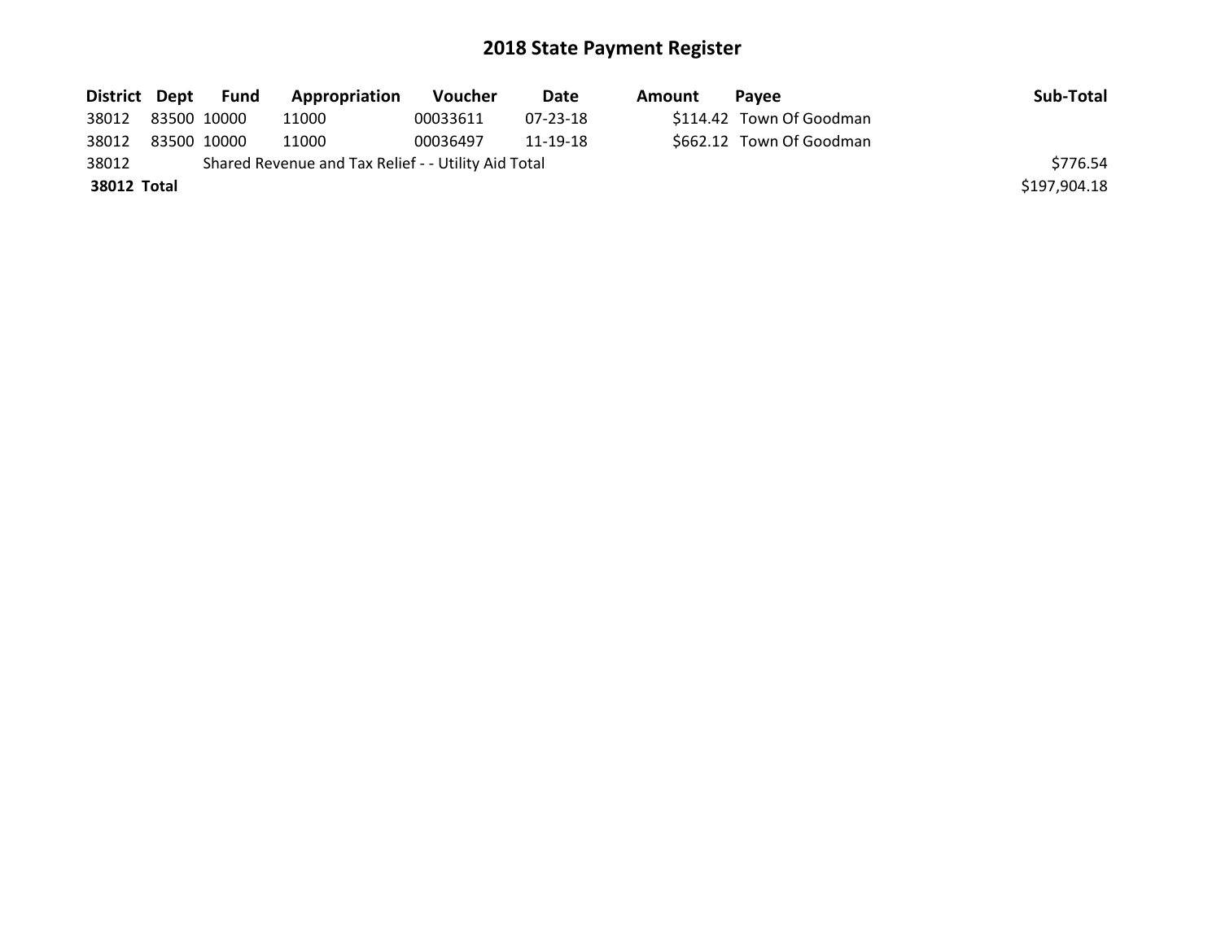# 2018 State Payment Register

| District | Dept | Fund | Appropriation | Voucher | Date | Amount | Payee | Sub-Total |
| --- | --- | --- | --- | --- | --- | --- | --- | --- |
| 38012 | 83500 | 10000 | 11000 | 00033611 | 07-23-18 | $114.42 | Town Of Goodman | |
| 38012 | 83500 | 10000 | 11000 | 00036497 | 11-19-18 | $662.12 | Town Of Goodman | |
| 38012 | | Shared Revenue and Tax Relief - - Utility Aid Total | | | | | | $776.54 |
| **38012 Total** | | | | | | | | $197,904.18 |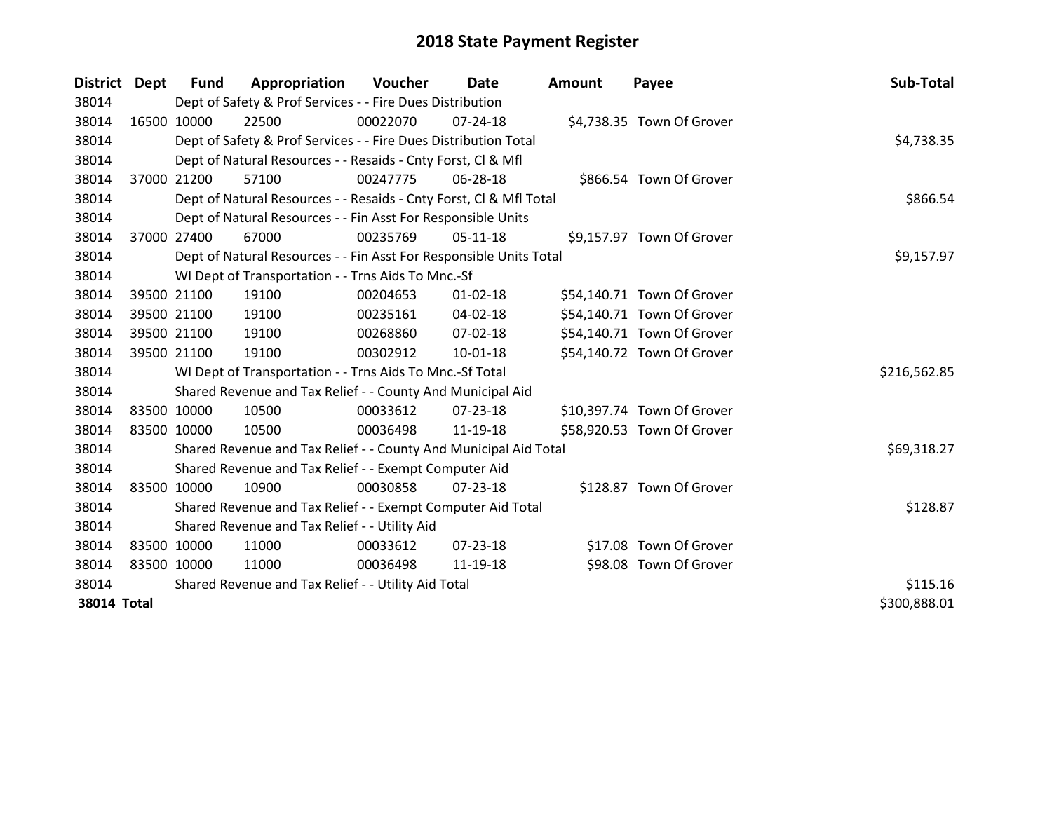# 2018 State Payment Register

| District | Dept | Fund | Appropriation | Voucher | Date | Amount | Payee | Sub-Total |
|---|---|---|---|---|---|---|---|---|
| 38014 | | Dept of Safety & Prof Services - - Fire Dues Distribution | | | | | | |
| 38014 | 16500 | 10000 | 22500 | 00022070 | 07-24-18 | $4,738.35 | Town Of Grover | |
| 38014 | | Dept of Safety & Prof Services - - Fire Dues Distribution Total | | | | | | $4,738.35 |
| 38014 | | Dept of Natural Resources - - Resaids - Cnty Forst, Cl & Mfl | | | | | | |
| 38014 | 37000 | 21200 | 57100 | 00247775 | 06-28-18 | $866.54 | Town Of Grover | |
| 38014 | | Dept of Natural Resources - - Resaids - Cnty Forst, Cl & Mfl Total | | | | | | $866.54 |
| 38014 | | Dept of Natural Resources - - Fin Asst For Responsible Units | | | | | | |
| 38014 | 37000 | 27400 | 67000 | 00235769 | 05-11-18 | $9,157.97 | Town Of Grover | |
| 38014 | | Dept of Natural Resources - - Fin Asst For Responsible Units Total | | | | | | $9,157.97 |
| 38014 | | WI Dept of Transportation - - Trns Aids To Mnc.-Sf | | | | | | |
| 38014 | 39500 | 21100 | 19100 | 00204653 | 01-02-18 | $54,140.71 | Town Of Grover | |
| 38014 | 39500 | 21100 | 19100 | 00235161 | 04-02-18 | $54,140.71 | Town Of Grover | |
| 38014 | 39500 | 21100 | 19100 | 00268860 | 07-02-18 | $54,140.71 | Town Of Grover | |
| 38014 | 39500 | 21100 | 19100 | 00302912 | 10-01-18 | $54,140.72 | Town Of Grover | |
| 38014 | | WI Dept of Transportation - - Trns Aids To Mnc.-Sf Total | | | | | | $216,562.85 |
| 38014 | | Shared Revenue and Tax Relief - - County And Municipal Aid | | | | | | |
| 38014 | 83500 | 10000 | 10500 | 00033612 | 07-23-18 | $10,397.74 | Town Of Grover | |
| 38014 | 83500 | 10000 | 10500 | 00036498 | 11-19-18 | $58,920.53 | Town Of Grover | |
| 38014 | | Shared Revenue and Tax Relief - - County And Municipal Aid Total | | | | | | $69,318.27 |
| 38014 | | Shared Revenue and Tax Relief - - Exempt Computer Aid | | | | | | |
| 38014 | 83500 | 10000 | 10900 | 00030858 | 07-23-18 | $128.87 | Town Of Grover | |
| 38014 | | Shared Revenue and Tax Relief - - Exempt Computer Aid Total | | | | | | $128.87 |
| 38014 | | Shared Revenue and Tax Relief - - Utility Aid | | | | | | |
| 38014 | 83500 | 10000 | 11000 | 00033612 | 07-23-18 | $17.08 | Town Of Grover | |
| 38014 | 83500 | 10000 | 11000 | 00036498 | 11-19-18 | $98.08 | Town Of Grover | |
| 38014 | | Shared Revenue and Tax Relief - - Utility Aid Total | | | | | | $115.16 |
| **38014 Total** | | | | | | | | $300,888.01 |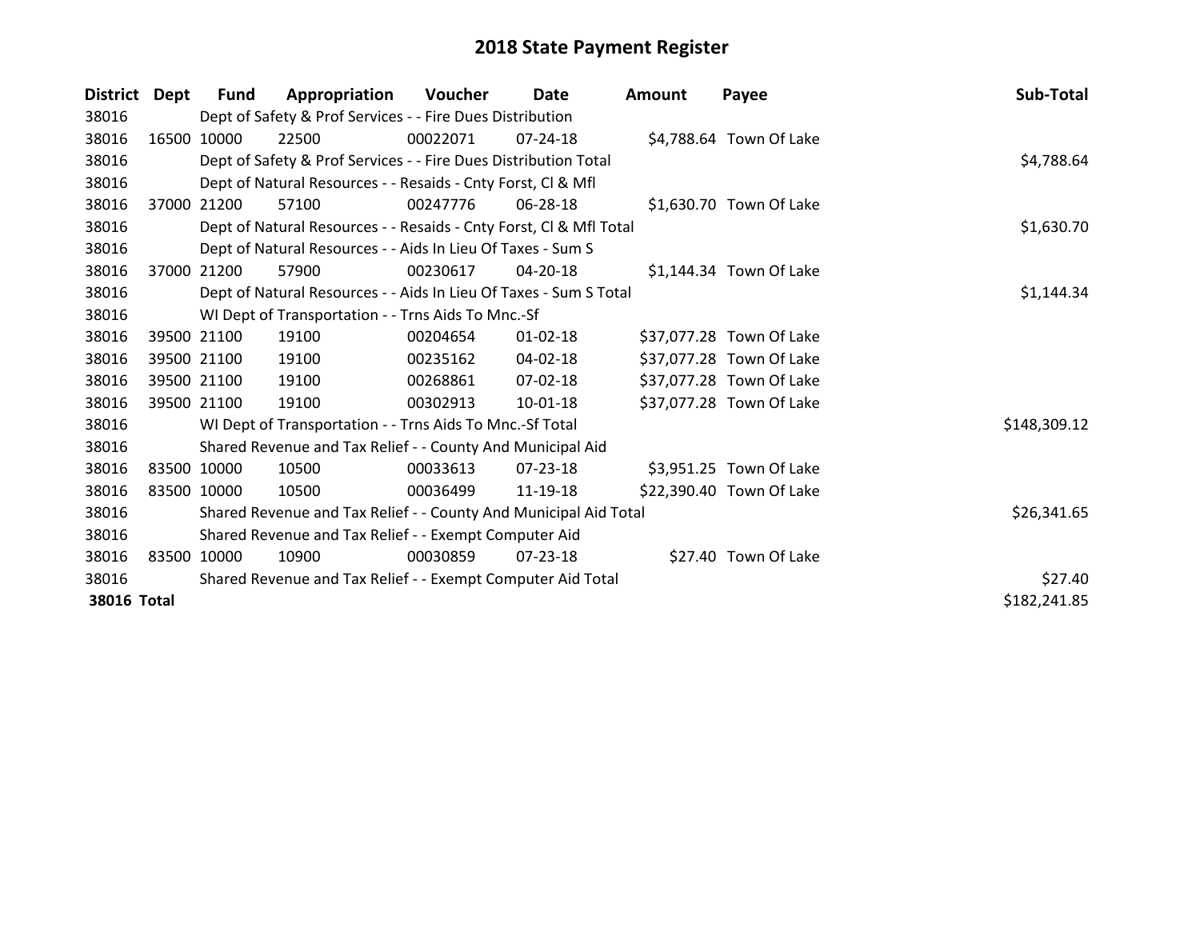# 2018 State Payment Register

| District | Dept | Fund | Appropriation | Voucher | Date | Amount | Payee | Sub-Total |
|---|---|---|---|---|---|---|---|---|
| 38016 | | Dept of Safety & Prof Services - - Fire Dues Distribution | | | | | | |
| 38016 | 16500 | 10000 | 22500 | 00022071 | 07-24-18 | $4,788.64 | Town Of Lake | |
| 38016 | | Dept of Safety & Prof Services - - Fire Dues Distribution Total | | | | | | $4,788.64 |
| 38016 | | Dept of Natural Resources - - Resaids - Cnty Forst, Cl & Mfl | | | | | | |
| 38016 | 37000 | 21200 | 57100 | 00247776 | 06-28-18 | $1,630.70 | Town Of Lake | |
| 38016 | | Dept of Natural Resources - - Resaids - Cnty Forst, Cl & Mfl Total | | | | | | $1,630.70 |
| 38016 | | Dept of Natural Resources - - Aids In Lieu Of Taxes - Sum S | | | | | | |
| 38016 | 37000 | 21200 | 57900 | 00230617 | 04-20-18 | $1,144.34 | Town Of Lake | |
| 38016 | | Dept of Natural Resources - - Aids In Lieu Of Taxes - Sum S Total | | | | | | $1,144.34 |
| 38016 | | WI Dept of Transportation - - Trns Aids To Mnc.-Sf | | | | | | |
| 38016 | 39500 | 21100 | 19100 | 00204654 | 01-02-18 | $37,077.28 | Town Of Lake | |
| 38016 | 39500 | 21100 | 19100 | 00235162 | 04-02-18 | $37,077.28 | Town Of Lake | |
| 38016 | 39500 | 21100 | 19100 | 00268861 | 07-02-18 | $37,077.28 | Town Of Lake | |
| 38016 | 39500 | 21100 | 19100 | 00302913 | 10-01-18 | $37,077.28 | Town Of Lake | |
| 38016 | | WI Dept of Transportation - - Trns Aids To Mnc.-Sf Total | | | | | | $148,309.12 |
| 38016 | | Shared Revenue and Tax Relief - - County And Municipal Aid | | | | | | |
| 38016 | 83500 | 10000 | 10500 | 00033613 | 07-23-18 | $3,951.25 | Town Of Lake | |
| 38016 | 83500 | 10000 | 10500 | 00036499 | 11-19-18 | $22,390.40 | Town Of Lake | |
| 38016 | | Shared Revenue and Tax Relief - - County And Municipal Aid Total | | | | | | $26,341.65 |
| 38016 | | Shared Revenue and Tax Relief - - Exempt Computer Aid | | | | | | |
| 38016 | 83500 | 10000 | 10900 | 00030859 | 07-23-18 | $27.40 | Town Of Lake | |
| 38016 | | Shared Revenue and Tax Relief - - Exempt Computer Aid Total | | | | | | $27.40 |
| **38016 Total** | | | | | | | | $182,241.85 |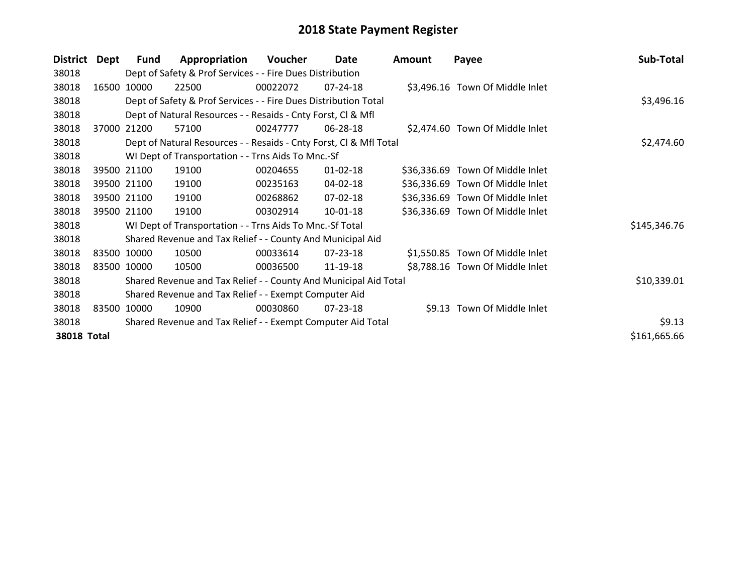# 2018 State Payment Register

| District | Dept | Fund | Appropriation | Voucher | Date | Amount | Payee | Sub-Total |
|---|---|---|---|---|---|---|---|---|
| 38018 | | Dept of Safety & Prof Services - - Fire Dues Distribution | | | | | | |
| 38018 | 16500 | 10000 | 22500 | 00022072 | 07-24-18 | $3,496.16 | Town Of Middle Inlet | |
| 38018 | | Dept of Safety & Prof Services - - Fire Dues Distribution Total | | | | | | $3,496.16 |
| 38018 | | Dept of Natural Resources - - Resaids - Cnty Forst, Cl & Mfl | | | | | | |
| 38018 | 37000 | 21200 | 57100 | 00247777 | 06-28-18 | $2,474.60 | Town Of Middle Inlet | |
| 38018 | | Dept of Natural Resources - - Resaids - Cnty Forst, Cl & Mfl Total | | | | | | $2,474.60 |
| 38018 | | WI Dept of Transportation - - Trns Aids To Mnc.-Sf | | | | | | |
| 38018 | 39500 | 21100 | 19100 | 00204655 | 01-02-18 | $36,336.69 | Town Of Middle Inlet | |
| 38018 | 39500 | 21100 | 19100 | 00235163 | 04-02-18 | $36,336.69 | Town Of Middle Inlet | |
| 38018 | 39500 | 21100 | 19100 | 00268862 | 07-02-18 | $36,336.69 | Town Of Middle Inlet | |
| 38018 | 39500 | 21100 | 19100 | 00302914 | 10-01-18 | $36,336.69 | Town Of Middle Inlet | |
| 38018 | | WI Dept of Transportation - - Trns Aids To Mnc.-Sf Total | | | | | | $145,346.76 |
| 38018 | | Shared Revenue and Tax Relief - - County And Municipal Aid | | | | | | |
| 38018 | 83500 | 10000 | 10500 | 00033614 | 07-23-18 | $1,550.85 | Town Of Middle Inlet | |
| 38018 | 83500 | 10000 | 10500 | 00036500 | 11-19-18 | $8,788.16 | Town Of Middle Inlet | |
| 38018 | | Shared Revenue and Tax Relief - - County And Municipal Aid Total | | | | | | $10,339.01 |
| 38018 | | Shared Revenue and Tax Relief - - Exempt Computer Aid | | | | | | |
| 38018 | 83500 | 10000 | 10900 | 00030860 | 07-23-18 | $9.13 | Town Of Middle Inlet | |
| 38018 | | Shared Revenue and Tax Relief - - Exempt Computer Aid Total | | | | | | $9.13 |
| **38018 Total** | | | | | | | | $161,665.66 |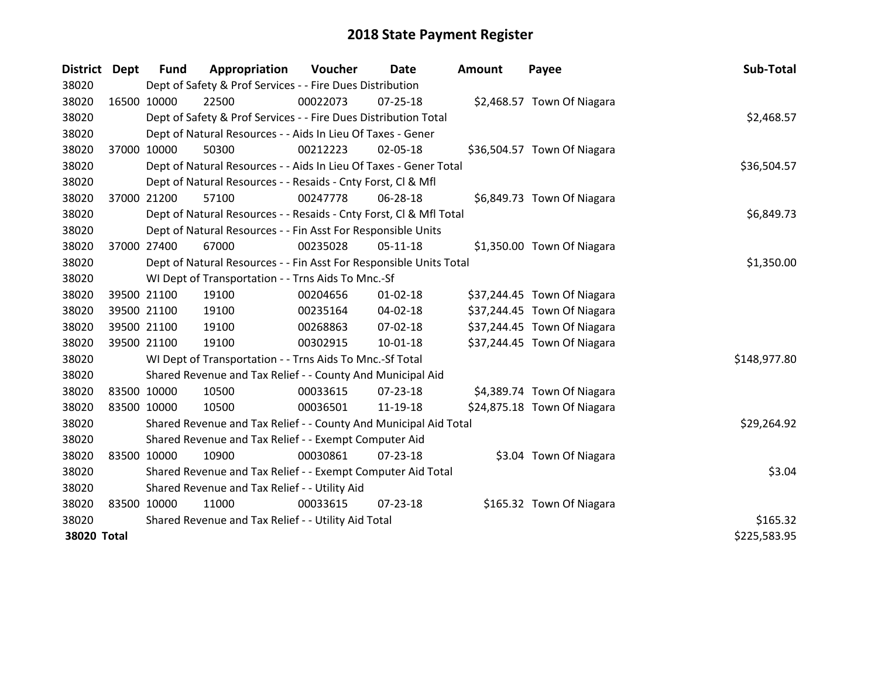# 2018 State Payment Register

| District | Dept | Fund | Appropriation | Voucher | Date | Amount | Payee | Sub-Total |
|---|---|---|---|---|---|---|---|---|
| 38020 | | Dept of Safety & Prof Services - - Fire Dues Distribution | | | | | | |
| 38020 | 16500 | 10000 | 22500 | 00022073 | 07-25-18 | $2,468.57 | Town Of Niagara | |
| 38020 | | Dept of Safety & Prof Services - - Fire Dues Distribution Total | | | | | | $2,468.57 |
| 38020 | | Dept of Natural Resources - - Aids In Lieu Of Taxes - Gener | | | | | | |
| 38020 | 37000 | 10000 | 50300 | 00212223 | 02-05-18 | $36,504.57 | Town Of Niagara | |
| 38020 | | Dept of Natural Resources - - Aids In Lieu Of Taxes - Gener Total | | | | | | $36,504.57 |
| 38020 | | Dept of Natural Resources - - Resaids - Cnty Forst, Cl & Mfl | | | | | | |
| 38020 | 37000 | 21200 | 57100 | 00247778 | 06-28-18 | $6,849.73 | Town Of Niagara | |
| 38020 | | Dept of Natural Resources - - Resaids - Cnty Forst, Cl & Mfl Total | | | | | | $6,849.73 |
| 38020 | | Dept of Natural Resources - - Fin Asst For Responsible Units | | | | | | |
| 38020 | 37000 | 27400 | 67000 | 00235028 | 05-11-18 | $1,350.00 | Town Of Niagara | |
| 38020 | | Dept of Natural Resources - - Fin Asst For Responsible Units Total | | | | | | $1,350.00 |
| 38020 | | WI Dept of Transportation - - Trns Aids To Mnc.-Sf | | | | | | |
| 38020 | 39500 | 21100 | 19100 | 00204656 | 01-02-18 | $37,244.45 | Town Of Niagara | |
| 38020 | 39500 | 21100 | 19100 | 00235164 | 04-02-18 | $37,244.45 | Town Of Niagara | |
| 38020 | 39500 | 21100 | 19100 | 00268863 | 07-02-18 | $37,244.45 | Town Of Niagara | |
| 38020 | 39500 | 21100 | 19100 | 00302915 | 10-01-18 | $37,244.45 | Town Of Niagara | |
| 38020 | | WI Dept of Transportation - - Trns Aids To Mnc.-Sf Total | | | | | | $148,977.80 |
| 38020 | | Shared Revenue and Tax Relief - - County And Municipal Aid | | | | | | |
| 38020 | 83500 | 10000 | 10500 | 00033615 | 07-23-18 | $4,389.74 | Town Of Niagara | |
| 38020 | 83500 | 10000 | 10500 | 00036501 | 11-19-18 | $24,875.18 | Town Of Niagara | |
| 38020 | | Shared Revenue and Tax Relief - - County And Municipal Aid Total | | | | | | $29,264.92 |
| 38020 | | Shared Revenue and Tax Relief - - Exempt Computer Aid | | | | | | |
| 38020 | 83500 | 10000 | 10900 | 00030861 | 07-23-18 | $3.04 | Town Of Niagara | |
| 38020 | | Shared Revenue and Tax Relief - - Exempt Computer Aid Total | | | | | | $3.04 |
| 38020 | | Shared Revenue and Tax Relief - - Utility Aid | | | | | | |
| 38020 | 83500 | 10000 | 11000 | 00033615 | 07-23-18 | $165.32 | Town Of Niagara | |
| 38020 | | Shared Revenue and Tax Relief - - Utility Aid Total | | | | | | $165.32 |
| **38020 Total** | | | | | | | | $225,583.95 |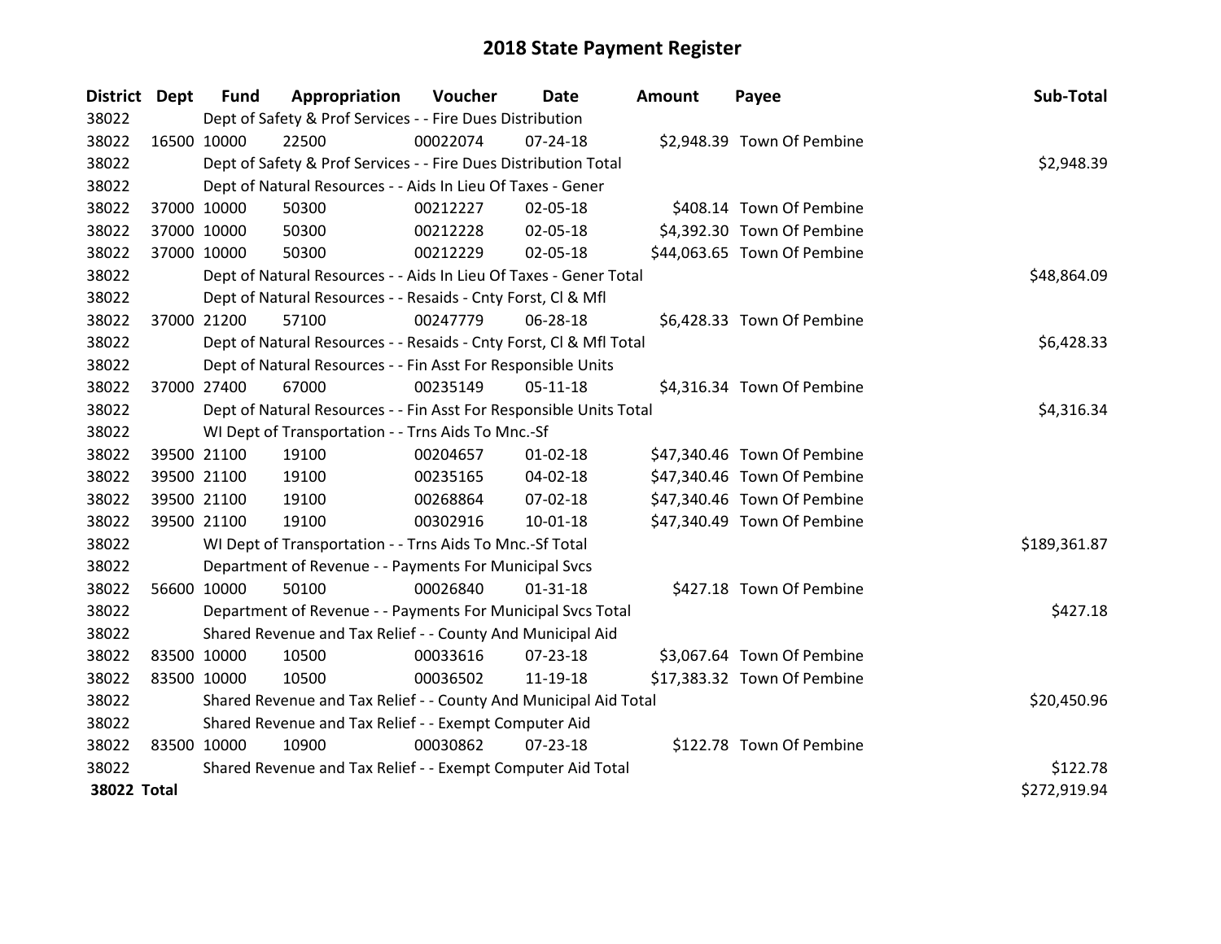# 2018 State Payment Register

| District | Dept | Fund | Appropriation | Voucher | Date | Amount | Payee | Sub-Total |
|---|---|---|---|---|---|---|---|---|
| 38022 | | Dept of Safety & Prof Services - - Fire Dues Distribution | | | | | | |
| 38022 | 16500 | 10000 | 22500 | 00022074 | 07-24-18 | $2,948.39 | Town Of Pembine | |
| 38022 | | Dept of Safety & Prof Services - - Fire Dues Distribution Total | | | | | | $2,948.39 |
| 38022 | | Dept of Natural Resources - - Aids In Lieu Of Taxes - Gener | | | | | | |
| 38022 | 37000 | 10000 | 50300 | 00212227 | 02-05-18 | $408.14 | Town Of Pembine | |
| 38022 | 37000 | 10000 | 50300 | 00212228 | 02-05-18 | $4,392.30 | Town Of Pembine | |
| 38022 | 37000 | 10000 | 50300 | 00212229 | 02-05-18 | $44,063.65 | Town Of Pembine | |
| 38022 | | Dept of Natural Resources - - Aids In Lieu Of Taxes - Gener Total | | | | | | $48,864.09 |
| 38022 | | Dept of Natural Resources - - Resaids - Cnty Forst, Cl & Mfl | | | | | | |
| 38022 | 37000 | 21200 | 57100 | 00247779 | 06-28-18 | $6,428.33 | Town Of Pembine | |
| 38022 | | Dept of Natural Resources - - Resaids - Cnty Forst, Cl & Mfl Total | | | | | | $6,428.33 |
| 38022 | | Dept of Natural Resources - - Fin Asst For Responsible Units | | | | | | |
| 38022 | 37000 | 27400 | 67000 | 00235149 | 05-11-18 | $4,316.34 | Town Of Pembine | |
| 38022 | | Dept of Natural Resources - - Fin Asst For Responsible Units Total | | | | | | $4,316.34 |
| 38022 | | WI Dept of Transportation - - Trns Aids To Mnc.-Sf | | | | | | |
| 38022 | 39500 | 21100 | 19100 | 00204657 | 01-02-18 | $47,340.46 | Town Of Pembine | |
| 38022 | 39500 | 21100 | 19100 | 00235165 | 04-02-18 | $47,340.46 | Town Of Pembine | |
| 38022 | 39500 | 21100 | 19100 | 00268864 | 07-02-18 | $47,340.46 | Town Of Pembine | |
| 38022 | 39500 | 21100 | 19100 | 00302916 | 10-01-18 | $47,340.49 | Town Of Pembine | |
| 38022 | | WI Dept of Transportation - - Trns Aids To Mnc.-Sf Total | | | | | | $189,361.87 |
| 38022 | | Department of Revenue - - Payments For Municipal Svcs | | | | | | |
| 38022 | 56600 | 10000 | 50100 | 00026840 | 01-31-18 | $427.18 | Town Of Pembine | |
| 38022 | | Department of Revenue - - Payments For Municipal Svcs Total | | | | | | $427.18 |
| 38022 | | Shared Revenue and Tax Relief - - County And Municipal Aid | | | | | | |
| 38022 | 83500 | 10000 | 10500 | 00033616 | 07-23-18 | $3,067.64 | Town Of Pembine | |
| 38022 | 83500 | 10000 | 10500 | 00036502 | 11-19-18 | $17,383.32 | Town Of Pembine | |
| 38022 | | Shared Revenue and Tax Relief - - County And Municipal Aid Total | | | | | | $20,450.96 |
| 38022 | | Shared Revenue and Tax Relief - - Exempt Computer Aid | | | | | | |
| 38022 | 83500 | 10000 | 10900 | 00030862 | 07-23-18 | $122.78 | Town Of Pembine | |
| 38022 | | Shared Revenue and Tax Relief - - Exempt Computer Aid Total | | | | | | $122.78 |
| **38022 Total** | | | | | | | | $272,919.94 |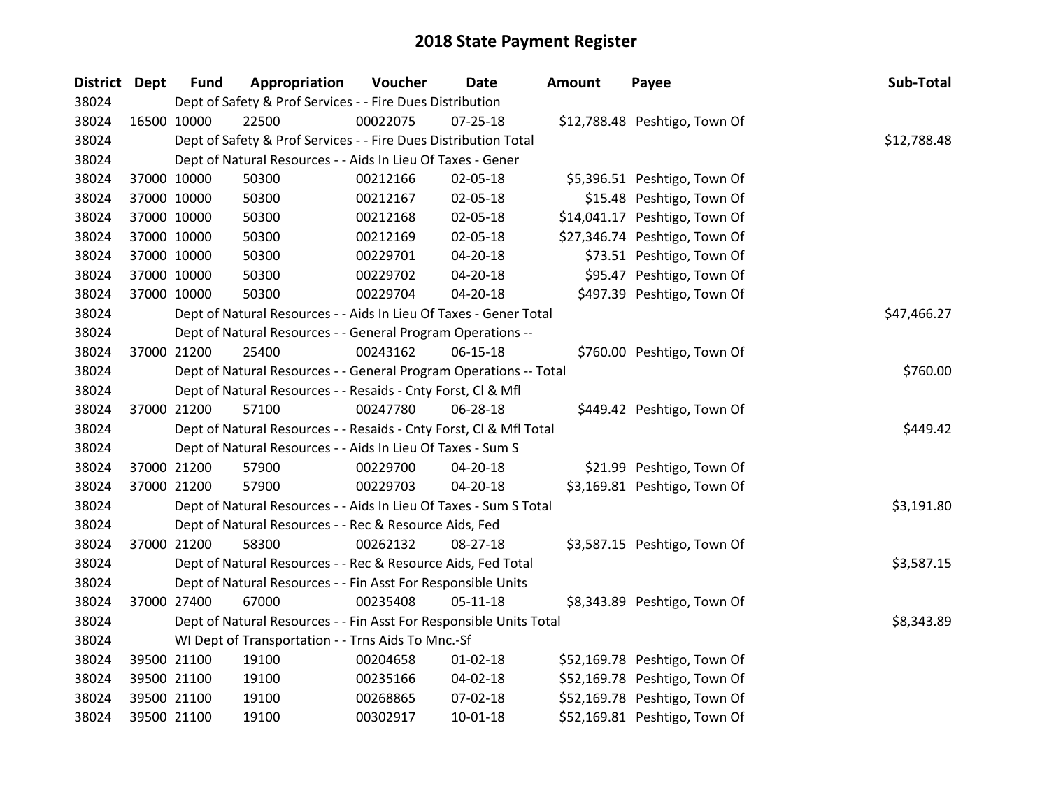# 2018 State Payment Register

| District | Dept | Fund | Appropriation | Voucher | Date | Amount | Payee | Sub-Total |
|---|---|---|---|---|---|---|---|---|
| 38024 | Dept of Safety & Prof Services - - Fire Dues Distribution | | | | | | | |
| 38024 | 16500 | 10000 | 22500 | 00022075 | 07-25-18 | $12,788.48 | Peshtigo, Town Of | |
| 38024 | Dept of Safety & Prof Services - - Fire Dues Distribution Total | | | | | | | $12,788.48 |
| 38024 | Dept of Natural Resources - - Aids In Lieu Of Taxes - Gener | | | | | | | |
| 38024 | 37000 | 10000 | 50300 | 00212166 | 02-05-18 | $5,396.51 | Peshtigo, Town Of | |
| 38024 | 37000 | 10000 | 50300 | 00212167 | 02-05-18 | $15.48 | Peshtigo, Town Of | |
| 38024 | 37000 | 10000 | 50300 | 00212168 | 02-05-18 | $14,041.17 | Peshtigo, Town Of | |
| 38024 | 37000 | 10000 | 50300 | 00212169 | 02-05-18 | $27,346.74 | Peshtigo, Town Of | |
| 38024 | 37000 | 10000 | 50300 | 00229701 | 04-20-18 | $73.51 | Peshtigo, Town Of | |
| 38024 | 37000 | 10000 | 50300 | 00229702 | 04-20-18 | $95.47 | Peshtigo, Town Of | |
| 38024 | 37000 | 10000 | 50300 | 00229704 | 04-20-18 | $497.39 | Peshtigo, Town Of | |
| 38024 | Dept of Natural Resources - - Aids In Lieu Of Taxes - Gener Total | | | | | | | $47,466.27 |
| 38024 | Dept of Natural Resources - - General Program Operations -- | | | | | | | |
| 38024 | 37000 | 21200 | 25400 | 00243162 | 06-15-18 | $760.00 | Peshtigo, Town Of | |
| 38024 | Dept of Natural Resources - - General Program Operations -- Total | | | | | | | $760.00 |
| 38024 | Dept of Natural Resources - - Resaids - Cnty Forst, Cl & Mfl | | | | | | | |
| 38024 | 37000 | 21200 | 57100 | 00247780 | 06-28-18 | $449.42 | Peshtigo, Town Of | |
| 38024 | Dept of Natural Resources - - Resaids - Cnty Forst, Cl & Mfl Total | | | | | | | $449.42 |
| 38024 | Dept of Natural Resources - - Aids In Lieu Of Taxes - Sum S | | | | | | | |
| 38024 | 37000 | 21200 | 57900 | 00229700 | 04-20-18 | $21.99 | Peshtigo, Town Of | |
| 38024 | 37000 | 21200 | 57900 | 00229703 | 04-20-18 | $3,169.81 | Peshtigo, Town Of | |
| 38024 | Dept of Natural Resources - - Aids In Lieu Of Taxes - Sum S Total | | | | | | | $3,191.80 |
| 38024 | Dept of Natural Resources - - Rec & Resource Aids, Fed | | | | | | | |
| 38024 | 37000 | 21200 | 58300 | 00262132 | 08-27-18 | $3,587.15 | Peshtigo, Town Of | |
| 38024 | Dept of Natural Resources - - Rec & Resource Aids, Fed Total | | | | | | | $3,587.15 |
| 38024 | Dept of Natural Resources - - Fin Asst For Responsible Units | | | | | | | |
| 38024 | 37000 | 27400 | 67000 | 00235408 | 05-11-18 | $8,343.89 | Peshtigo, Town Of | |
| 38024 | Dept of Natural Resources - - Fin Asst For Responsible Units Total | | | | | | | $8,343.89 |
| 38024 | WI Dept of Transportation - - Trns Aids To Mnc.-Sf | | | | | | | |
| 38024 | 39500 | 21100 | 19100 | 00204658 | 01-02-18 | $52,169.78 | Peshtigo, Town Of | |
| 38024 | 39500 | 21100 | 19100 | 00235166 | 04-02-18 | $52,169.78 | Peshtigo, Town Of | |
| 38024 | 39500 | 21100 | 19100 | 00268865 | 07-02-18 | $52,169.78 | Peshtigo, Town Of | |
| 38024 | 39500 | 21100 | 19100 | 00302917 | 10-01-18 | $52,169.81 | Peshtigo, Town Of | |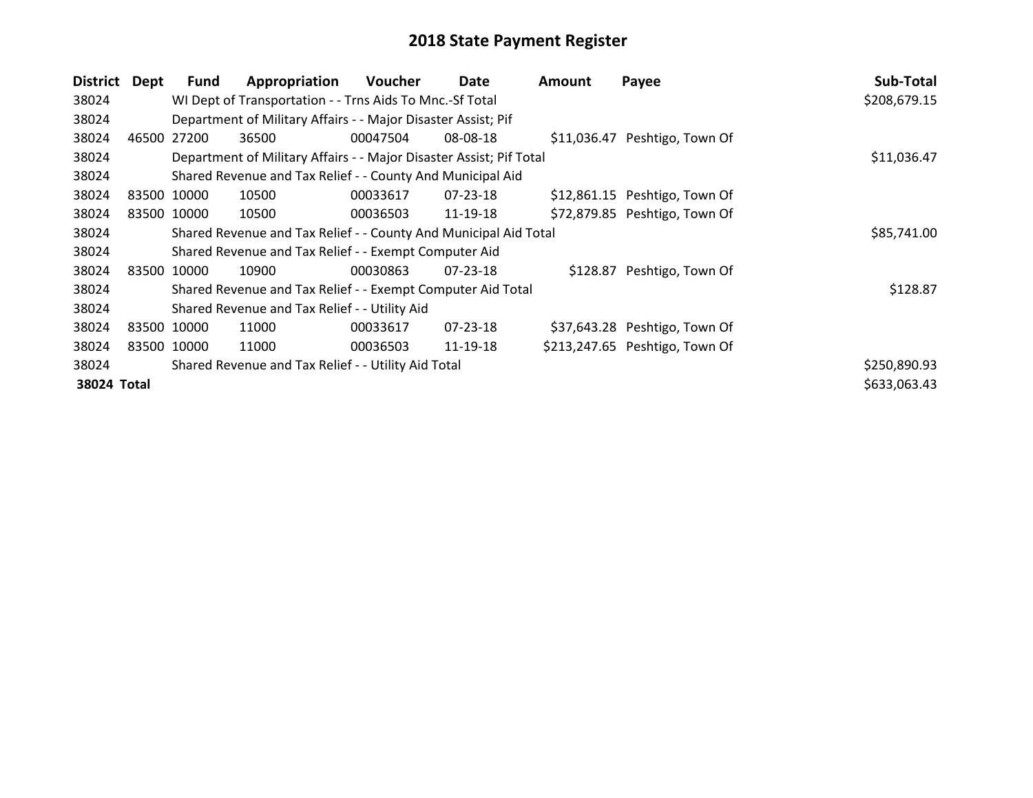# 2018 State Payment Register

| District | Dept | Fund | Appropriation | Voucher | Date | Amount | Payee | Sub-Total |
|---|---|---|---|---|---|---|---|---|
| 38024 | | WI Dept of Transportation - - Trns Aids To Mnc.-Sf Total | | | | | | $208,679.15 |
| 38024 | | Department of Military Affairs - - Major Disaster Assist; Pif | | | | | | |
| 38024 | 46500 | 27200 | 36500 | 00047504 | 08-08-18 | $11,036.47 | Peshtigo, Town Of | |
| 38024 | | Department of Military Affairs - - Major Disaster Assist; Pif Total | | | | | | $11,036.47 |
| 38024 | | Shared Revenue and Tax Relief - - County And Municipal Aid | | | | | | |
| 38024 | 83500 | 10000 | 10500 | 00033617 | 07-23-18 | $12,861.15 | Peshtigo, Town Of | |
| 38024 | 83500 | 10000 | 10500 | 00036503 | 11-19-18 | $72,879.85 | Peshtigo, Town Of | |
| 38024 | | Shared Revenue and Tax Relief - - County And Municipal Aid Total | | | | | | $85,741.00 |
| 38024 | | Shared Revenue and Tax Relief - - Exempt Computer Aid | | | | | | |
| 38024 | 83500 | 10000 | 10900 | 00030863 | 07-23-18 | $128.87 | Peshtigo, Town Of | |
| 38024 | | Shared Revenue and Tax Relief - - Exempt Computer Aid Total | | | | | | $128.87 |
| 38024 | | Shared Revenue and Tax Relief - - Utility Aid | | | | | | |
| 38024 | 83500 | 10000 | 11000 | 00033617 | 07-23-18 | $37,643.28 | Peshtigo, Town Of | |
| 38024 | 83500 | 10000 | 11000 | 00036503 | 11-19-18 | $213,247.65 | Peshtigo, Town Of | |
| 38024 | | Shared Revenue and Tax Relief - - Utility Aid Total | | | | | | $250,890.93 |
| **38024 Total** | | | | | | | | $633,063.43 |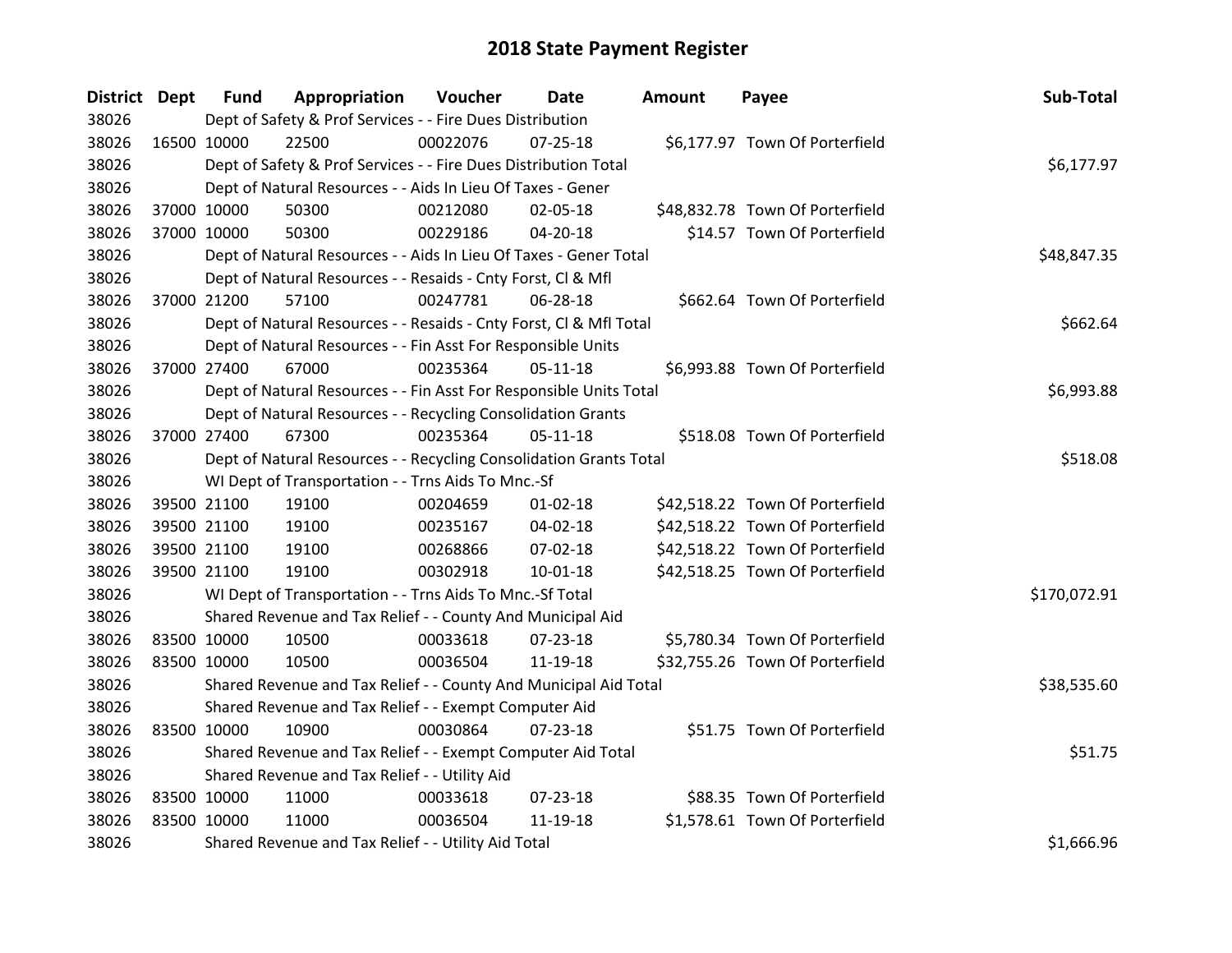# 2018 State Payment Register

| District | Dept | Fund | Appropriation | Voucher | Date | Amount | Payee | Sub-Total |
|---|---|---|---|---|---|---|---|---|
| 38026 | | Dept of Safety & Prof Services - - Fire Dues Distribution | | | | | | |
| 38026 | 16500 | 10000 | 22500 | 00022076 | 07-25-18 | $6,177.97 | Town Of Porterfield | |
| 38026 | | Dept of Safety & Prof Services - - Fire Dues Distribution Total | | | | | | $6,177.97 |
| 38026 | | Dept of Natural Resources - - Aids In Lieu Of Taxes - Gener | | | | | | |
| 38026 | 37000 | 10000 | 50300 | 00212080 | 02-05-18 | $48,832.78 | Town Of Porterfield | |
| 38026 | 37000 | 10000 | 50300 | 00229186 | 04-20-18 | $14.57 | Town Of Porterfield | |
| 38026 | | Dept of Natural Resources - - Aids In Lieu Of Taxes - Gener Total | | | | | | $48,847.35 |
| 38026 | | Dept of Natural Resources - - Resaids - Cnty Forst, Cl & Mfl | | | | | | |
| 38026 | 37000 | 21200 | 57100 | 00247781 | 06-28-18 | $662.64 | Town Of Porterfield | |
| 38026 | | Dept of Natural Resources - - Resaids - Cnty Forst, Cl & Mfl Total | | | | | | $662.64 |
| 38026 | | Dept of Natural Resources - - Fin Asst For Responsible Units | | | | | | |
| 38026 | 37000 | 27400 | 67000 | 00235364 | 05-11-18 | $6,993.88 | Town Of Porterfield | |
| 38026 | | Dept of Natural Resources - - Fin Asst For Responsible Units Total | | | | | | $6,993.88 |
| 38026 | | Dept of Natural Resources - - Recycling Consolidation Grants | | | | | | |
| 38026 | 37000 | 27400 | 67300 | 00235364 | 05-11-18 | $518.08 | Town Of Porterfield | |
| 38026 | | Dept of Natural Resources - - Recycling Consolidation Grants Total | | | | | | $518.08 |
| 38026 | | WI Dept of Transportation - - Trns Aids To Mnc.-Sf | | | | | | |
| 38026 | 39500 | 21100 | 19100 | 00204659 | 01-02-18 | $42,518.22 | Town Of Porterfield | |
| 38026 | 39500 | 21100 | 19100 | 00235167 | 04-02-18 | $42,518.22 | Town Of Porterfield | |
| 38026 | 39500 | 21100 | 19100 | 00268866 | 07-02-18 | $42,518.22 | Town Of Porterfield | |
| 38026 | 39500 | 21100 | 19100 | 00302918 | 10-01-18 | $42,518.25 | Town Of Porterfield | |
| 38026 | | WI Dept of Transportation - - Trns Aids To Mnc.-Sf Total | | | | | | $170,072.91 |
| 38026 | | Shared Revenue and Tax Relief - - County And Municipal Aid | | | | | | |
| 38026 | 83500 | 10000 | 10500 | 00033618 | 07-23-18 | $5,780.34 | Town Of Porterfield | |
| 38026 | 83500 | 10000 | 10500 | 00036504 | 11-19-18 | $32,755.26 | Town Of Porterfield | |
| 38026 | | Shared Revenue and Tax Relief - - County And Municipal Aid Total | | | | | | $38,535.60 |
| 38026 | | Shared Revenue and Tax Relief - - Exempt Computer Aid | | | | | | |
| 38026 | 83500 | 10000 | 10900 | 00030864 | 07-23-18 | $51.75 | Town Of Porterfield | |
| 38026 | | Shared Revenue and Tax Relief - - Exempt Computer Aid Total | | | | | | $51.75 |
| 38026 | | Shared Revenue and Tax Relief - - Utility Aid | | | | | | |
| 38026 | 83500 | 10000 | 11000 | 00033618 | 07-23-18 | $88.35 | Town Of Porterfield | |
| 38026 | 83500 | 10000 | 11000 | 00036504 | 11-19-18 | $1,578.61 | Town Of Porterfield | |
| 38026 | | Shared Revenue and Tax Relief - - Utility Aid Total | | | | | | $1,666.96 |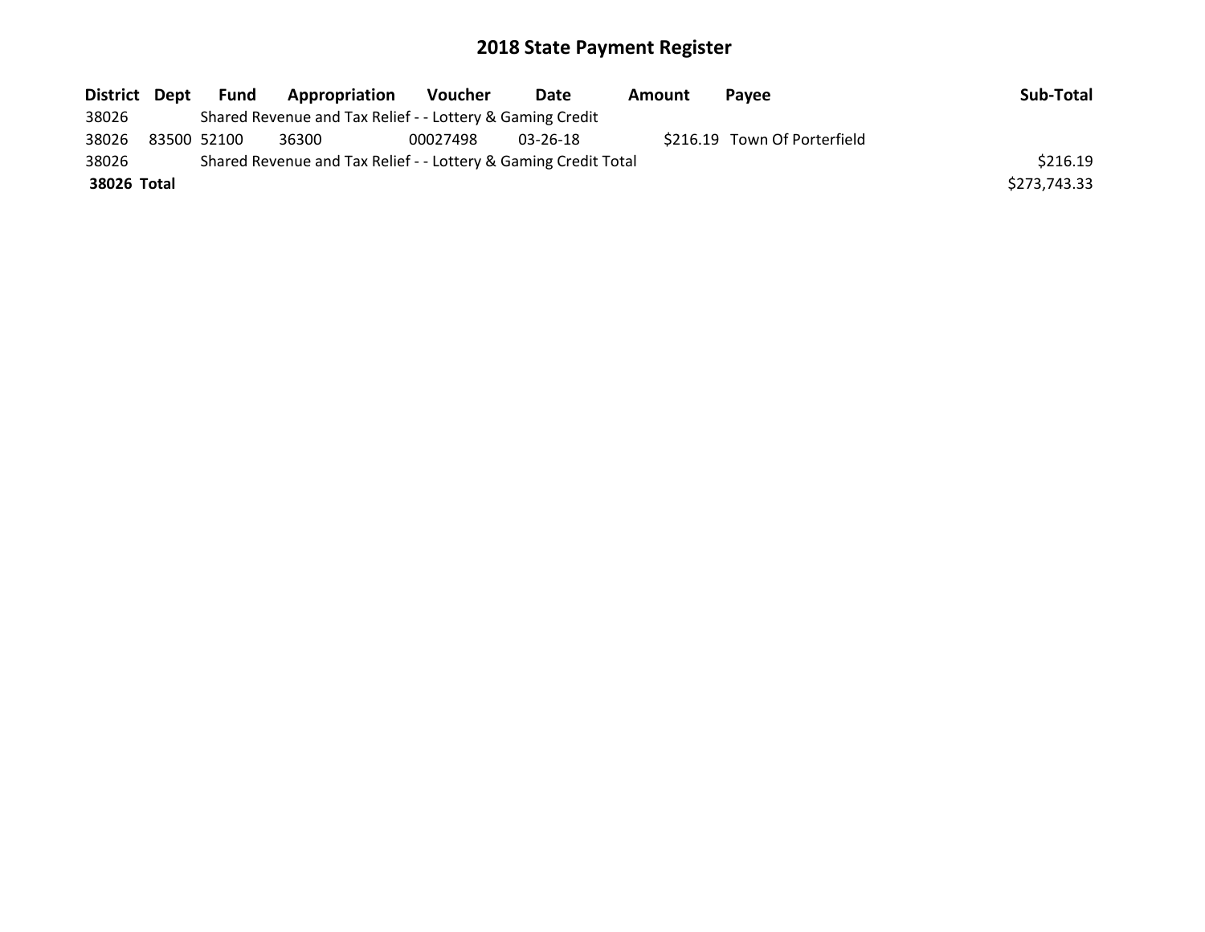# 2018 State Payment Register

| District | Dept | Fund | Appropriation | Voucher | Date | Amount | Payee | Sub-Total |
|---|---|---|---|---|---|---|---|---|
| 38026 | | Shared Revenue and Tax Relief - - Lottery & Gaming Credit | | | | | | |
| 38026 | 83500 | 52100 | 36300 | 00027498 | 03-26-18 | $216.19 | Town Of Porterfield | |
| 38026 | | Shared Revenue and Tax Relief - - Lottery & Gaming Credit Total | | | | | | $216.19 |
| **38026** | **Total** | | | | | | | $273,743.33 |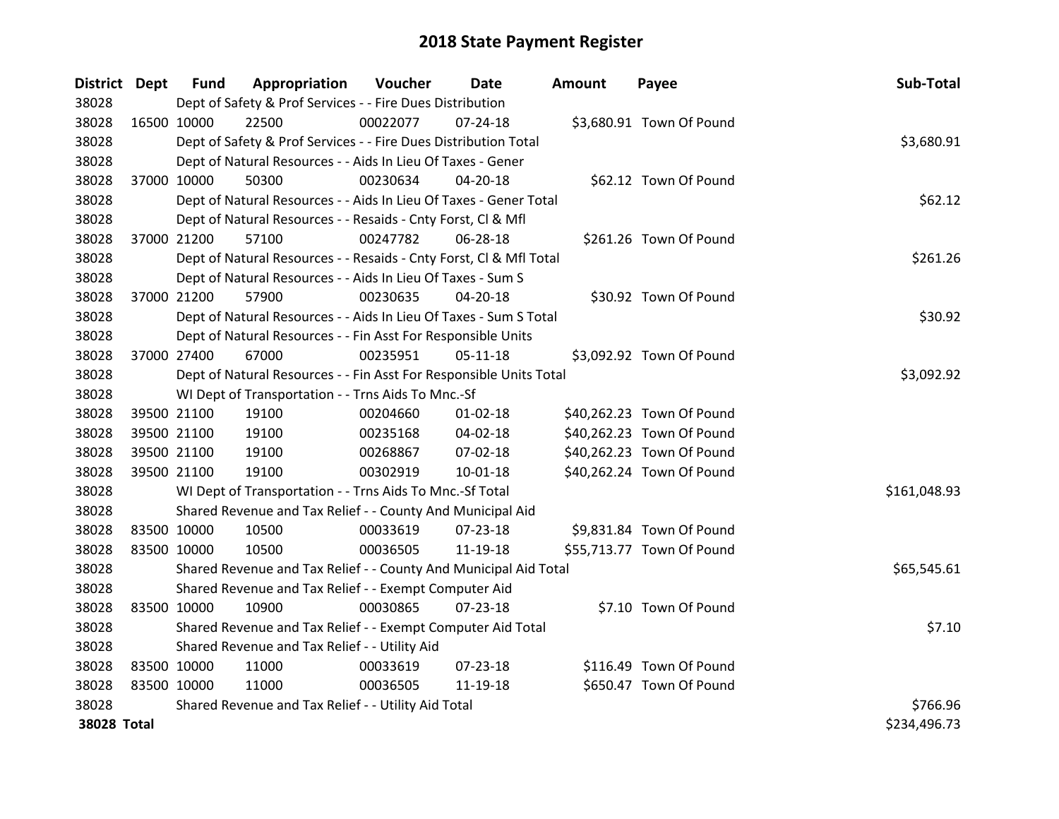# 2018 State Payment Register

| District | Dept | Fund | Appropriation | Voucher | Date | Amount | Payee | Sub-Total |
|---|---|---|---|---|---|---|---|---|
| 38028 | | Dept of Safety & Prof Services - - Fire Dues Distribution | | | | | | |
| 38028 | 16500 | 10000 | 22500 | 00022077 | 07-24-18 | $3,680.91 | Town Of Pound | |
| 38028 | | Dept of Safety & Prof Services - - Fire Dues Distribution Total | | | | | | $3,680.91 |
| 38028 | | Dept of Natural Resources - - Aids In Lieu Of Taxes - Gener | | | | | | |
| 38028 | 37000 | 10000 | 50300 | 00230634 | 04-20-18 | $62.12 | Town Of Pound | |
| 38028 | | Dept of Natural Resources - - Aids In Lieu Of Taxes - Gener Total | | | | | | $62.12 |
| 38028 | | Dept of Natural Resources - - Resaids - Cnty Forst, Cl & Mfl | | | | | | |
| 38028 | 37000 | 21200 | 57100 | 00247782 | 06-28-18 | $261.26 | Town Of Pound | |
| 38028 | | Dept of Natural Resources - - Resaids - Cnty Forst, Cl & Mfl Total | | | | | | $261.26 |
| 38028 | | Dept of Natural Resources - - Aids In Lieu Of Taxes - Sum S | | | | | | |
| 38028 | 37000 | 21200 | 57900 | 00230635 | 04-20-18 | $30.92 | Town Of Pound | |
| 38028 | | Dept of Natural Resources - - Aids In Lieu Of Taxes - Sum S Total | | | | | | $30.92 |
| 38028 | | Dept of Natural Resources - - Fin Asst For Responsible Units | | | | | | |
| 38028 | 37000 | 27400 | 67000 | 00235951 | 05-11-18 | $3,092.92 | Town Of Pound | |
| 38028 | | Dept of Natural Resources - - Fin Asst For Responsible Units Total | | | | | | $3,092.92 |
| 38028 | | WI Dept of Transportation - - Trns Aids To Mnc.-Sf | | | | | | |
| 38028 | 39500 | 21100 | 19100 | 00204660 | 01-02-18 | $40,262.23 | Town Of Pound | |
| 38028 | 39500 | 21100 | 19100 | 00235168 | 04-02-18 | $40,262.23 | Town Of Pound | |
| 38028 | 39500 | 21100 | 19100 | 00268867 | 07-02-18 | $40,262.23 | Town Of Pound | |
| 38028 | 39500 | 21100 | 19100 | 00302919 | 10-01-18 | $40,262.24 | Town Of Pound | |
| 38028 | | WI Dept of Transportation - - Trns Aids To Mnc.-Sf Total | | | | | | $161,048.93 |
| 38028 | | Shared Revenue and Tax Relief - - County And Municipal Aid | | | | | | |
| 38028 | 83500 | 10000 | 10500 | 00033619 | 07-23-18 | $9,831.84 | Town Of Pound | |
| 38028 | 83500 | 10000 | 10500 | 00036505 | 11-19-18 | $55,713.77 | Town Of Pound | |
| 38028 | | Shared Revenue and Tax Relief - - County And Municipal Aid Total | | | | | | $65,545.61 |
| 38028 | | Shared Revenue and Tax Relief - - Exempt Computer Aid | | | | | | |
| 38028 | 83500 | 10000 | 10900 | 00030865 | 07-23-18 | $7.10 | Town Of Pound | |
| 38028 | | Shared Revenue and Tax Relief - - Exempt Computer Aid Total | | | | | | $7.10 |
| 38028 | | Shared Revenue and Tax Relief - - Utility Aid | | | | | | |
| 38028 | 83500 | 10000 | 11000 | 00033619 | 07-23-18 | $116.49 | Town Of Pound | |
| 38028 | 83500 | 10000 | 11000 | 00036505 | 11-19-18 | $650.47 | Town Of Pound | |
| 38028 | | Shared Revenue and Tax Relief - - Utility Aid Total | | | | | | $766.96 |
| **38028 Total** | | | | | | | | $234,496.73 |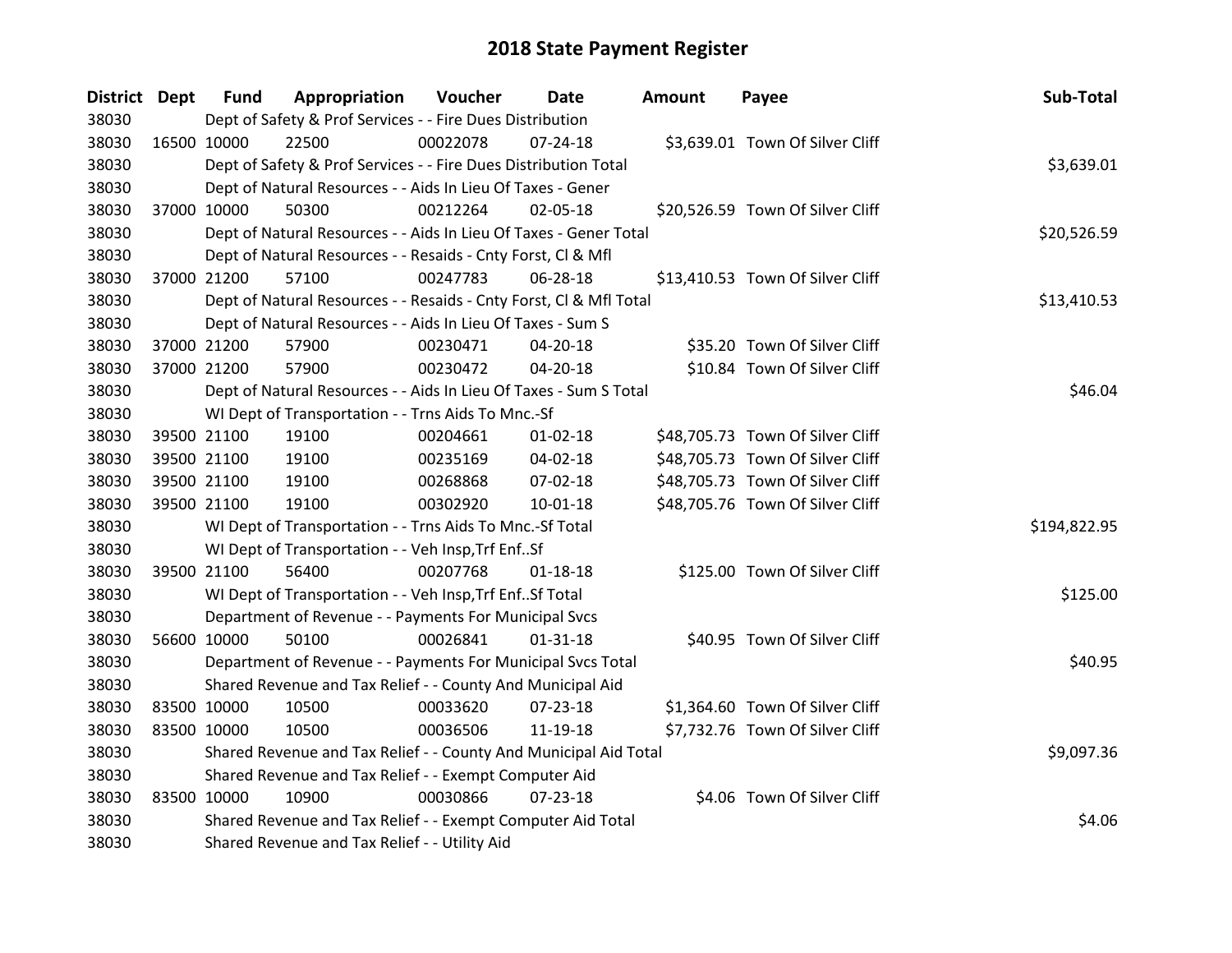# 2018 State Payment Register

| District | Dept | Fund | Appropriation | Voucher | Date | Amount | Payee | Sub-Total |
|---|---|---|---|---|---|---|---|---|
| 38030 | | Dept of Safety & Prof Services - - Fire Dues Distribution | | | | | | |
| 38030 | 16500 | 10000 | 22500 | 00022078 | 07-24-18 | $3,639.01 | Town Of Silver Cliff | |
| 38030 | | Dept of Safety & Prof Services - - Fire Dues Distribution Total | | | | | | $3,639.01 |
| 38030 | | Dept of Natural Resources - - Aids In Lieu Of Taxes - Gener | | | | | | |
| 38030 | 37000 | 10000 | 50300 | 00212264 | 02-05-18 | $20,526.59 | Town Of Silver Cliff | |
| 38030 | | Dept of Natural Resources - - Aids In Lieu Of Taxes - Gener Total | | | | | | $20,526.59 |
| 38030 | | Dept of Natural Resources - - Resaids - Cnty Forst, Cl & Mfl | | | | | | |
| 38030 | 37000 | 21200 | 57100 | 00247783 | 06-28-18 | $13,410.53 | Town Of Silver Cliff | |
| 38030 | | Dept of Natural Resources - - Resaids - Cnty Forst, Cl & Mfl Total | | | | | | $13,410.53 |
| 38030 | | Dept of Natural Resources - - Aids In Lieu Of Taxes - Sum S | | | | | | |
| 38030 | 37000 | 21200 | 57900 | 00230471 | 04-20-18 | $35.20 | Town Of Silver Cliff | |
| 38030 | 37000 | 21200 | 57900 | 00230472 | 04-20-18 | $10.84 | Town Of Silver Cliff | |
| 38030 | | Dept of Natural Resources - - Aids In Lieu Of Taxes - Sum S Total | | | | | | $46.04 |
| 38030 | | WI Dept of Transportation - - Trns Aids To Mnc.-Sf | | | | | | |
| 38030 | 39500 | 21100 | 19100 | 00204661 | 01-02-18 | $48,705.73 | Town Of Silver Cliff | |
| 38030 | 39500 | 21100 | 19100 | 00235169 | 04-02-18 | $48,705.73 | Town Of Silver Cliff | |
| 38030 | 39500 | 21100 | 19100 | 00268868 | 07-02-18 | $48,705.73 | Town Of Silver Cliff | |
| 38030 | 39500 | 21100 | 19100 | 00302920 | 10-01-18 | $48,705.76 | Town Of Silver Cliff | |
| 38030 | | WI Dept of Transportation - - Trns Aids To Mnc.-Sf Total | | | | | | $194,822.95 |
| 38030 | | WI Dept of Transportation - - Veh Insp,Trf Enf..Sf | | | | | | |
| 38030 | 39500 | 21100 | 56400 | 00207768 | 01-18-18 | $125.00 | Town Of Silver Cliff | |
| 38030 | | WI Dept of Transportation - - Veh Insp,Trf Enf..Sf Total | | | | | | $125.00 |
| 38030 | | Department of Revenue - - Payments For Municipal Svcs | | | | | | |
| 38030 | 56600 | 10000 | 50100 | 00026841 | 01-31-18 | $40.95 | Town Of Silver Cliff | |
| 38030 | | Department of Revenue - - Payments For Municipal Svcs Total | | | | | | $40.95 |
| 38030 | | Shared Revenue and Tax Relief - - County And Municipal Aid | | | | | | |
| 38030 | 83500 | 10000 | 10500 | 00033620 | 07-23-18 | $1,364.60 | Town Of Silver Cliff | |
| 38030 | 83500 | 10000 | 10500 | 00036506 | 11-19-18 | $7,732.76 | Town Of Silver Cliff | |
| 38030 | | Shared Revenue and Tax Relief - - County And Municipal Aid Total | | | | | | $9,097.36 |
| 38030 | | Shared Revenue and Tax Relief - - Exempt Computer Aid | | | | | | |
| 38030 | 83500 | 10000 | 10900 | 00030866 | 07-23-18 | $4.06 | Town Of Silver Cliff | |
| 38030 | | Shared Revenue and Tax Relief - - Exempt Computer Aid Total | | | | | | $4.06 |
| 38030 | | Shared Revenue and Tax Relief - - Utility Aid | | | | | | |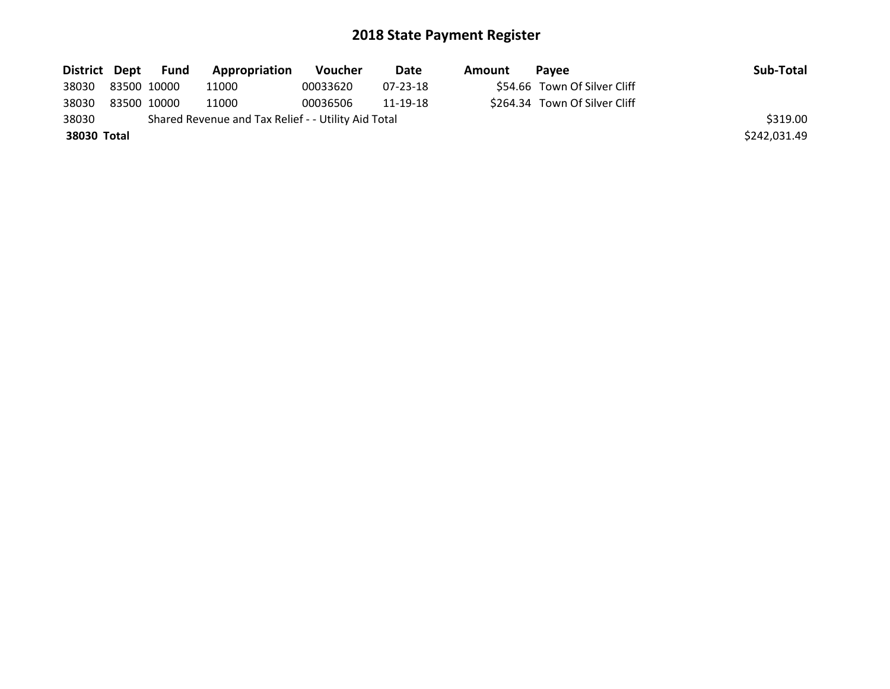# 2018 State Payment Register

| District | Dept | Fund | Appropriation | Voucher | Date | Amount | Payee | Sub-Total |
|---|---|---|---|---|---|---|---|---|
| 38030 | 83500 | 10000 | 11000 | 00033620 | 07-23-18 | $54.66 | Town Of Silver Cliff | |
| 38030 | 83500 | 10000 | 11000 | 00036506 | 11-19-18 | $264.34 | Town Of Silver Cliff | |
| 38030 | Shared Revenue and Tax Relief - - Utility Aid Total | | | | | | | $319.00 |
| **38030 Total** | | | | | | | | $242,031.49 |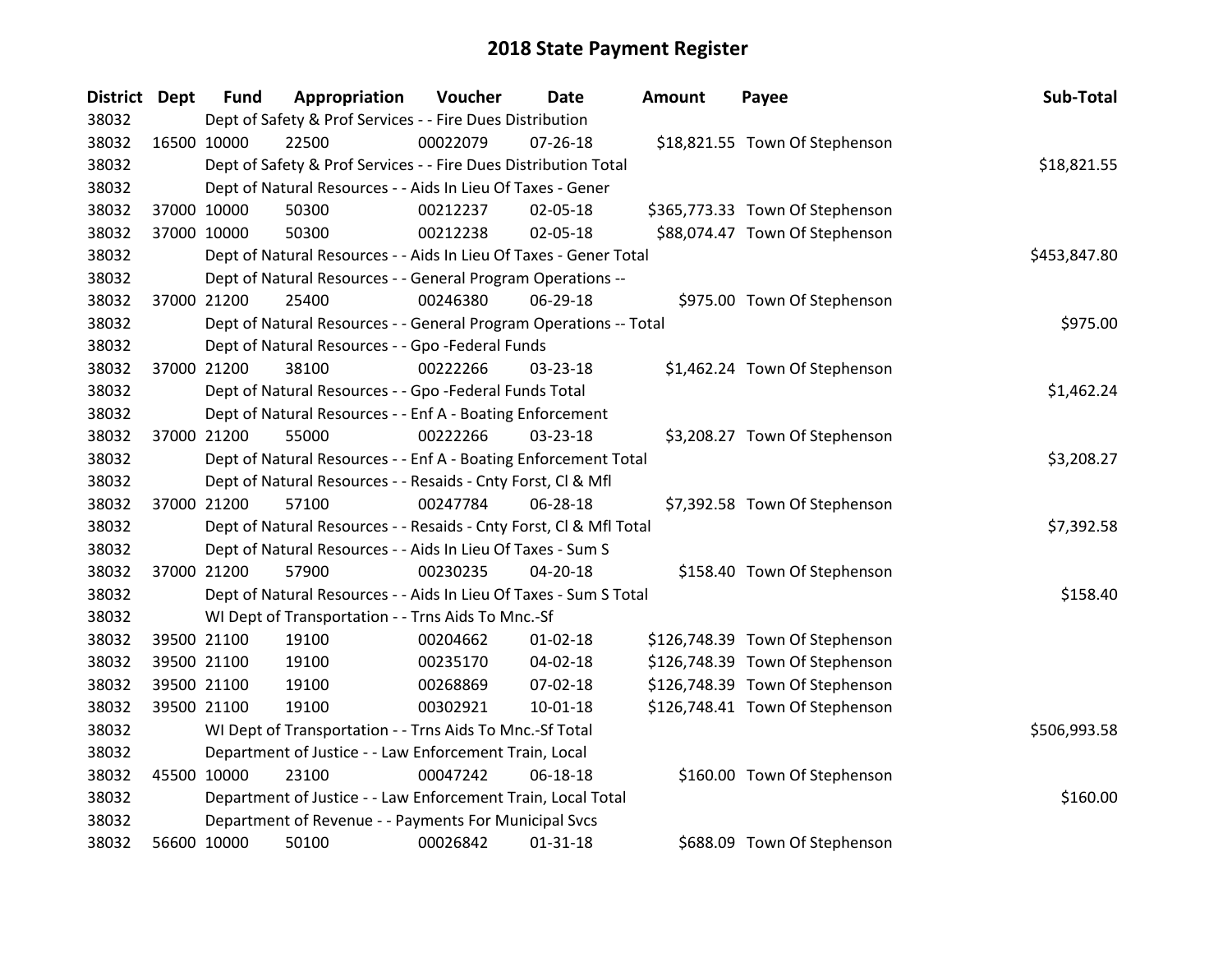# 2018 State Payment Register

| District | Dept | Fund | Appropriation | Voucher | Date | Amount | Payee | Sub-Total |
|---|---|---|---|---|---|---|---|---|
| 38032 | | Dept of Safety & Prof Services - - Fire Dues Distribution | | | | | | |
| 38032 | 16500 | 10000 | 22500 | 00022079 | 07-26-18 | $18,821.55 | Town Of Stephenson | |
| 38032 | | Dept of Safety & Prof Services - - Fire Dues Distribution Total | | | | | | $18,821.55 |
| 38032 | | Dept of Natural Resources - - Aids In Lieu Of Taxes - Gener | | | | | | |
| 38032 | 37000 | 10000 | 50300 | 00212237 | 02-05-18 | $365,773.33 | Town Of Stephenson | |
| 38032 | 37000 | 10000 | 50300 | 00212238 | 02-05-18 | $88,074.47 | Town Of Stephenson | |
| 38032 | | Dept of Natural Resources - - Aids In Lieu Of Taxes - Gener Total | | | | | | $453,847.80 |
| 38032 | | Dept of Natural Resources - - General Program Operations -- | | | | | | |
| 38032 | 37000 | 21200 | 25400 | 00246380 | 06-29-18 | $975.00 | Town Of Stephenson | |
| 38032 | | Dept of Natural Resources - - General Program Operations -- Total | | | | | | $975.00 |
| 38032 | | Dept of Natural Resources - - Gpo -Federal Funds | | | | | | |
| 38032 | 37000 | 21200 | 38100 | 00222266 | 03-23-18 | $1,462.24 | Town Of Stephenson | |
| 38032 | | Dept of Natural Resources - - Gpo -Federal Funds Total | | | | | | $1,462.24 |
| 38032 | | Dept of Natural Resources - - Enf A - Boating Enforcement | | | | | | |
| 38032 | 37000 | 21200 | 55000 | 00222266 | 03-23-18 | $3,208.27 | Town Of Stephenson | |
| 38032 | | Dept of Natural Resources - - Enf A - Boating Enforcement Total | | | | | | $3,208.27 |
| 38032 | | Dept of Natural Resources - - Resaids - Cnty Forst, Cl & Mfl | | | | | | |
| 38032 | 37000 | 21200 | 57100 | 00247784 | 06-28-18 | $7,392.58 | Town Of Stephenson | |
| 38032 | | Dept of Natural Resources - - Resaids - Cnty Forst, Cl & Mfl Total | | | | | | $7,392.58 |
| 38032 | | Dept of Natural Resources - - Aids In Lieu Of Taxes - Sum S | | | | | | |
| 38032 | 37000 | 21200 | 57900 | 00230235 | 04-20-18 | $158.40 | Town Of Stephenson | |
| 38032 | | Dept of Natural Resources - - Aids In Lieu Of Taxes - Sum S Total | | | | | | $158.40 |
| 38032 | | WI Dept of Transportation - - Trns Aids To Mnc.-Sf | | | | | | |
| 38032 | 39500 | 21100 | 19100 | 00204662 | 01-02-18 | $126,748.39 | Town Of Stephenson | |
| 38032 | 39500 | 21100 | 19100 | 00235170 | 04-02-18 | $126,748.39 | Town Of Stephenson | |
| 38032 | 39500 | 21100 | 19100 | 00268869 | 07-02-18 | $126,748.39 | Town Of Stephenson | |
| 38032 | 39500 | 21100 | 19100 | 00302921 | 10-01-18 | $126,748.41 | Town Of Stephenson | |
| 38032 | | WI Dept of Transportation - - Trns Aids To Mnc.-Sf Total | | | | | | $506,993.58 |
| 38032 | | Department of Justice - - Law Enforcement Train, Local | | | | | | |
| 38032 | 45500 | 10000 | 23100 | 00047242 | 06-18-18 | $160.00 | Town Of Stephenson | |
| 38032 | | Department of Justice - - Law Enforcement Train, Local Total | | | | | | $160.00 |
| 38032 | | Department of Revenue - - Payments For Municipal Svcs | | | | | | |
| 38032 | 56600 | 10000 | 50100 | 00026842 | 01-31-18 | $688.09 | Town Of Stephenson | |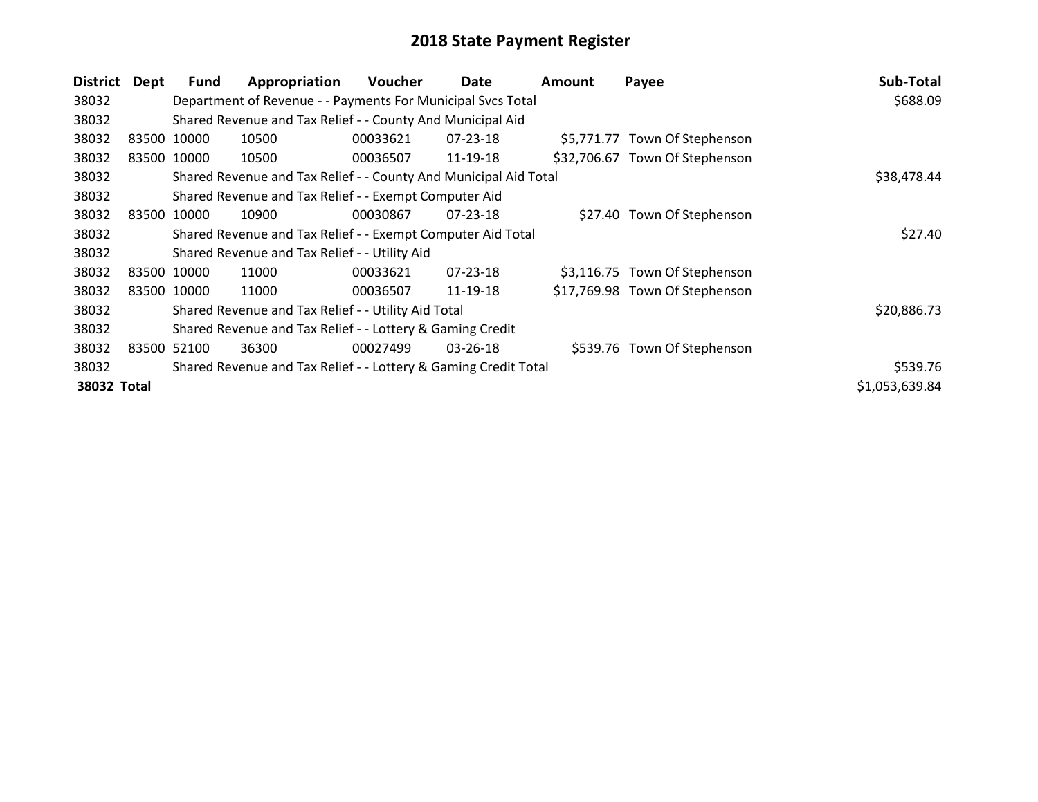# 2018 State Payment Register

| District | Dept | Fund | Appropriation | Voucher | Date | Amount | Payee | Sub-Total |
|---|---|---|---|---|---|---|---|---|
| 38032 | | Department of Revenue - - Payments For Municipal Svcs Total | | | | | | $688.09 |
| 38032 | | Shared Revenue and Tax Relief - - County And Municipal Aid | | | | | | |
| 38032 | 83500 | 10000 | 10500 | 00033621 | 07-23-18 | $5,771.77 | Town Of Stephenson | |
| 38032 | 83500 | 10000 | 10500 | 00036507 | 11-19-18 | $32,706.67 | Town Of Stephenson | |
| 38032 | | Shared Revenue and Tax Relief - - County And Municipal Aid Total | | | | | | $38,478.44 |
| 38032 | | Shared Revenue and Tax Relief - - Exempt Computer Aid | | | | | | |
| 38032 | 83500 | 10000 | 10900 | 00030867 | 07-23-18 | $27.40 | Town Of Stephenson | |
| 38032 | | Shared Revenue and Tax Relief - - Exempt Computer Aid Total | | | | | | $27.40 |
| 38032 | | Shared Revenue and Tax Relief - - Utility Aid | | | | | | |
| 38032 | 83500 | 10000 | 11000 | 00033621 | 07-23-18 | $3,116.75 | Town Of Stephenson | |
| 38032 | 83500 | 10000 | 11000 | 00036507 | 11-19-18 | $17,769.98 | Town Of Stephenson | |
| 38032 | | Shared Revenue and Tax Relief - - Utility Aid Total | | | | | | $20,886.73 |
| 38032 | | Shared Revenue and Tax Relief - - Lottery & Gaming Credit | | | | | | |
| 38032 | 83500 | 52100 | 36300 | 00027499 | 03-26-18 | $539.76 | Town Of Stephenson | |
| 38032 | | Shared Revenue and Tax Relief - - Lottery & Gaming Credit Total | | | | | | $539.76 |
| **38032 Total** | | | | | | | | $1,053,639.84 |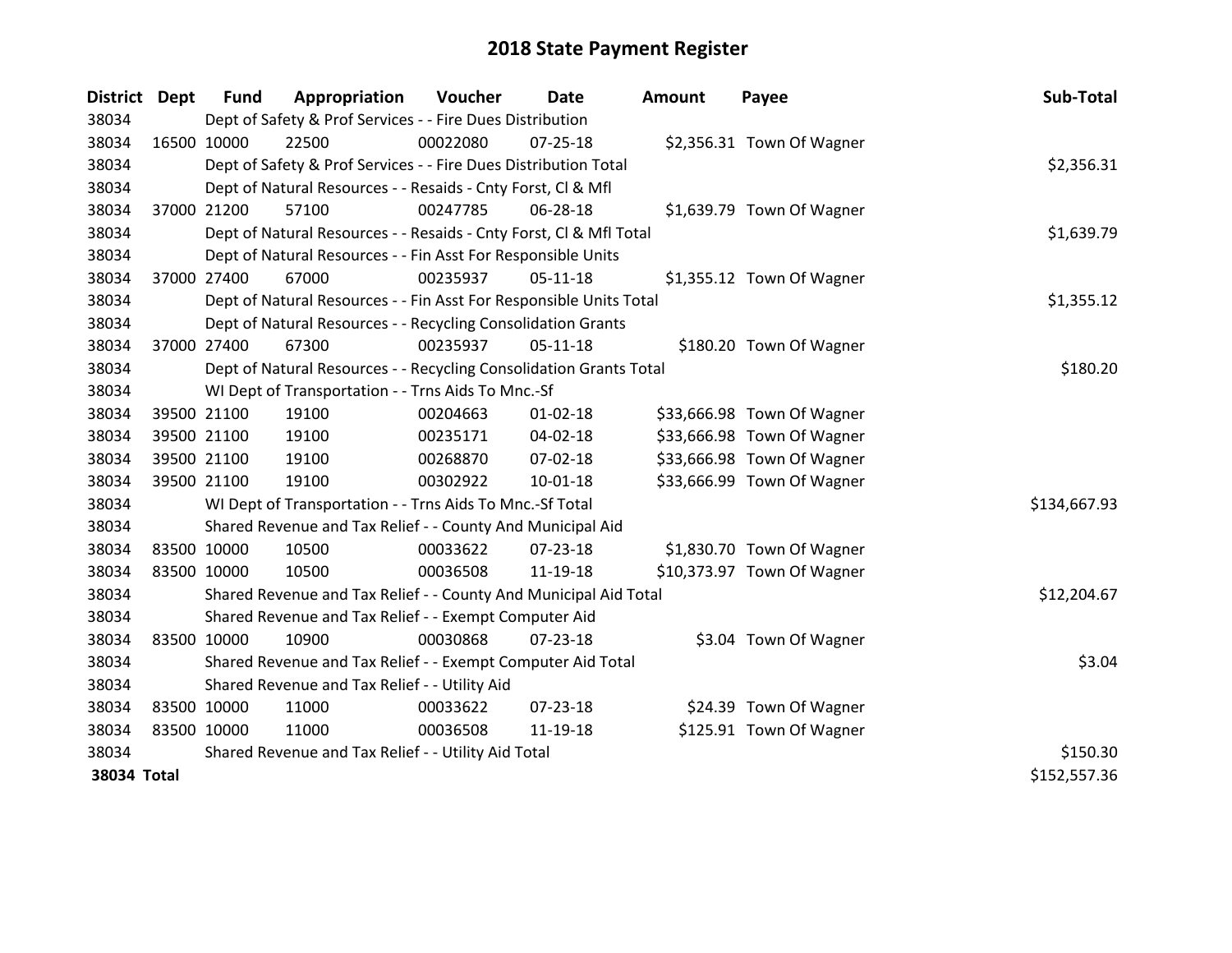# 2018 State Payment Register

| District | Dept | Fund | Appropriation | Voucher | Date | Amount | Payee | Sub-Total |
|---|---|---|---|---|---|---|---|---|
| 38034 | Dept of Safety & Prof Services - - Fire Dues Distribution | | | | | | | |
| 38034 | 16500 | 10000 | 22500 | 00022080 | 07-25-18 | $2,356.31 | Town Of Wagner | |
| 38034 | Dept of Safety & Prof Services - - Fire Dues Distribution Total | | | | | | | $2,356.31 |
| 38034 | Dept of Natural Resources - - Resaids - Cnty Forst, Cl & Mfl | | | | | | | |
| 38034 | 37000 | 21200 | 57100 | 00247785 | 06-28-18 | $1,639.79 | Town Of Wagner | |
| 38034 | Dept of Natural Resources - - Resaids - Cnty Forst, Cl & Mfl Total | | | | | | | $1,639.79 |
| 38034 | Dept of Natural Resources - - Fin Asst For Responsible Units | | | | | | | |
| 38034 | 37000 | 27400 | 67000 | 00235937 | 05-11-18 | $1,355.12 | Town Of Wagner | |
| 38034 | Dept of Natural Resources - - Fin Asst For Responsible Units Total | | | | | | | $1,355.12 |
| 38034 | Dept of Natural Resources - - Recycling Consolidation Grants | | | | | | | |
| 38034 | 37000 | 27400 | 67300 | 00235937 | 05-11-18 | $180.20 | Town Of Wagner | |
| 38034 | Dept of Natural Resources - - Recycling Consolidation Grants Total | | | | | | | $180.20 |
| 38034 | WI Dept of Transportation - - Trns Aids To Mnc.-Sf | | | | | | | |
| 38034 | 39500 | 21100 | 19100 | 00204663 | 01-02-18 | $33,666.98 | Town Of Wagner | |
| 38034 | 39500 | 21100 | 19100 | 00235171 | 04-02-18 | $33,666.98 | Town Of Wagner | |
| 38034 | 39500 | 21100 | 19100 | 00268870 | 07-02-18 | $33,666.98 | Town Of Wagner | |
| 38034 | 39500 | 21100 | 19100 | 00302922 | 10-01-18 | $33,666.99 | Town Of Wagner | |
| 38034 | WI Dept of Transportation - - Trns Aids To Mnc.-Sf Total | | | | | | | $134,667.93 |
| 38034 | Shared Revenue and Tax Relief - - County And Municipal Aid | | | | | | | |
| 38034 | 83500 | 10000 | 10500 | 00033622 | 07-23-18 | $1,830.70 | Town Of Wagner | |
| 38034 | 83500 | 10000 | 10500 | 00036508 | 11-19-18 | $10,373.97 | Town Of Wagner | |
| 38034 | Shared Revenue and Tax Relief - - County And Municipal Aid Total | | | | | | | $12,204.67 |
| 38034 | Shared Revenue and Tax Relief - - Exempt Computer Aid | | | | | | | |
| 38034 | 83500 | 10000 | 10900 | 00030868 | 07-23-18 | $3.04 | Town Of Wagner | |
| 38034 | Shared Revenue and Tax Relief - - Exempt Computer Aid Total | | | | | | | $3.04 |
| 38034 | Shared Revenue and Tax Relief - - Utility Aid | | | | | | | |
| 38034 | 83500 | 10000 | 11000 | 00033622 | 07-23-18 | $24.39 | Town Of Wagner | |
| 38034 | 83500 | 10000 | 11000 | 00036508 | 11-19-18 | $125.91 | Town Of Wagner | |
| 38034 | Shared Revenue and Tax Relief - - Utility Aid Total | | | | | | | $150.30 |
| **38034 Total** | | | | | | | | $152,557.36 |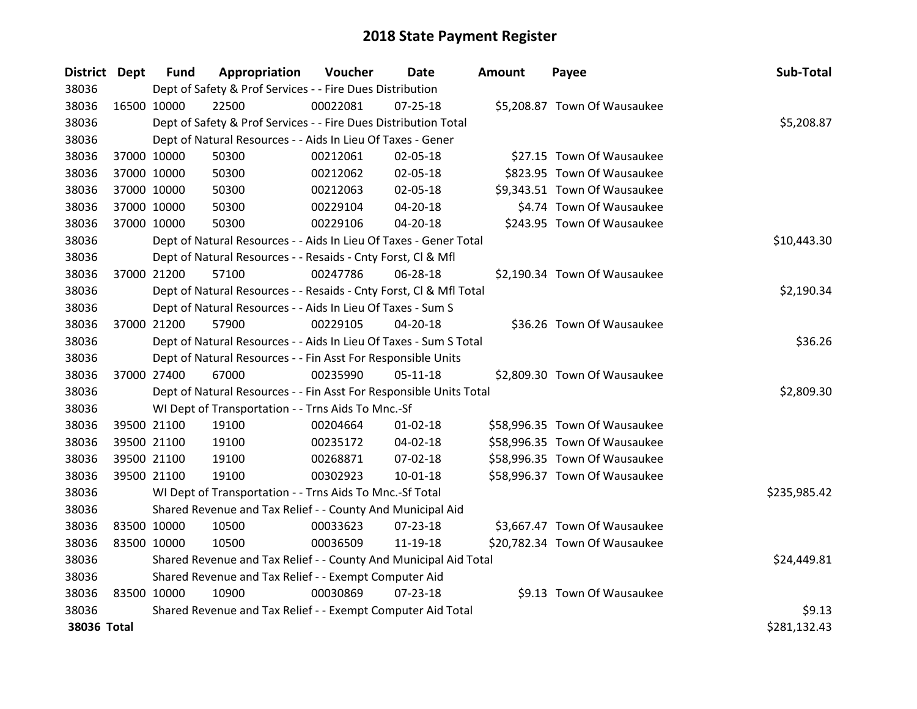# 2018 State Payment Register

| District | Dept | Fund | Appropriation | Voucher | Date | Amount | Payee | Sub-Total |
|---|---|---|---|---|---|---|---|---|
| 38036 | | Dept of Safety & Prof Services - - Fire Dues Distribution | | | | | | |
| 38036 | 16500 | 10000 | 22500 | 00022081 | 07-25-18 | $5,208.87 | Town Of Wausaukee | |
| 38036 | | Dept of Safety & Prof Services - - Fire Dues Distribution Total | | | | | | $5,208.87 |
| 38036 | | Dept of Natural Resources - - Aids In Lieu Of Taxes - Gener | | | | | | |
| 38036 | 37000 | 10000 | 50300 | 00212061 | 02-05-18 | $27.15 | Town Of Wausaukee | |
| 38036 | 37000 | 10000 | 50300 | 00212062 | 02-05-18 | $823.95 | Town Of Wausaukee | |
| 38036 | 37000 | 10000 | 50300 | 00212063 | 02-05-18 | $9,343.51 | Town Of Wausaukee | |
| 38036 | 37000 | 10000 | 50300 | 00229104 | 04-20-18 | $4.74 | Town Of Wausaukee | |
| 38036 | 37000 | 10000 | 50300 | 00229106 | 04-20-18 | $243.95 | Town Of Wausaukee | |
| 38036 | | Dept of Natural Resources - - Aids In Lieu Of Taxes - Gener Total | | | | | | $10,443.30 |
| 38036 | | Dept of Natural Resources - - Resaids - Cnty Forst, Cl & Mfl | | | | | | |
| 38036 | 37000 | 21200 | 57100 | 00247786 | 06-28-18 | $2,190.34 | Town Of Wausaukee | |
| 38036 | | Dept of Natural Resources - - Resaids - Cnty Forst, Cl & Mfl Total | | | | | | $2,190.34 |
| 38036 | | Dept of Natural Resources - - Aids In Lieu Of Taxes - Sum S | | | | | | |
| 38036 | 37000 | 21200 | 57900 | 00229105 | 04-20-18 | $36.26 | Town Of Wausaukee | |
| 38036 | | Dept of Natural Resources - - Aids In Lieu Of Taxes - Sum S Total | | | | | | $36.26 |
| 38036 | | Dept of Natural Resources - - Fin Asst For Responsible Units | | | | | | |
| 38036 | 37000 | 27400 | 67000 | 00235990 | 05-11-18 | $2,809.30 | Town Of Wausaukee | |
| 38036 | | Dept of Natural Resources - - Fin Asst For Responsible Units Total | | | | | | $2,809.30 |
| 38036 | | WI Dept of Transportation - - Trns Aids To Mnc.-Sf | | | | | | |
| 38036 | 39500 | 21100 | 19100 | 00204664 | 01-02-18 | $58,996.35 | Town Of Wausaukee | |
| 38036 | 39500 | 21100 | 19100 | 00235172 | 04-02-18 | $58,996.35 | Town Of Wausaukee | |
| 38036 | 39500 | 21100 | 19100 | 00268871 | 07-02-18 | $58,996.35 | Town Of Wausaukee | |
| 38036 | 39500 | 21100 | 19100 | 00302923 | 10-01-18 | $58,996.37 | Town Of Wausaukee | |
| 38036 | | WI Dept of Transportation - - Trns Aids To Mnc.-Sf Total | | | | | | $235,985.42 |
| 38036 | | Shared Revenue and Tax Relief - - County And Municipal Aid | | | | | | |
| 38036 | 83500 | 10000 | 10500 | 00033623 | 07-23-18 | $3,667.47 | Town Of Wausaukee | |
| 38036 | 83500 | 10000 | 10500 | 00036509 | 11-19-18 | $20,782.34 | Town Of Wausaukee | |
| 38036 | | Shared Revenue and Tax Relief - - County And Municipal Aid Total | | | | | | $24,449.81 |
| 38036 | | Shared Revenue and Tax Relief - - Exempt Computer Aid | | | | | | |
| 38036 | 83500 | 10000 | 10900 | 00030869 | 07-23-18 | $9.13 | Town Of Wausaukee | |
| 38036 | | Shared Revenue and Tax Relief - - Exempt Computer Aid Total | | | | | | $9.13 |
| **38036 Total** | | | | | | | | $281,132.43 |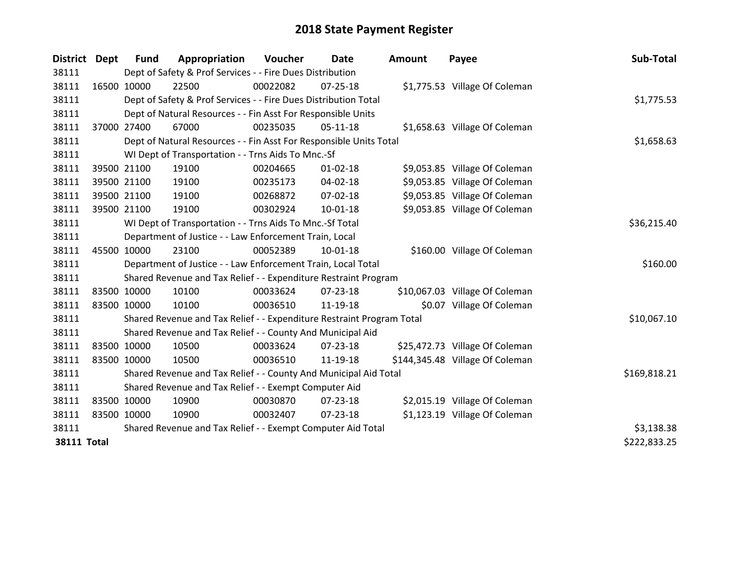# 2018 State Payment Register

| District | Dept | Fund | Appropriation | Voucher | Date | Amount | Payee | Sub-Total |
|---|---|---|---|---|---|---|---|---|
| 38111 | | Dept of Safety & Prof Services - - Fire Dues Distribution | | | | | | |
| 38111 | 16500 | 10000 | 22500 | 00022082 | 07-25-18 | $1,775.53 | Village Of Coleman | |
| 38111 | | Dept of Safety & Prof Services - - Fire Dues Distribution Total | | | | | | $1,775.53 |
| 38111 | | Dept of Natural Resources - - Fin Asst For Responsible Units | | | | | | |
| 38111 | 37000 | 27400 | 67000 | 00235035 | 05-11-18 | $1,658.63 | Village Of Coleman | |
| 38111 | | Dept of Natural Resources - - Fin Asst For Responsible Units Total | | | | | | $1,658.63 |
| 38111 | | WI Dept of Transportation - - Trns Aids To Mnc.-Sf | | | | | | |
| 38111 | 39500 | 21100 | 19100 | 00204665 | 01-02-18 | $9,053.85 | Village Of Coleman | |
| 38111 | 39500 | 21100 | 19100 | 00235173 | 04-02-18 | $9,053.85 | Village Of Coleman | |
| 38111 | 39500 | 21100 | 19100 | 00268872 | 07-02-18 | $9,053.85 | Village Of Coleman | |
| 38111 | 39500 | 21100 | 19100 | 00302924 | 10-01-18 | $9,053.85 | Village Of Coleman | |
| 38111 | | WI Dept of Transportation - - Trns Aids To Mnc.-Sf Total | | | | | | $36,215.40 |
| 38111 | | Department of Justice - - Law Enforcement Train, Local | | | | | | |
| 38111 | 45500 | 10000 | 23100 | 00052389 | 10-01-18 | $160.00 | Village Of Coleman | |
| 38111 | | Department of Justice - - Law Enforcement Train, Local Total | | | | | | $160.00 |
| 38111 | | Shared Revenue and Tax Relief - - Expenditure Restraint Program | | | | | | |
| 38111 | 83500 | 10000 | 10100 | 00033624 | 07-23-18 | $10,067.03 | Village Of Coleman | |
| 38111 | 83500 | 10000 | 10100 | 00036510 | 11-19-18 | $0.07 | Village Of Coleman | |
| 38111 | | Shared Revenue and Tax Relief - - Expenditure Restraint Program Total | | | | | | $10,067.10 |
| 38111 | | Shared Revenue and Tax Relief - - County And Municipal Aid | | | | | | |
| 38111 | 83500 | 10000 | 10500 | 00033624 | 07-23-18 | $25,472.73 | Village Of Coleman | |
| 38111 | 83500 | 10000 | 10500 | 00036510 | 11-19-18 | $144,345.48 | Village Of Coleman | |
| 38111 | | Shared Revenue and Tax Relief - - County And Municipal Aid Total | | | | | | $169,818.21 |
| 38111 | | Shared Revenue and Tax Relief - - Exempt Computer Aid | | | | | | |
| 38111 | 83500 | 10000 | 10900 | 00030870 | 07-23-18 | $2,015.19 | Village Of Coleman | |
| 38111 | 83500 | 10000 | 10900 | 00032407 | 07-23-18 | $1,123.19 | Village Of Coleman | |
| 38111 | | Shared Revenue and Tax Relief - - Exempt Computer Aid Total | | | | | | $3,138.38 |
| **38111 Total** | | | | | | | | $222,833.25 |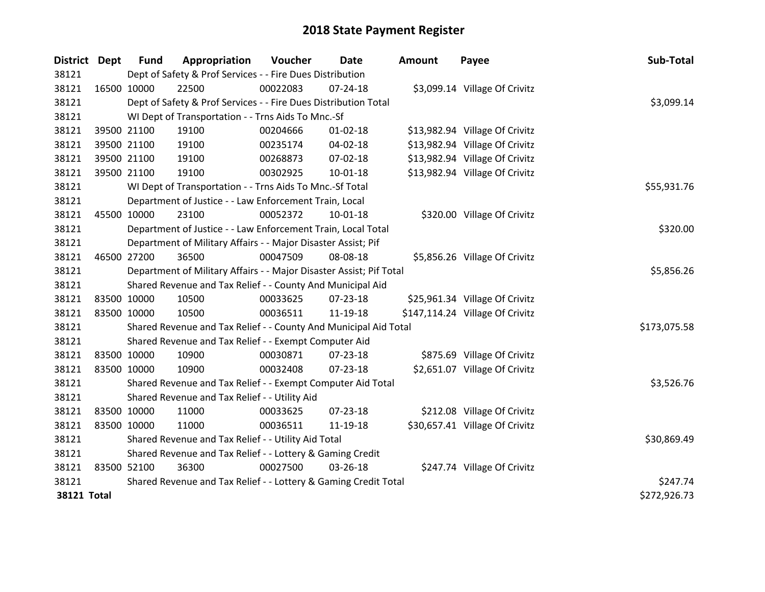# 2018 State Payment Register

| District | Dept | Fund | Appropriation | Voucher | Date | Amount | Payee | Sub-Total |
|---|---|---|---|---|---|---|---|---|
| 38121 | | Dept of Safety & Prof Services - - Fire Dues Distribution | | | | | | |
| 38121 | 16500 | 10000 | 22500 | 00022083 | 07-24-18 | $3,099.14 | Village Of Crivitz | |
| 38121 | | Dept of Safety & Prof Services - - Fire Dues Distribution Total | | | | | | $3,099.14 |
| 38121 | | WI Dept of Transportation - - Trns Aids To Mnc.-Sf | | | | | | |
| 38121 | 39500 | 21100 | 19100 | 00204666 | 01-02-18 | $13,982.94 | Village Of Crivitz | |
| 38121 | 39500 | 21100 | 19100 | 00235174 | 04-02-18 | $13,982.94 | Village Of Crivitz | |
| 38121 | 39500 | 21100 | 19100 | 00268873 | 07-02-18 | $13,982.94 | Village Of Crivitz | |
| 38121 | 39500 | 21100 | 19100 | 00302925 | 10-01-18 | $13,982.94 | Village Of Crivitz | |
| 38121 | | WI Dept of Transportation - - Trns Aids To Mnc.-Sf Total | | | | | | $55,931.76 |
| 38121 | | Department of Justice - - Law Enforcement Train, Local | | | | | | |
| 38121 | 45500 | 10000 | 23100 | 00052372 | 10-01-18 | $320.00 | Village Of Crivitz | |
| 38121 | | Department of Justice - - Law Enforcement Train, Local Total | | | | | | $320.00 |
| 38121 | | Department of Military Affairs - - Major Disaster Assist; Pif | | | | | | |
| 38121 | 46500 | 27200 | 36500 | 00047509 | 08-08-18 | $5,856.26 | Village Of Crivitz | |
| 38121 | | Department of Military Affairs - - Major Disaster Assist; Pif Total | | | | | | $5,856.26 |
| 38121 | | Shared Revenue and Tax Relief - - County And Municipal Aid | | | | | | |
| 38121 | 83500 | 10000 | 10500 | 00033625 | 07-23-18 | $25,961.34 | Village Of Crivitz | |
| 38121 | 83500 | 10000 | 10500 | 00036511 | 11-19-18 | $147,114.24 | Village Of Crivitz | |
| 38121 | | Shared Revenue and Tax Relief - - County And Municipal Aid Total | | | | | | $173,075.58 |
| 38121 | | Shared Revenue and Tax Relief - - Exempt Computer Aid | | | | | | |
| 38121 | 83500 | 10000 | 10900 | 00030871 | 07-23-18 | $875.69 | Village Of Crivitz | |
| 38121 | 83500 | 10000 | 10900 | 00032408 | 07-23-18 | $2,651.07 | Village Of Crivitz | |
| 38121 | | Shared Revenue and Tax Relief - - Exempt Computer Aid Total | | | | | | $3,526.76 |
| 38121 | | Shared Revenue and Tax Relief - - Utility Aid | | | | | | |
| 38121 | 83500 | 10000 | 11000 | 00033625 | 07-23-18 | $212.08 | Village Of Crivitz | |
| 38121 | 83500 | 10000 | 11000 | 00036511 | 11-19-18 | $30,657.41 | Village Of Crivitz | |
| 38121 | | Shared Revenue and Tax Relief - - Utility Aid Total | | | | | | $30,869.49 |
| 38121 | | Shared Revenue and Tax Relief - - Lottery & Gaming Credit | | | | | | |
| 38121 | 83500 | 52100 | 36300 | 00027500 | 03-26-18 | $247.74 | Village Of Crivitz | |
| 38121 | | Shared Revenue and Tax Relief - - Lottery & Gaming Credit Total | | | | | | $247.74 |
| **38121 Total** | | | | | | | | $272,926.73 |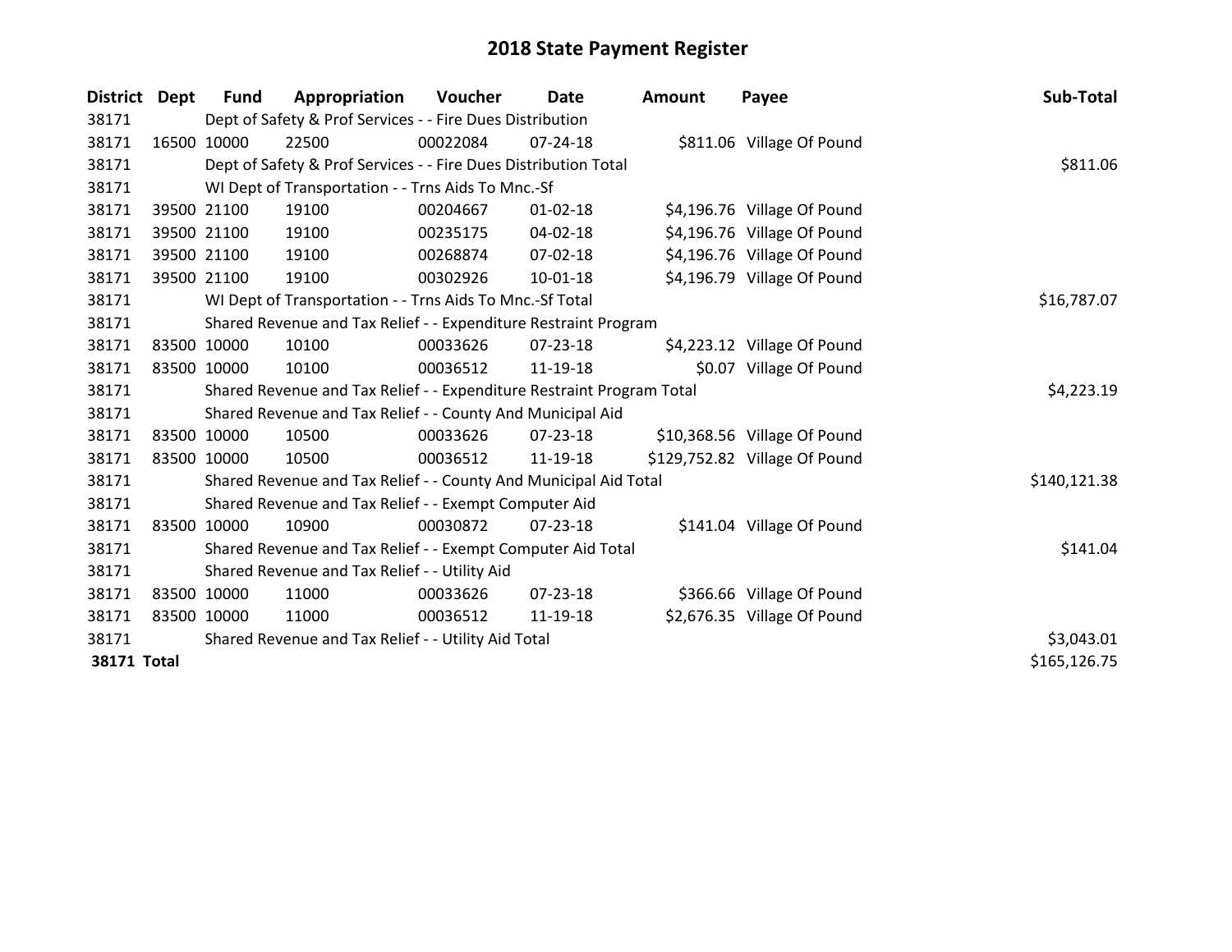# 2018 State Payment Register

| District | Dept | Fund | Appropriation | Voucher | Date | Amount | Payee | Sub-Total |
|---|---|---|---|---|---|---|---|---|
| 38171 | | Dept of Safety & Prof Services - - Fire Dues Distribution | | | | | | |
| 38171 | 16500 | 10000 | 22500 | 00022084 | 07-24-18 | $811.06 | Village Of Pound | |
| 38171 | | Dept of Safety & Prof Services - - Fire Dues Distribution Total | | | | | | $811.06 |
| 38171 | | WI Dept of Transportation - - Trns Aids To Mnc.-Sf | | | | | | |
| 38171 | 39500 | 21100 | 19100 | 00204667 | 01-02-18 | $4,196.76 | Village Of Pound | |
| 38171 | 39500 | 21100 | 19100 | 00235175 | 04-02-18 | $4,196.76 | Village Of Pound | |
| 38171 | 39500 | 21100 | 19100 | 00268874 | 07-02-18 | $4,196.76 | Village Of Pound | |
| 38171 | 39500 | 21100 | 19100 | 00302926 | 10-01-18 | $4,196.79 | Village Of Pound | |
| 38171 | | WI Dept of Transportation - - Trns Aids To Mnc.-Sf Total | | | | | | $16,787.07 |
| 38171 | | Shared Revenue and Tax Relief - - Expenditure Restraint Program | | | | | | |
| 38171 | 83500 | 10000 | 10100 | 00033626 | 07-23-18 | $4,223.12 | Village Of Pound | |
| 38171 | 83500 | 10000 | 10100 | 00036512 | 11-19-18 | $0.07 | Village Of Pound | |
| 38171 | | Shared Revenue and Tax Relief - - Expenditure Restraint Program Total | | | | | | $4,223.19 |
| 38171 | | Shared Revenue and Tax Relief - - County And Municipal Aid | | | | | | |
| 38171 | 83500 | 10000 | 10500 | 00033626 | 07-23-18 | $10,368.56 | Village Of Pound | |
| 38171 | 83500 | 10000 | 10500 | 00036512 | 11-19-18 | $129,752.82 | Village Of Pound | |
| 38171 | | Shared Revenue and Tax Relief - - County And Municipal Aid Total | | | | | | $140,121.38 |
| 38171 | | Shared Revenue and Tax Relief - - Exempt Computer Aid | | | | | | |
| 38171 | 83500 | 10000 | 10900 | 00030872 | 07-23-18 | $141.04 | Village Of Pound | |
| 38171 | | Shared Revenue and Tax Relief - - Exempt Computer Aid Total | | | | | | $141.04 |
| 38171 | | Shared Revenue and Tax Relief - - Utility Aid | | | | | | |
| 38171 | 83500 | 10000 | 11000 | 00033626 | 07-23-18 | $366.66 | Village Of Pound | |
| 38171 | 83500 | 10000 | 11000 | 00036512 | 11-19-18 | $2,676.35 | Village Of Pound | |
| 38171 | | Shared Revenue and Tax Relief - - Utility Aid Total | | | | | | $3,043.01 |
| **38171 Total** | | | | | | | | $165,126.75 |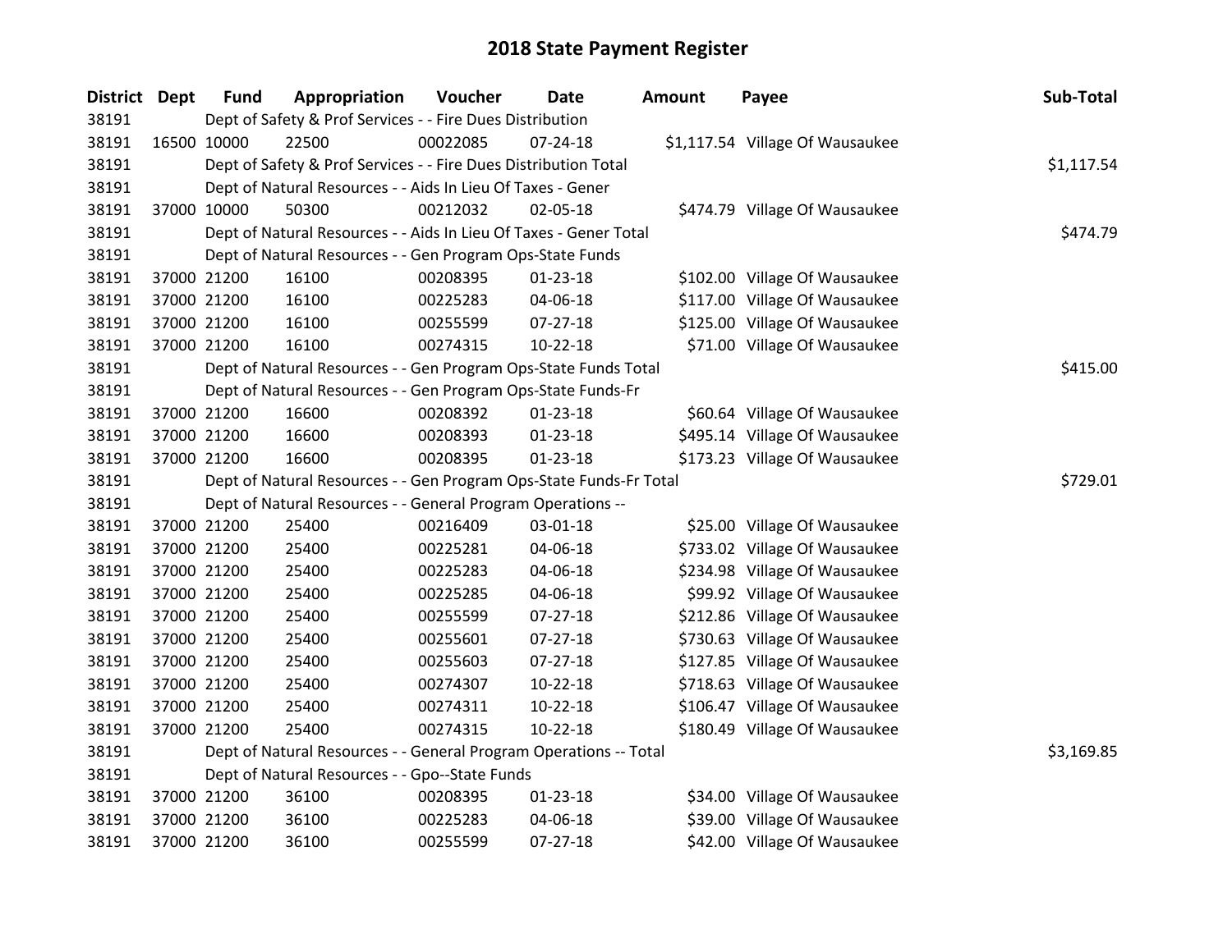# 2018 State Payment Register

| District | Dept | Fund | Appropriation | Voucher | Date | Amount | Payee | Sub-Total |
|---|---|---|---|---|---|---|---|---|
| 38191 | | Dept of Safety & Prof Services - - Fire Dues Distribution | | | | | | |
| 38191 | 16500 | 10000 | 22500 | 00022085 | 07-24-18 | $1,117.54 | Village Of Wausaukee | |
| 38191 | | Dept of Safety & Prof Services - - Fire Dues Distribution Total | | | | | | $1,117.54 |
| 38191 | | Dept of Natural Resources - - Aids In Lieu Of Taxes - Gener | | | | | | |
| 38191 | 37000 | 10000 | 50300 | 00212032 | 02-05-18 | $474.79 | Village Of Wausaukee | |
| 38191 | | Dept of Natural Resources - - Aids In Lieu Of Taxes - Gener Total | | | | | | $474.79 |
| 38191 | | Dept of Natural Resources - - Gen Program Ops-State Funds | | | | | | |
| 38191 | 37000 | 21200 | 16100 | 00208395 | 01-23-18 | $102.00 | Village Of Wausaukee | |
| 38191 | 37000 | 21200 | 16100 | 00225283 | 04-06-18 | $117.00 | Village Of Wausaukee | |
| 38191 | 37000 | 21200 | 16100 | 00255599 | 07-27-18 | $125.00 | Village Of Wausaukee | |
| 38191 | 37000 | 21200 | 16100 | 00274315 | 10-22-18 | $71.00 | Village Of Wausaukee | |
| 38191 | | Dept of Natural Resources - - Gen Program Ops-State Funds Total | | | | | | $415.00 |
| 38191 | | Dept of Natural Resources - - Gen Program Ops-State Funds-Fr | | | | | | |
| 38191 | 37000 | 21200 | 16600 | 00208392 | 01-23-18 | $60.64 | Village Of Wausaukee | |
| 38191 | 37000 | 21200 | 16600 | 00208393 | 01-23-18 | $495.14 | Village Of Wausaukee | |
| 38191 | 37000 | 21200 | 16600 | 00208395 | 01-23-18 | $173.23 | Village Of Wausaukee | |
| 38191 | | Dept of Natural Resources - - Gen Program Ops-State Funds-Fr Total | | | | | | $729.01 |
| 38191 | | Dept of Natural Resources - - General Program Operations -- | | | | | | |
| 38191 | 37000 | 21200 | 25400 | 00216409 | 03-01-18 | $25.00 | Village Of Wausaukee | |
| 38191 | 37000 | 21200 | 25400 | 00225281 | 04-06-18 | $733.02 | Village Of Wausaukee | |
| 38191 | 37000 | 21200 | 25400 | 00225283 | 04-06-18 | $234.98 | Village Of Wausaukee | |
| 38191 | 37000 | 21200 | 25400 | 00225285 | 04-06-18 | $99.92 | Village Of Wausaukee | |
| 38191 | 37000 | 21200 | 25400 | 00255599 | 07-27-18 | $212.86 | Village Of Wausaukee | |
| 38191 | 37000 | 21200 | 25400 | 00255601 | 07-27-18 | $730.63 | Village Of Wausaukee | |
| 38191 | 37000 | 21200 | 25400 | 00255603 | 07-27-18 | $127.85 | Village Of Wausaukee | |
| 38191 | 37000 | 21200 | 25400 | 00274307 | 10-22-18 | $718.63 | Village Of Wausaukee | |
| 38191 | 37000 | 21200 | 25400 | 00274311 | 10-22-18 | $106.47 | Village Of Wausaukee | |
| 38191 | 37000 | 21200 | 25400 | 00274315 | 10-22-18 | $180.49 | Village Of Wausaukee | |
| 38191 | | Dept of Natural Resources - - General Program Operations -- Total | | | | | | $3,169.85 |
| 38191 | | Dept of Natural Resources - - Gpo--State Funds | | | | | | |
| 38191 | 37000 | 21200 | 36100 | 00208395 | 01-23-18 | $34.00 | Village Of Wausaukee | |
| 38191 | 37000 | 21200 | 36100 | 00225283 | 04-06-18 | $39.00 | Village Of Wausaukee | |
| 38191 | 37000 | 21200 | 36100 | 00255599 | 07-27-18 | $42.00 | Village Of Wausaukee | |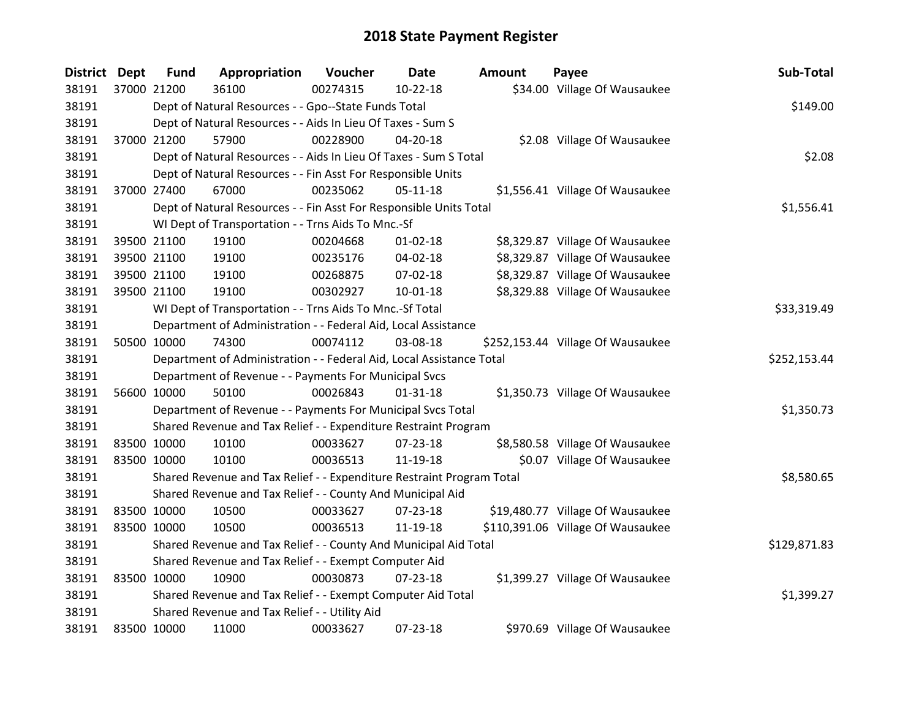# 2018 State Payment Register

| District | Dept | Fund | Appropriation | Voucher | Date | Amount | Payee | Sub-Total |
|---|---|---|---|---|---|---|---|---|
| 38191 | 37000 | 21200 | 36100 | 00274315 | 10-22-18 | $34.00 | Village Of Wausaukee | |
| 38191 | | Dept of Natural Resources - - Gpo--State Funds Total | | | | | | $149.00 |
| 38191 | | Dept of Natural Resources - - Aids In Lieu Of Taxes - Sum S | | | | | | |
| 38191 | 37000 | 21200 | 57900 | 00228900 | 04-20-18 | $2.08 | Village Of Wausaukee | |
| 38191 | | Dept of Natural Resources - - Aids In Lieu Of Taxes - Sum S Total | | | | | | $2.08 |
| 38191 | | Dept of Natural Resources - - Fin Asst For Responsible Units | | | | | | |
| 38191 | 37000 | 27400 | 67000 | 00235062 | 05-11-18 | $1,556.41 | Village Of Wausaukee | |
| 38191 | | Dept of Natural Resources - - Fin Asst For Responsible Units Total | | | | | | $1,556.41 |
| 38191 | | WI Dept of Transportation - - Trns Aids To Mnc.-Sf | | | | | | |
| 38191 | 39500 | 21100 | 19100 | 00204668 | 01-02-18 | $8,329.87 | Village Of Wausaukee | |
| 38191 | 39500 | 21100 | 19100 | 00235176 | 04-02-18 | $8,329.87 | Village Of Wausaukee | |
| 38191 | 39500 | 21100 | 19100 | 00268875 | 07-02-18 | $8,329.87 | Village Of Wausaukee | |
| 38191 | 39500 | 21100 | 19100 | 00302927 | 10-01-18 | $8,329.88 | Village Of Wausaukee | |
| 38191 | | WI Dept of Transportation - - Trns Aids To Mnc.-Sf Total | | | | | | $33,319.49 |
| 38191 | | Department of Administration - - Federal Aid, Local Assistance | | | | | | |
| 38191 | 50500 | 10000 | 74300 | 00074112 | 03-08-18 | $252,153.44 | Village Of Wausaukee | |
| 38191 | | Department of Administration - - Federal Aid, Local Assistance Total | | | | | | $252,153.44 |
| 38191 | | Department of Revenue - - Payments For Municipal Svcs | | | | | | |
| 38191 | 56600 | 10000 | 50100 | 00026843 | 01-31-18 | $1,350.73 | Village Of Wausaukee | |
| 38191 | | Department of Revenue - - Payments For Municipal Svcs Total | | | | | | $1,350.73 |
| 38191 | | Shared Revenue and Tax Relief - - Expenditure Restraint Program | | | | | | |
| 38191 | 83500 | 10000 | 10100 | 00033627 | 07-23-18 | $8,580.58 | Village Of Wausaukee | |
| 38191 | 83500 | 10000 | 10100 | 00036513 | 11-19-18 | $0.07 | Village Of Wausaukee | |
| 38191 | | Shared Revenue and Tax Relief - - Expenditure Restraint Program Total | | | | | | $8,580.65 |
| 38191 | | Shared Revenue and Tax Relief - - County And Municipal Aid | | | | | | |
| 38191 | 83500 | 10000 | 10500 | 00033627 | 07-23-18 | $19,480.77 | Village Of Wausaukee | |
| 38191 | 83500 | 10000 | 10500 | 00036513 | 11-19-18 | $110,391.06 | Village Of Wausaukee | |
| 38191 | | Shared Revenue and Tax Relief - - County And Municipal Aid Total | | | | | | $129,871.83 |
| 38191 | | Shared Revenue and Tax Relief - - Exempt Computer Aid | | | | | | |
| 38191 | 83500 | 10000 | 10900 | 00030873 | 07-23-18 | $1,399.27 | Village Of Wausaukee | |
| 38191 | | Shared Revenue and Tax Relief - - Exempt Computer Aid Total | | | | | | $1,399.27 |
| 38191 | | Shared Revenue and Tax Relief - - Utility Aid | | | | | | |
| 38191 | 83500 | 10000 | 11000 | 00033627 | 07-23-18 | $970.69 | Village Of Wausaukee | |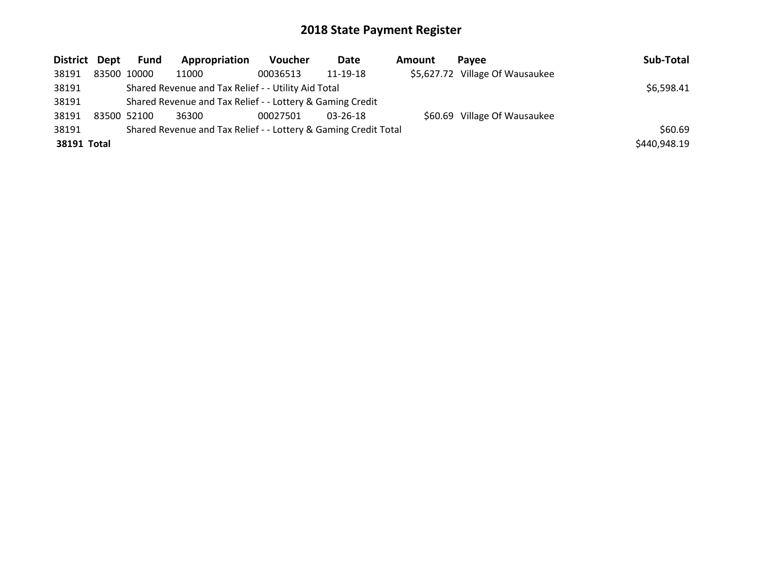# 2018 State Payment Register

| District | Dept | Fund | Appropriation | Voucher | Date | Amount | Payee | Sub-Total |
|---|---|---|---|---|---|---|---|---|
| 38191 | 83500 | 10000 | 11000 | 00036513 | 11-19-18 | $5,627.72 | Village Of Wausaukee | |
| 38191 | | Shared Revenue and Tax Relief - - Utility Aid Total | | | | | | $6,598.41 |
| 38191 | | Shared Revenue and Tax Relief - - Lottery & Gaming Credit | | | | | | |
| 38191 | 83500 | 52100 | 36300 | 00027501 | 03-26-18 | $60.69 | Village Of Wausaukee | |
| 38191 | | Shared Revenue and Tax Relief - - Lottery & Gaming Credit Total | | | | | | $60.69 |
| **38191 Total** | | | | | | | | $440,948.19 |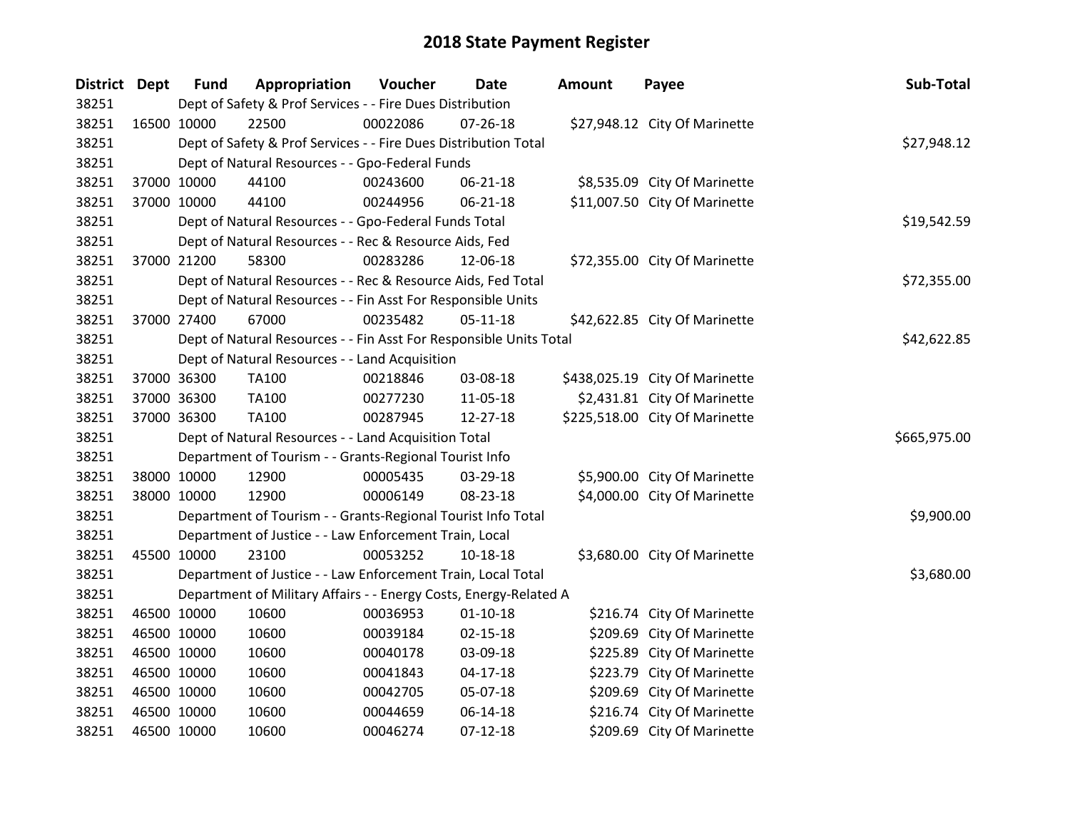# 2018 State Payment Register

| District | Dept | Fund | Appropriation | Voucher | Date | Amount | Payee | Sub-Total |
|---|---|---|---|---|---|---|---|---|
| 38251 | | Dept of Safety & Prof Services - - Fire Dues Distribution | | | | | | |
| 38251 | 16500 | 10000 | 22500 | 00022086 | 07-26-18 | $27,948.12 | City Of Marinette | |
| 38251 | | Dept of Safety & Prof Services - - Fire Dues Distribution Total | | | | | | $27,948.12 |
| 38251 | | Dept of Natural Resources - - Gpo-Federal Funds | | | | | | |
| 38251 | 37000 | 10000 | 44100 | 00243600 | 06-21-18 | $8,535.09 | City Of Marinette | |
| 38251 | 37000 | 10000 | 44100 | 00244956 | 06-21-18 | $11,007.50 | City Of Marinette | |
| 38251 | | Dept of Natural Resources - - Gpo-Federal Funds Total | | | | | | $19,542.59 |
| 38251 | | Dept of Natural Resources - - Rec & Resource Aids, Fed | | | | | | |
| 38251 | 37000 | 21200 | 58300 | 00283286 | 12-06-18 | $72,355.00 | City Of Marinette | |
| 38251 | | Dept of Natural Resources - - Rec & Resource Aids, Fed Total | | | | | | $72,355.00 |
| 38251 | | Dept of Natural Resources - - Fin Asst For Responsible Units | | | | | | |
| 38251 | 37000 | 27400 | 67000 | 00235482 | 05-11-18 | $42,622.85 | City Of Marinette | |
| 38251 | | Dept of Natural Resources - - Fin Asst For Responsible Units Total | | | | | | $42,622.85 |
| 38251 | | Dept of Natural Resources - - Land Acquisition | | | | | | |
| 38251 | 37000 | 36300 | TA100 | 00218846 | 03-08-18 | $438,025.19 | City Of Marinette | |
| 38251 | 37000 | 36300 | TA100 | 00277230 | 11-05-18 | $2,431.81 | City Of Marinette | |
| 38251 | 37000 | 36300 | TA100 | 00287945 | 12-27-18 | $225,518.00 | City Of Marinette | |
| 38251 | | Dept of Natural Resources - - Land Acquisition Total | | | | | | $665,975.00 |
| 38251 | | Department of Tourism - - Grants-Regional Tourist Info | | | | | | |
| 38251 | 38000 | 10000 | 12900 | 00005435 | 03-29-18 | $5,900.00 | City Of Marinette | |
| 38251 | 38000 | 10000 | 12900 | 00006149 | 08-23-18 | $4,000.00 | City Of Marinette | |
| 38251 | | Department of Tourism - - Grants-Regional Tourist Info Total | | | | | | $9,900.00 |
| 38251 | | Department of Justice - - Law Enforcement Train, Local | | | | | | |
| 38251 | 45500 | 10000 | 23100 | 00053252 | 10-18-18 | $3,680.00 | City Of Marinette | |
| 38251 | | Department of Justice - - Law Enforcement Train, Local Total | | | | | | $3,680.00 |
| 38251 | | Department of Military Affairs - - Energy Costs, Energy-Related A | | | | | | |
| 38251 | 46500 | 10000 | 10600 | 00036953 | 01-10-18 | $216.74 | City Of Marinette | |
| 38251 | 46500 | 10000 | 10600 | 00039184 | 02-15-18 | $209.69 | City Of Marinette | |
| 38251 | 46500 | 10000 | 10600 | 00040178 | 03-09-18 | $225.89 | City Of Marinette | |
| 38251 | 46500 | 10000 | 10600 | 00041843 | 04-17-18 | $223.79 | City Of Marinette | |
| 38251 | 46500 | 10000 | 10600 | 00042705 | 05-07-18 | $209.69 | City Of Marinette | |
| 38251 | 46500 | 10000 | 10600 | 00044659 | 06-14-18 | $216.74 | City Of Marinette | |
| 38251 | 46500 | 10000 | 10600 | 00046274 | 07-12-18 | $209.69 | City Of Marinette | |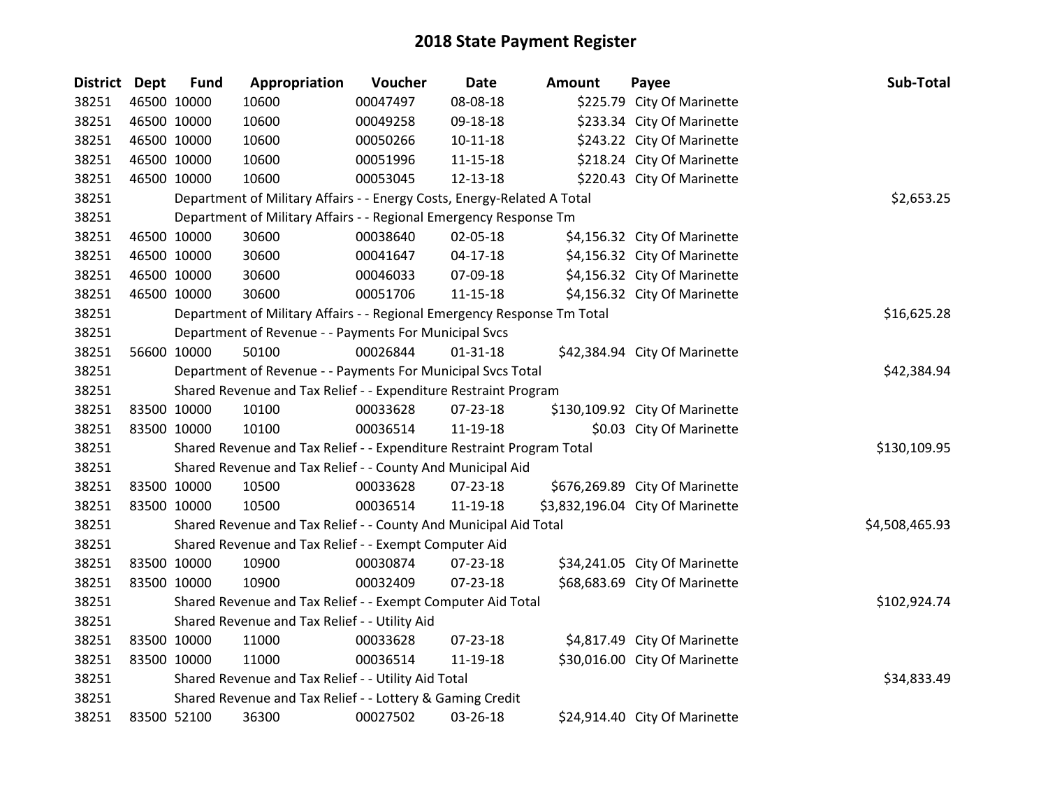# 2018 State Payment Register

| District | Dept | Fund | Appropriation | Voucher | Date | Amount | Payee | Sub-Total |
|---|---|---|---|---|---|---|---|---|
| 38251 | 46500 | 10000 | 10600 | 00047497 | 08-08-18 | $225.79 | City Of Marinette | |
| 38251 | 46500 | 10000 | 10600 | 00049258 | 09-18-18 | $233.34 | City Of Marinette | |
| 38251 | 46500 | 10000 | 10600 | 00050266 | 10-11-18 | $243.22 | City Of Marinette | |
| 38251 | 46500 | 10000 | 10600 | 00051996 | 11-15-18 | $218.24 | City Of Marinette | |
| 38251 | 46500 | 10000 | 10600 | 00053045 | 12-13-18 | $220.43 | City Of Marinette | |
| 38251 | Department of Military Affairs - - Energy Costs, Energy-Related A Total | | | | | | | $2,653.25 |
| 38251 | Department of Military Affairs - - Regional Emergency Response Tm | | | | | | | |
| 38251 | 46500 | 10000 | 30600 | 00038640 | 02-05-18 | $4,156.32 | City Of Marinette | |
| 38251 | 46500 | 10000 | 30600 | 00041647 | 04-17-18 | $4,156.32 | City Of Marinette | |
| 38251 | 46500 | 10000 | 30600 | 00046033 | 07-09-18 | $4,156.32 | City Of Marinette | |
| 38251 | 46500 | 10000 | 30600 | 00051706 | 11-15-18 | $4,156.32 | City Of Marinette | |
| 38251 | Department of Military Affairs - - Regional Emergency Response Tm Total | | | | | | | $16,625.28 |
| 38251 | Department of Revenue - - Payments For Municipal Svcs | | | | | | | |
| 38251 | 56600 | 10000 | 50100 | 00026844 | 01-31-18 | $42,384.94 | City Of Marinette | |
| 38251 | Department of Revenue - - Payments For Municipal Svcs Total | | | | | | | $42,384.94 |
| 38251 | Shared Revenue and Tax Relief - - Expenditure Restraint Program | | | | | | | |
| 38251 | 83500 | 10000 | 10100 | 00033628 | 07-23-18 | $130,109.92 | City Of Marinette | |
| 38251 | 83500 | 10000 | 10100 | 00036514 | 11-19-18 | $0.03 | City Of Marinette | |
| 38251 | Shared Revenue and Tax Relief - - Expenditure Restraint Program Total | | | | | | | $130,109.95 |
| 38251 | Shared Revenue and Tax Relief - - County And Municipal Aid | | | | | | | |
| 38251 | 83500 | 10000 | 10500 | 00033628 | 07-23-18 | $676,269.89 | City Of Marinette | |
| 38251 | 83500 | 10000 | 10500 | 00036514 | 11-19-18 | $3,832,196.04 | City Of Marinette | |
| 38251 | Shared Revenue and Tax Relief - - County And Municipal Aid Total | | | | | | | $4,508,465.93 |
| 38251 | Shared Revenue and Tax Relief - - Exempt Computer Aid | | | | | | | |
| 38251 | 83500 | 10000 | 10900 | 00030874 | 07-23-18 | $34,241.05 | City Of Marinette | |
| 38251 | 83500 | 10000 | 10900 | 00032409 | 07-23-18 | $68,683.69 | City Of Marinette | |
| 38251 | Shared Revenue and Tax Relief - - Exempt Computer Aid Total | | | | | | | $102,924.74 |
| 38251 | Shared Revenue and Tax Relief - - Utility Aid | | | | | | | |
| 38251 | 83500 | 10000 | 11000 | 00033628 | 07-23-18 | $4,817.49 | City Of Marinette | |
| 38251 | 83500 | 10000 | 11000 | 00036514 | 11-19-18 | $30,016.00 | City Of Marinette | |
| 38251 | Shared Revenue and Tax Relief - - Utility Aid Total | | | | | | | $34,833.49 |
| 38251 | Shared Revenue and Tax Relief - - Lottery & Gaming Credit | | | | | | | |
| 38251 | 83500 | 52100 | 36300 | 00027502 | 03-26-18 | $24,914.40 | City Of Marinette | |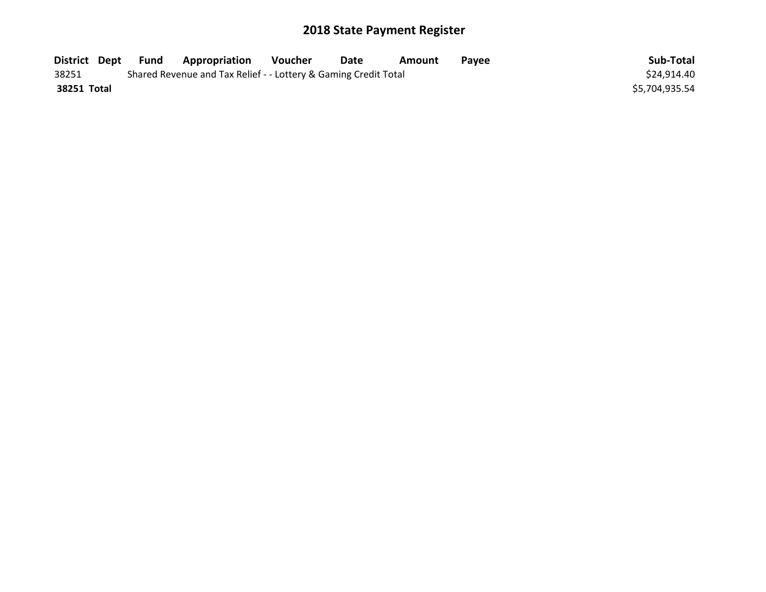# 2018 State Payment Register

| District | Dept | Fund | Appropriation | Voucher | Date | Amount | Payee | Sub-Total |
|---|---|---|---|---|---|---|---|---|
| 38251 | | Shared Revenue and Tax Relief - - Lottery & Gaming Credit Total | | | | | | $24,914.40 |
| **38251 Total** | | | | | | | | $5,704,935.54 |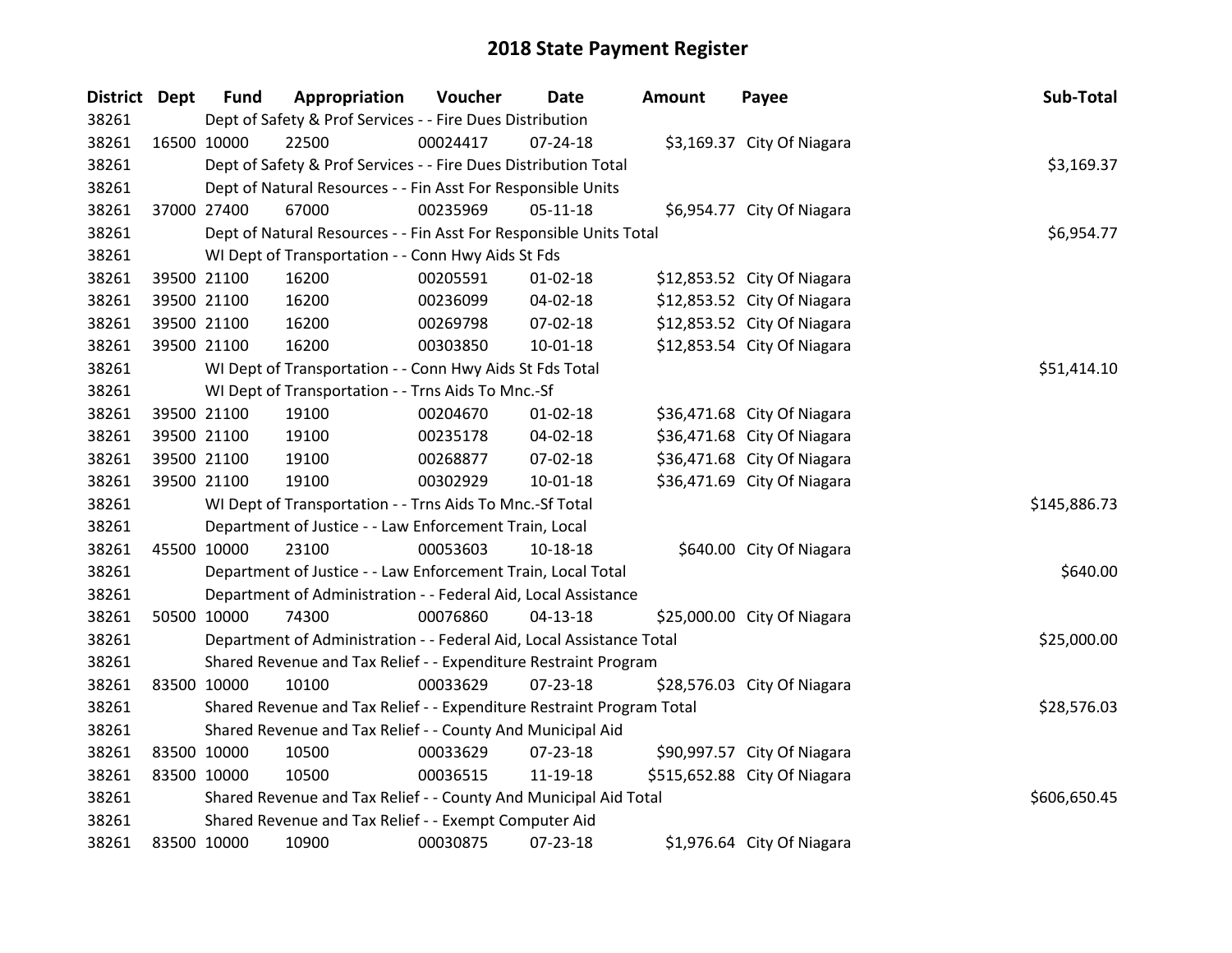# 2018 State Payment Register

| District | Dept | Fund | Appropriation | Voucher | Date | Amount | Payee | Sub-Total |
|---|---|---|---|---|---|---|---|---|
| 38261 | | Dept of Safety & Prof Services - - Fire Dues Distribution | | | | | | |
| 38261 | 16500 | 10000 | 22500 | 00024417 | 07-24-18 | $3,169.37 | City Of Niagara | |
| 38261 | | Dept of Safety & Prof Services - - Fire Dues Distribution Total | | | | | | $3,169.37 |
| 38261 | | Dept of Natural Resources - - Fin Asst For Responsible Units | | | | | | |
| 38261 | 37000 | 27400 | 67000 | 00235969 | 05-11-18 | $6,954.77 | City Of Niagara | |
| 38261 | | Dept of Natural Resources - - Fin Asst For Responsible Units Total | | | | | | $6,954.77 |
| 38261 | | WI Dept of Transportation - - Conn Hwy Aids St Fds | | | | | | |
| 38261 | 39500 | 21100 | 16200 | 00205591 | 01-02-18 | $12,853.52 | City Of Niagara | |
| 38261 | 39500 | 21100 | 16200 | 00236099 | 04-02-18 | $12,853.52 | City Of Niagara | |
| 38261 | 39500 | 21100 | 16200 | 00269798 | 07-02-18 | $12,853.52 | City Of Niagara | |
| 38261 | 39500 | 21100 | 16200 | 00303850 | 10-01-18 | $12,853.54 | City Of Niagara | |
| 38261 | | WI Dept of Transportation - - Conn Hwy Aids St Fds Total | | | | | | $51,414.10 |
| 38261 | | WI Dept of Transportation - - Trns Aids To Mnc.-Sf | | | | | | |
| 38261 | 39500 | 21100 | 19100 | 00204670 | 01-02-18 | $36,471.68 | City Of Niagara | |
| 38261 | 39500 | 21100 | 19100 | 00235178 | 04-02-18 | $36,471.68 | City Of Niagara | |
| 38261 | 39500 | 21100 | 19100 | 00268877 | 07-02-18 | $36,471.68 | City Of Niagara | |
| 38261 | 39500 | 21100 | 19100 | 00302929 | 10-01-18 | $36,471.69 | City Of Niagara | |
| 38261 | | WI Dept of Transportation - - Trns Aids To Mnc.-Sf Total | | | | | | $145,886.73 |
| 38261 | | Department of Justice - - Law Enforcement Train, Local | | | | | | |
| 38261 | 45500 | 10000 | 23100 | 00053603 | 10-18-18 | $640.00 | City Of Niagara | |
| 38261 | | Department of Justice - - Law Enforcement Train, Local Total | | | | | | $640.00 |
| 38261 | | Department of Administration - - Federal Aid, Local Assistance | | | | | | |
| 38261 | 50500 | 10000 | 74300 | 00076860 | 04-13-18 | $25,000.00 | City Of Niagara | |
| 38261 | | Department of Administration - - Federal Aid, Local Assistance Total | | | | | | $25,000.00 |
| 38261 | | Shared Revenue and Tax Relief - - Expenditure Restraint Program | | | | | | |
| 38261 | 83500 | 10000 | 10100 | 00033629 | 07-23-18 | $28,576.03 | City Of Niagara | |
| 38261 | | Shared Revenue and Tax Relief - - Expenditure Restraint Program Total | | | | | | $28,576.03 |
| 38261 | | Shared Revenue and Tax Relief - - County And Municipal Aid | | | | | | |
| 38261 | 83500 | 10000 | 10500 | 00033629 | 07-23-18 | $90,997.57 | City Of Niagara | |
| 38261 | 83500 | 10000 | 10500 | 00036515 | 11-19-18 | $515,652.88 | City Of Niagara | |
| 38261 | | Shared Revenue and Tax Relief - - County And Municipal Aid Total | | | | | | $606,650.45 |
| 38261 | | Shared Revenue and Tax Relief - - Exempt Computer Aid | | | | | | |
| 38261 | 83500 | 10000 | 10900 | 00030875 | 07-23-18 | $1,976.64 | City Of Niagara | |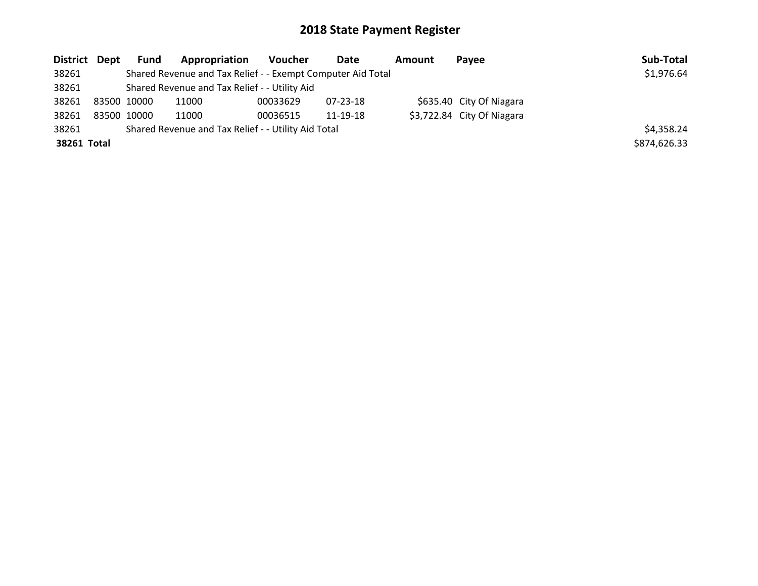# 2018 State Payment Register

| District | Dept | Fund | Appropriation | Voucher | Date | Amount | Payee | Sub-Total |
|---|---|---|---|---|---|---|---|---|
| 38261 | | Shared Revenue and Tax Relief - - Exempt Computer Aid Total | | | | | | $1,976.64 |
| 38261 | | Shared Revenue and Tax Relief - - Utility Aid | | | | | | |
| 38261 | 83500 | 10000 | 11000 | 00033629 | 07-23-18 | $635.40 | City Of Niagara | |
| 38261 | 83500 | 10000 | 11000 | 00036515 | 11-19-18 | $3,722.84 | City Of Niagara | |
| 38261 | | Shared Revenue and Tax Relief - - Utility Aid Total | | | | | | $4,358.24 |
| **38261 Total** | | | | | | | | $874,626.33 |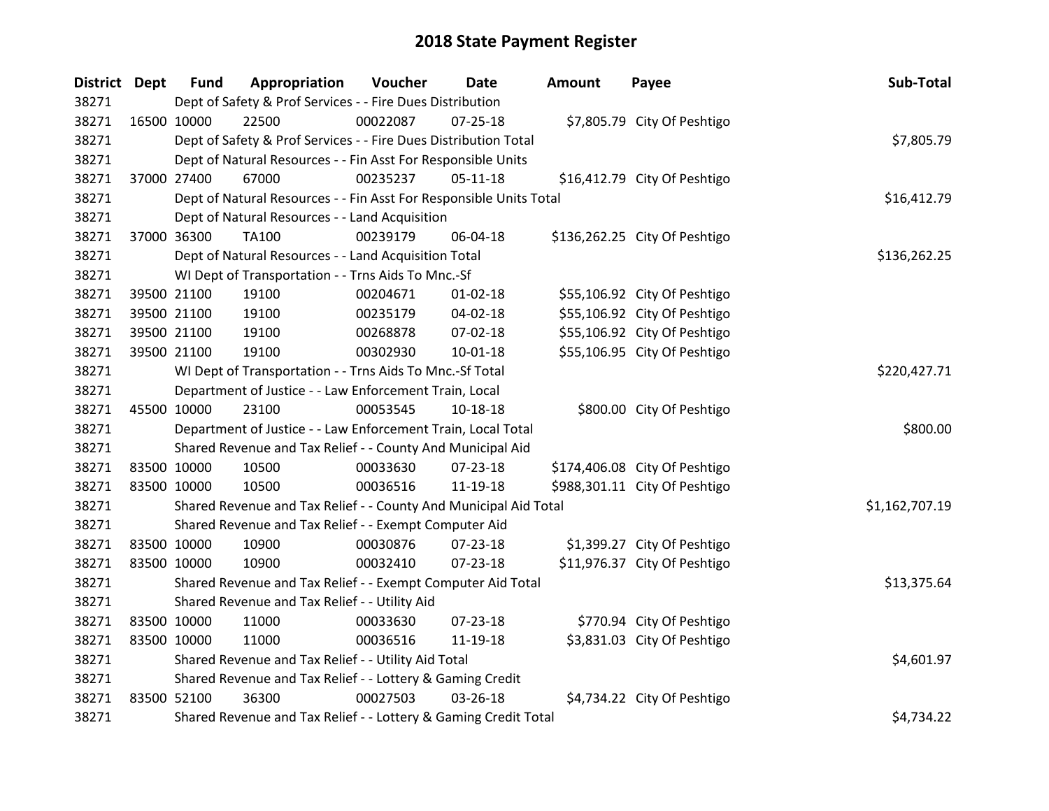# 2018 State Payment Register

| District | Dept | Fund | Appropriation | Voucher | Date | Amount | Payee | Sub-Total |
|---|---|---|---|---|---|---|---|---|
| 38271 | | Dept of Safety & Prof Services - - Fire Dues Distribution | | | | | | |
| 38271 | 16500 | 10000 | 22500 | 00022087 | 07-25-18 | $7,805.79 | City Of Peshtigo | |
| 38271 | | Dept of Safety & Prof Services - - Fire Dues Distribution Total | | | | | | $7,805.79 |
| 38271 | | Dept of Natural Resources - - Fin Asst For Responsible Units | | | | | | |
| 38271 | 37000 | 27400 | 67000 | 00235237 | 05-11-18 | $16,412.79 | City Of Peshtigo | |
| 38271 | | Dept of Natural Resources - - Fin Asst For Responsible Units Total | | | | | | $16,412.79 |
| 38271 | | Dept of Natural Resources - - Land Acquisition | | | | | | |
| 38271 | 37000 | 36300 | TA100 | 00239179 | 06-04-18 | $136,262.25 | City Of Peshtigo | |
| 38271 | | Dept of Natural Resources - - Land Acquisition Total | | | | | | $136,262.25 |
| 38271 | | WI Dept of Transportation - - Trns Aids To Mnc.-Sf | | | | | | |
| 38271 | 39500 | 21100 | 19100 | 00204671 | 01-02-18 | $55,106.92 | City Of Peshtigo | |
| 38271 | 39500 | 21100 | 19100 | 00235179 | 04-02-18 | $55,106.92 | City Of Peshtigo | |
| 38271 | 39500 | 21100 | 19100 | 00268878 | 07-02-18 | $55,106.92 | City Of Peshtigo | |
| 38271 | 39500 | 21100 | 19100 | 00302930 | 10-01-18 | $55,106.95 | City Of Peshtigo | |
| 38271 | | WI Dept of Transportation - - Trns Aids To Mnc.-Sf Total | | | | | | $220,427.71 |
| 38271 | | Department of Justice - - Law Enforcement Train, Local | | | | | | |
| 38271 | 45500 | 10000 | 23100 | 00053545 | 10-18-18 | $800.00 | City Of Peshtigo | |
| 38271 | | Department of Justice - - Law Enforcement Train, Local Total | | | | | | $800.00 |
| 38271 | | Shared Revenue and Tax Relief - - County And Municipal Aid | | | | | | |
| 38271 | 83500 | 10000 | 10500 | 00033630 | 07-23-18 | $174,406.08 | City Of Peshtigo | |
| 38271 | 83500 | 10000 | 10500 | 00036516 | 11-19-18 | $988,301.11 | City Of Peshtigo | |
| 38271 | | Shared Revenue and Tax Relief - - County And Municipal Aid Total | | | | | | $1,162,707.19 |
| 38271 | | Shared Revenue and Tax Relief - - Exempt Computer Aid | | | | | | |
| 38271 | 83500 | 10000 | 10900 | 00030876 | 07-23-18 | $1,399.27 | City Of Peshtigo | |
| 38271 | 83500 | 10000 | 10900 | 00032410 | 07-23-18 | $11,976.37 | City Of Peshtigo | |
| 38271 | | Shared Revenue and Tax Relief - - Exempt Computer Aid Total | | | | | | $13,375.64 |
| 38271 | | Shared Revenue and Tax Relief - - Utility Aid | | | | | | |
| 38271 | 83500 | 10000 | 11000 | 00033630 | 07-23-18 | $770.94 | City Of Peshtigo | |
| 38271 | 83500 | 10000 | 11000 | 00036516 | 11-19-18 | $3,831.03 | City Of Peshtigo | |
| 38271 | | Shared Revenue and Tax Relief - - Utility Aid Total | | | | | | $4,601.97 |
| 38271 | | Shared Revenue and Tax Relief - - Lottery & Gaming Credit | | | | | | |
| 38271 | 83500 | 52100 | 36300 | 00027503 | 03-26-18 | $4,734.22 | City Of Peshtigo | |
| 38271 | | Shared Revenue and Tax Relief - - Lottery & Gaming Credit Total | | | | | | $4,734.22 |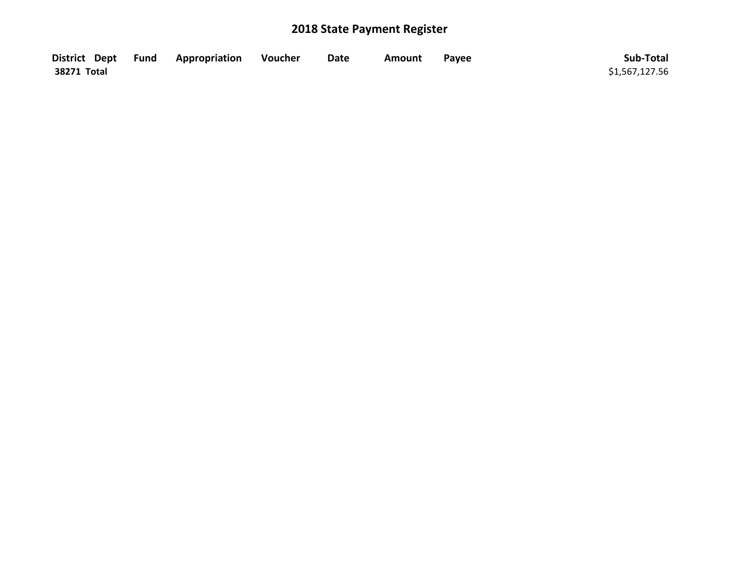# 2018 State Payment Register

| District | Dept | Fund | Appropriation | Voucher | Date | Amount | Payee | Sub-Total |
|---|---|---|---|---|---|---|---|---|
| **38271 Total** | | | | | | | | $1,567,127.56 |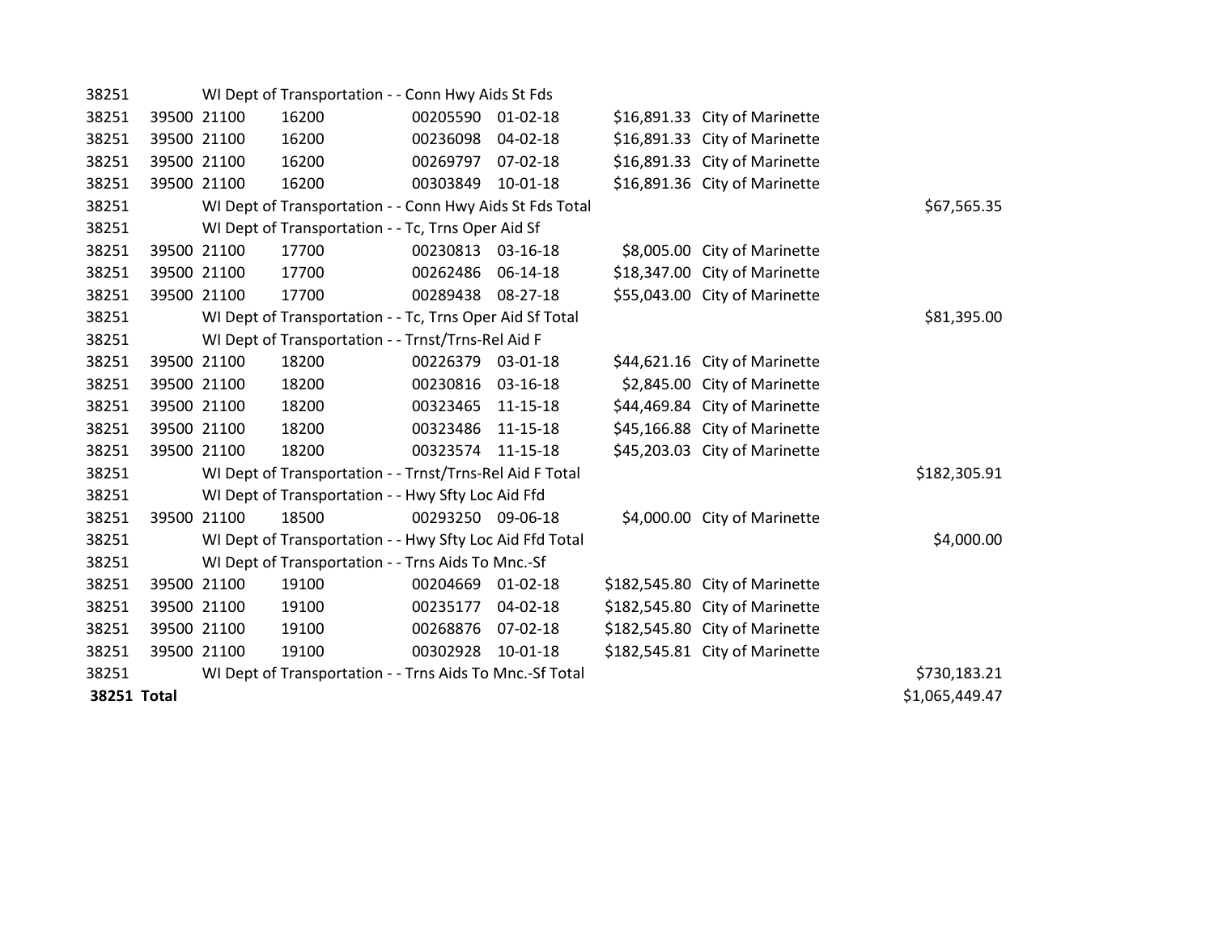| | | | | | | | | |
|---|---|---|---|---|---|---|---|---|
| 38251 | | WI Dept of Transportation - - Conn Hwy Aids St Fds | | | | | | |
| 38251 | 39500 | 21100 | 16200 | 00205590 | 01-02-18 | $16,891.33 | City of Marinette | |
| 38251 | 39500 | 21100 | 16200 | 00236098 | 04-02-18 | $16,891.33 | City of Marinette | |
| 38251 | 39500 | 21100 | 16200 | 00269797 | 07-02-18 | $16,891.33 | City of Marinette | |
| 38251 | 39500 | 21100 | 16200 | 00303849 | 10-01-18 | $16,891.36 | City of Marinette | |
| 38251 | | WI Dept of Transportation - - Conn Hwy Aids St Fds Total | | | | | | $67,565.35 |
| 38251 | | WI Dept of Transportation - - Tc, Trns Oper Aid Sf | | | | | | |
| 38251 | 39500 | 21100 | 17700 | 00230813 | 03-16-18 | $8,005.00 | City of Marinette | |
| 38251 | 39500 | 21100 | 17700 | 00262486 | 06-14-18 | $18,347.00 | City of Marinette | |
| 38251 | 39500 | 21100 | 17700 | 00289438 | 08-27-18 | $55,043.00 | City of Marinette | |
| 38251 | | WI Dept of Transportation - - Tc, Trns Oper Aid Sf Total | | | | | | $81,395.00 |
| 38251 | | WI Dept of Transportation - - Trnst/Trns-Rel Aid F | | | | | | |
| 38251 | 39500 | 21100 | 18200 | 00226379 | 03-01-18 | $44,621.16 | City of Marinette | |
| 38251 | 39500 | 21100 | 18200 | 00230816 | 03-16-18 | $2,845.00 | City of Marinette | |
| 38251 | 39500 | 21100 | 18200 | 00323465 | 11-15-18 | $44,469.84 | City of Marinette | |
| 38251 | 39500 | 21100 | 18200 | 00323486 | 11-15-18 | $45,166.88 | City of Marinette | |
| 38251 | 39500 | 21100 | 18200 | 00323574 | 11-15-18 | $45,203.03 | City of Marinette | |
| 38251 | | WI Dept of Transportation - - Trnst/Trns-Rel Aid F Total | | | | | | $182,305.91 |
| 38251 | | WI Dept of Transportation - - Hwy Sfty Loc Aid Ffd | | | | | | |
| 38251 | 39500 | 21100 | 18500 | 00293250 | 09-06-18 | $4,000.00 | City of Marinette | |
| 38251 | | WI Dept of Transportation - - Hwy Sfty Loc Aid Ffd Total | | | | | | $4,000.00 |
| 38251 | | WI Dept of Transportation - - Trns Aids To Mnc.-Sf | | | | | | |
| 38251 | 39500 | 21100 | 19100 | 00204669 | 01-02-18 | $182,545.80 | City of Marinette | |
| 38251 | 39500 | 21100 | 19100 | 00235177 | 04-02-18 | $182,545.80 | City of Marinette | |
| 38251 | 39500 | 21100 | 19100 | 00268876 | 07-02-18 | $182,545.80 | City of Marinette | |
| 38251 | 39500 | 21100 | 19100 | 00302928 | 10-01-18 | $182,545.81 | City of Marinette | |
| 38251 | | WI Dept of Transportation - - Trns Aids To Mnc.-Sf Total | | | | | | $730,183.21 |
| **38251 Total** | | | | | | | | $1,065,449.47 |